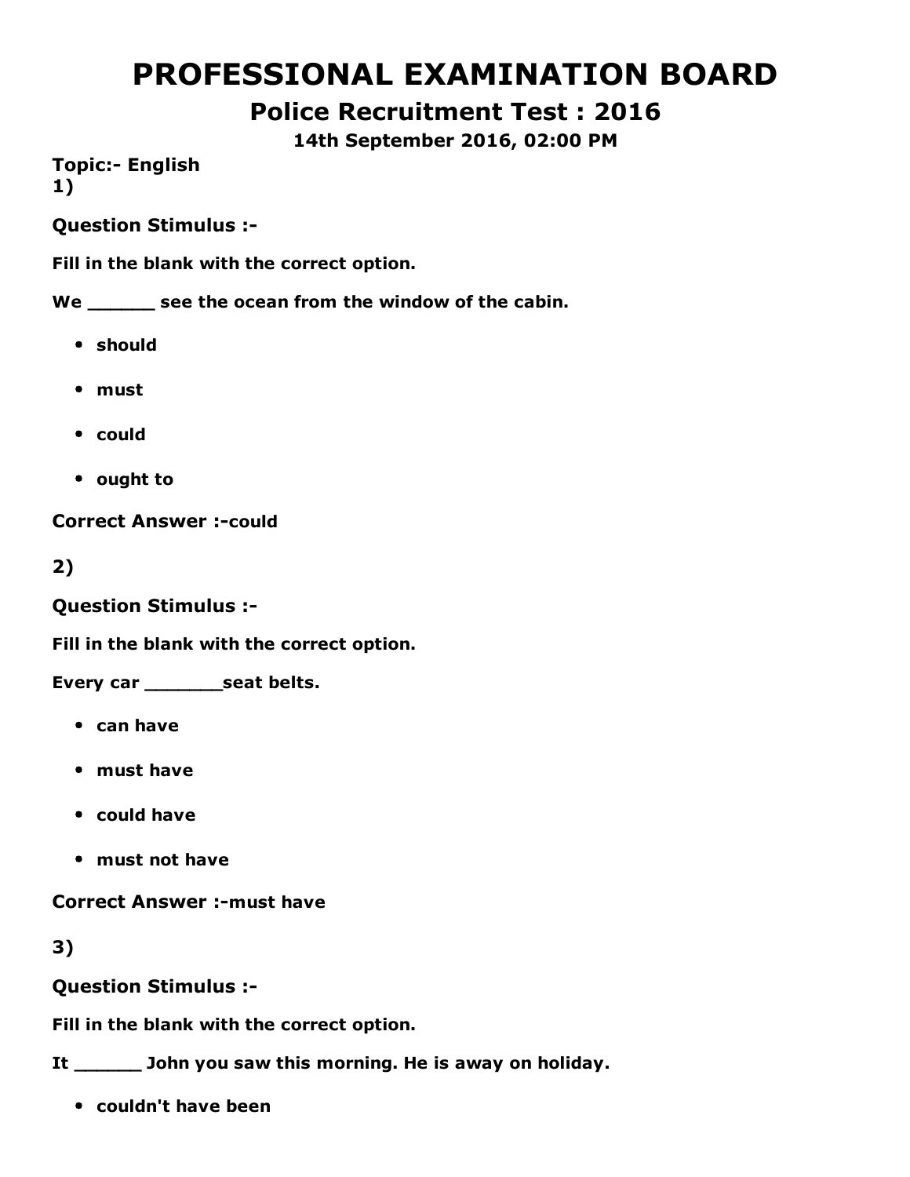# PROFESSIONAL EXAMINATION BOARD

## Police Recruitment Test : 2016

### 14th September 2016, 02:00 PM

**Topic:- English**

**1)**

**Question Stimulus :-**

**Fill in the blank with the correct option.**

**We ______ see the ocean from the window of the cabin.**

- **should**
- **must**
- **could**
- **ought to**

**Correct Answer :-could**

**2)**

**Question Stimulus :-**

**Fill in the blank with the correct option.**

**Every car _______seat belts.**

- **can have**
- **must have**
- **could have**
- **must not have**

**Correct Answer :-must have**

**3)**

**Question Stimulus :-**

**Fill in the blank with the correct option.**

**It ______ John you saw this morning. He is away on holiday.**

- **couldn't have been**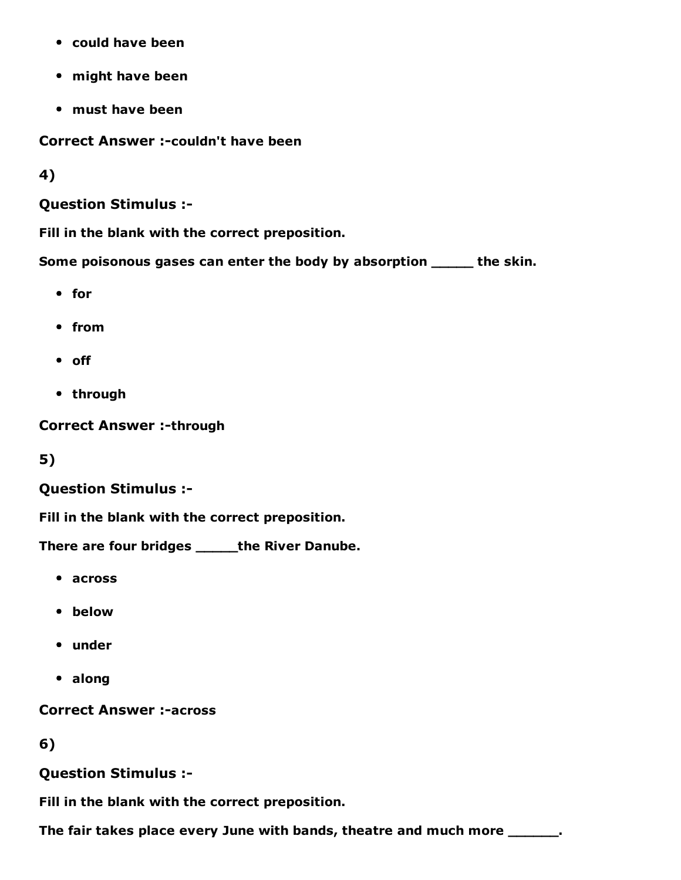- could have been
- might have been
- must have been

**Correct Answer :-couldn't have been**

**4)**

**Question Stimulus :-**

**Fill in the blank with the correct preposition.**

**Some poisonous gases can enter the body by absorption _____ the skin.**

- for
- from
- off
- through

**Correct Answer :-through**

**5)**

**Question Stimulus :-**

**Fill in the blank with the correct preposition.**

**There are four bridges _____the River Danube.**

- across
- below
- under
- along

**Correct Answer :-across**

**6)**

**Question Stimulus :-**

**Fill in the blank with the correct preposition.**

**The fair takes place every June with bands, theatre and much more ______.**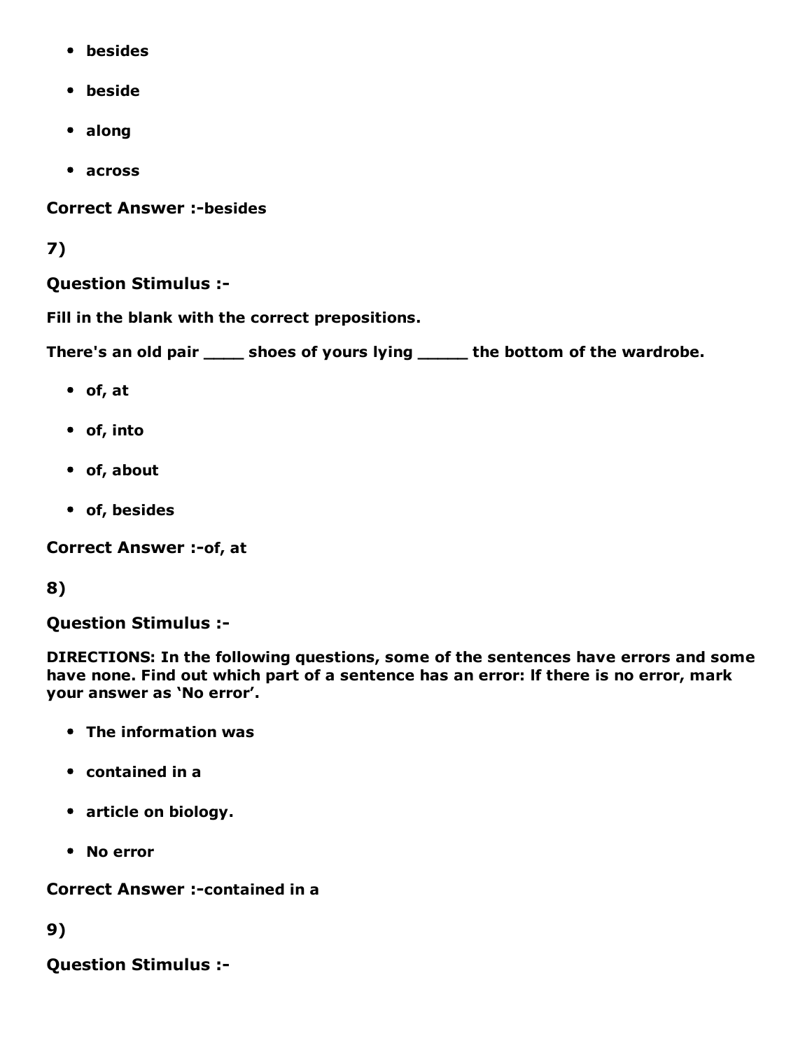- **besides**
- **beside**
- **along**
- **across**

**Correct Answer :-besides**

**7)**

**Question Stimulus :-**

**Fill in the blank with the correct prepositions.**

**There's an old pair ____ shoes of yours lying _____ the bottom of the wardrobe.**

- **of, at**
- **of, into**
- **of, about**
- **of, besides**

**Correct Answer :-of, at**

**8)**

**Question Stimulus :-**

**DIRECTIONS: In the following questions, some of the sentences have errors and some have none. Find out which part of a sentence has an error: If there is no error, mark your answer as 'No error'.**

- **The information was**
- **contained in a**
- **article on biology.**
- **No error**

**Correct Answer :-contained in a**

**9)**

**Question Stimulus :-**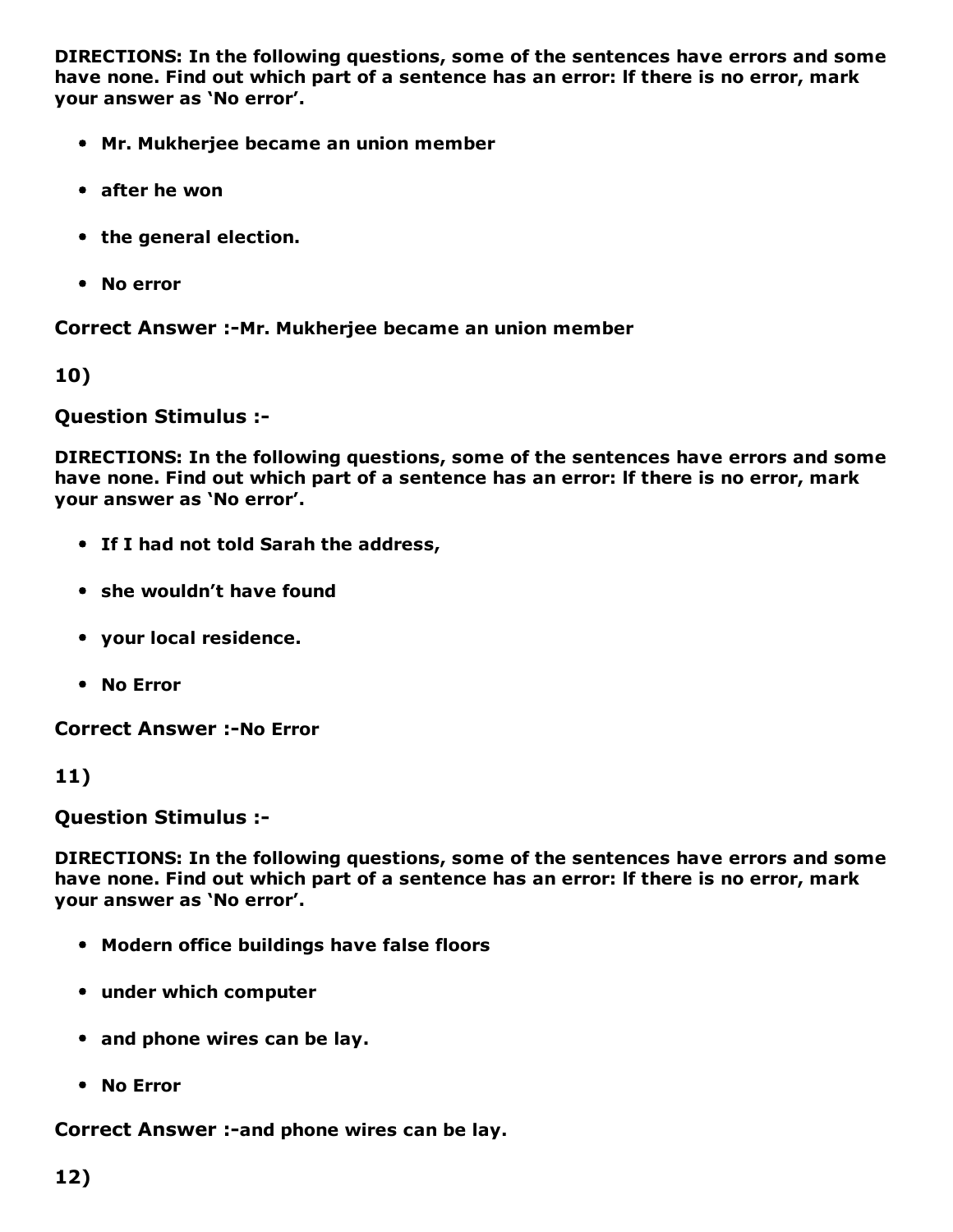**DIRECTIONS: In the following questions, some of the sentences have errors and some have none. Find out which part of a sentence has an error: If there is no error, mark your answer as 'No error'.**

- **Mr. Mukherjee became an union member**
- **after he won**
- **the general election.**
- **No error**

**Correct Answer :-Mr. Mukherjee became an union member**

**10)**

**Question Stimulus :-**

**DIRECTIONS: In the following questions, some of the sentences have errors and some have none. Find out which part of a sentence has an error: If there is no error, mark your answer as 'No error'.**

- **If I had not told Sarah the address,**
- **she wouldn't have found**
- **your local residence.**
- **No Error**

**Correct Answer :-No Error**

**11)**

**Question Stimulus :-**

**DIRECTIONS: In the following questions, some of the sentences have errors and some have none. Find out which part of a sentence has an error: If there is no error, mark your answer as 'No error'.**

- **Modern office buildings have false floors**
- **under which computer**
- **and phone wires can be lay.**
- **No Error**

**Correct Answer :-and phone wires can be lay.**

**12)**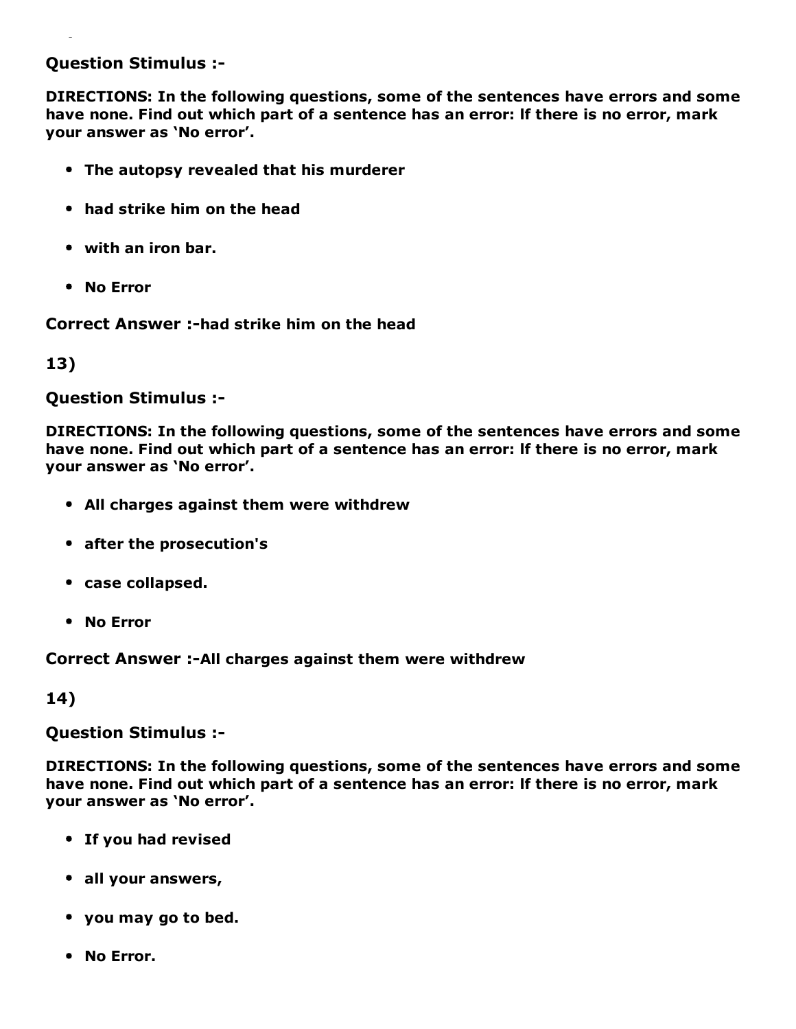**Question Stimulus :-**

**DIRECTIONS: In the following questions, some of the sentences have errors and some have none. Find out which part of a sentence has an error: lf there is no error, mark your answer as 'No error'.**

- **The autopsy revealed that his murderer**
- **had strike him on the head**
- **with an iron bar.**
- **No Error**

**Correct Answer :-had strike him on the head**

**13)**

**Question Stimulus :-**

**DIRECTIONS: In the following questions, some of the sentences have errors and some have none. Find out which part of a sentence has an error: lf there is no error, mark your answer as 'No error'.**

- **All charges against them were withdrew**
- **after the prosecution's**
- **case collapsed.**
- **No Error**

**Correct Answer :-All charges against them were withdrew**

**14)**

**Question Stimulus :-**

**DIRECTIONS: In the following questions, some of the sentences have errors and some have none. Find out which part of a sentence has an error: lf there is no error, mark your answer as 'No error'.**

- **If you had revised**
- **all your answers,**
- **you may go to bed.**
- **No Error.**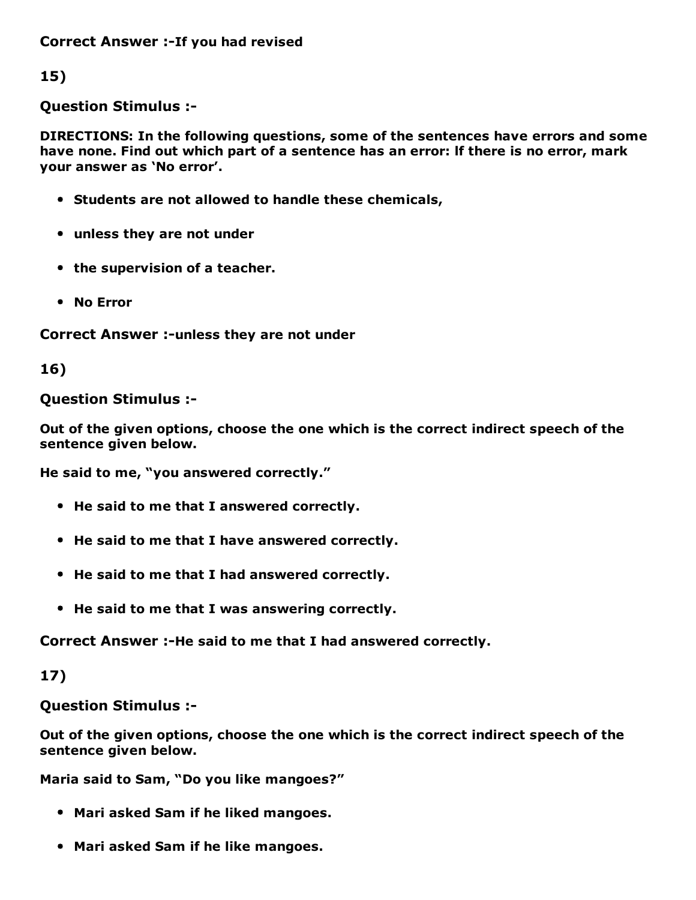**Correct Answer :-If you had revised**

**15)**

**Question Stimulus :-**

**DIRECTIONS: In the following questions, some of the sentences have errors and some have none. Find out which part of a sentence has an error: If there is no error, mark your answer as 'No error'.**

- **Students are not allowed to handle these chemicals,**
- **unless they are not under**
- **the supervision of a teacher.**
- **No Error**

**Correct Answer :-unless they are not under**

**16)**

**Question Stimulus :-**

**Out of the given options, choose the one which is the correct indirect speech of the sentence given below.**

**He said to me, "you answered correctly."**

- **He said to me that I answered correctly.**
- **He said to me that I have answered correctly.**
- **He said to me that I had answered correctly.**
- **He said to me that I was answering correctly.**

**Correct Answer :-He said to me that I had answered correctly.**

**17)**

**Question Stimulus :-**

**Out of the given options, choose the one which is the correct indirect speech of the sentence given below.**

**Maria said to Sam, "Do you like mangoes?"**

- **Mari asked Sam if he liked mangoes.**
- **Mari asked Sam if he like mangoes.**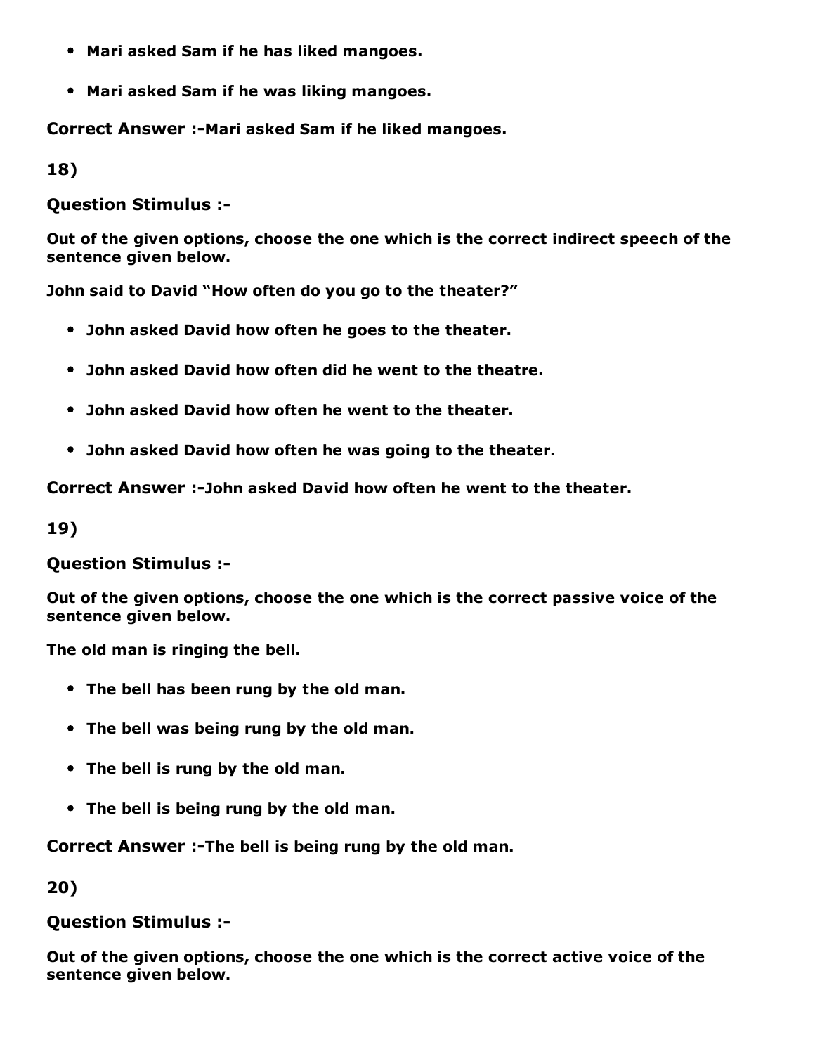- **Mari asked Sam if he has liked mangoes.**
- **Mari asked Sam if he was liking mangoes.**

**Correct Answer :-Mari asked Sam if he liked mangoes.**

**18)**

**Question Stimulus :-**

**Out of the given options, choose the one which is the correct indirect speech of the sentence given below.**

**John said to David "How often do you go to the theater?"**

- **John asked David how often he goes to the theater.**
- **John asked David how often did he went to the theatre.**
- **John asked David how often he went to the theater.**
- **John asked David how often he was going to the theater.**

**Correct Answer :-John asked David how often he went to the theater.**

**19)**

**Question Stimulus :-**

**Out of the given options, choose the one which is the correct passive voice of the sentence given below.**

**The old man is ringing the bell.**

- **The bell has been rung by the old man.**
- **The bell was being rung by the old man.**
- **The bell is rung by the old man.**
- **The bell is being rung by the old man.**

**Correct Answer :-The bell is being rung by the old man.**

**20)**

**Question Stimulus :-**

**Out of the given options, choose the one which is the correct active voice of the sentence given below.**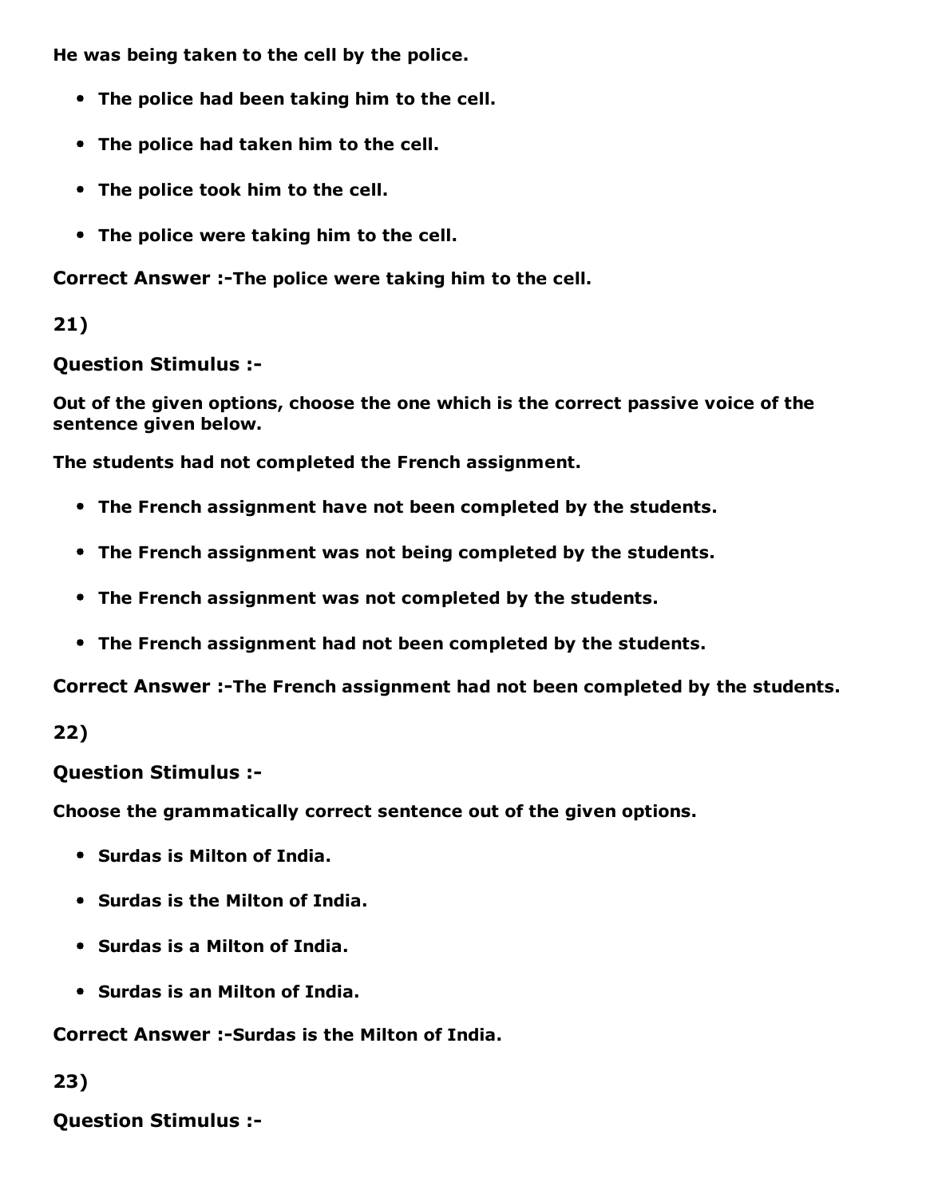**He was being taken to the cell by the police.**

- **The police had been taking him to the cell.**
- **The police had taken him to the cell.**
- **The police took him to the cell.**
- **The police were taking him to the cell.**

**Correct Answer :-The police were taking him to the cell.**

**21)**

**Question Stimulus :-**

**Out of the given options, choose the one which is the correct passive voice of the sentence given below.**

**The students had not completed the French assignment.**

- **The French assignment have not been completed by the students.**
- **The French assignment was not being completed by the students.**
- **The French assignment was not completed by the students.**
- **The French assignment had not been completed by the students.**

**Correct Answer :-The French assignment had not been completed by the students.**

**22)**

**Question Stimulus :-**

**Choose the grammatically correct sentence out of the given options.**

- **Surdas is Milton of India.**
- **Surdas is the Milton of India.**
- **Surdas is a Milton of India.**
- **Surdas is an Milton of India.**

**Correct Answer :-Surdas is the Milton of India.**

**23)**

**Question Stimulus :-**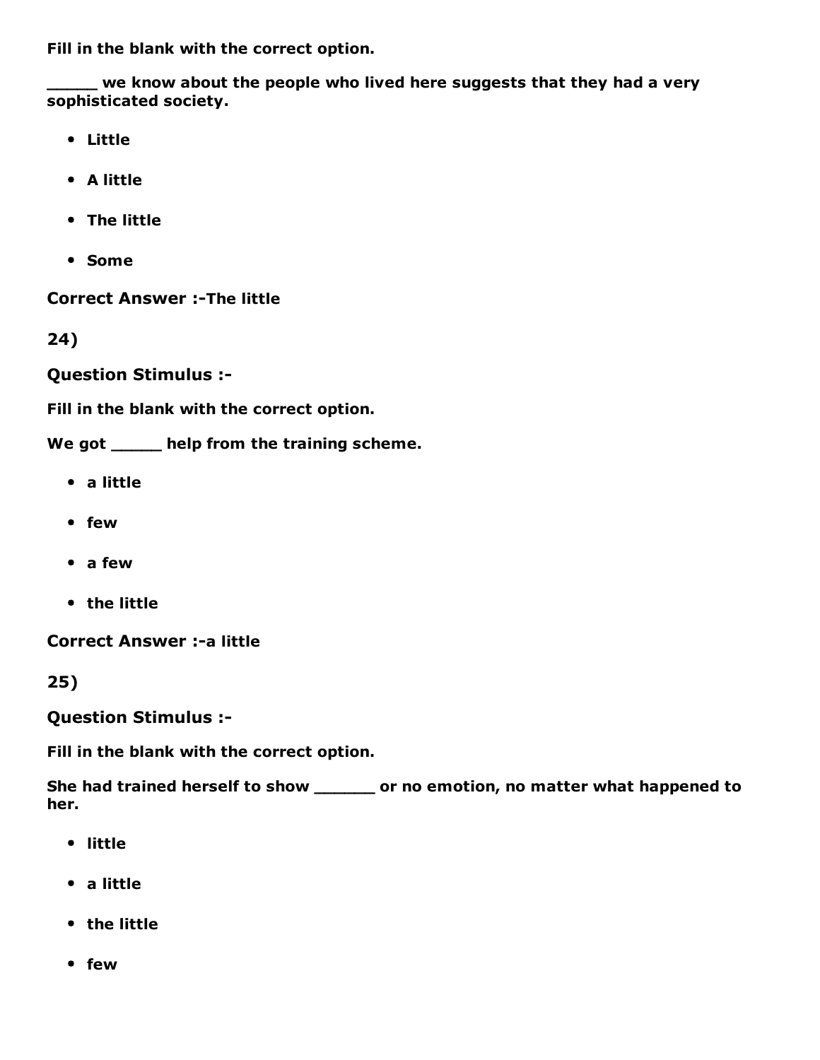**Fill in the blank with the correct option.**

**_____ we know about the people who lived here suggests that they had a very sophisticated society.**

- **Little**
- **A little**
- **The little**
- **Some**

**Correct Answer :-The little**

**24)**

**Question Stimulus :-**

**Fill in the blank with the correct option.**

**We got _____ help from the training scheme.**

- **a little**
- **few**
- **a few**
- **the little**

**Correct Answer :-a little**

**25)**

**Question Stimulus :-**

**Fill in the blank with the correct option.**

**She had trained herself to show ______ or no emotion, no matter what happened to her.**

- **little**
- **a little**
- **the little**
- **few**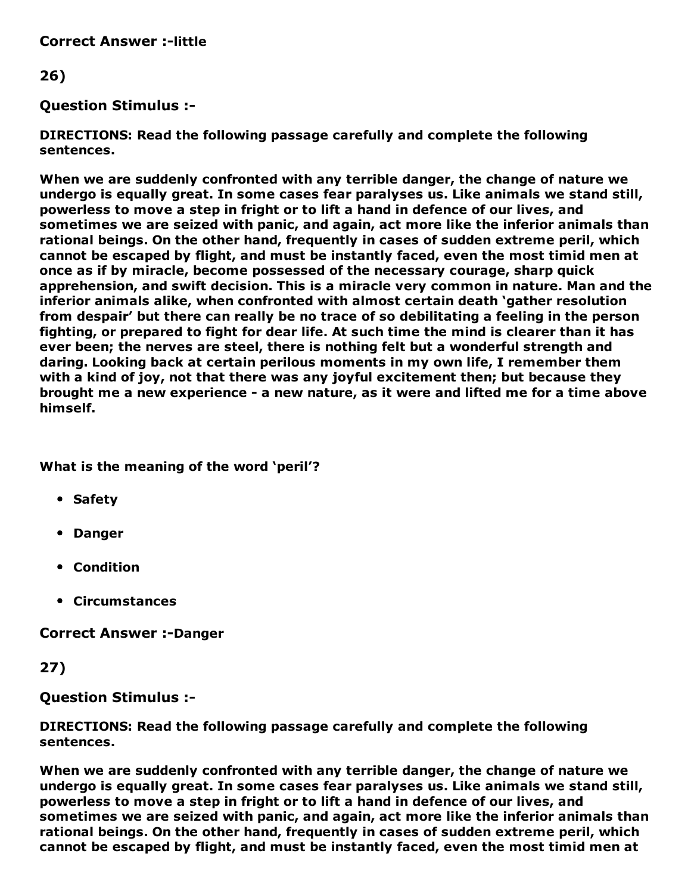**Correct Answer :-little**

**26)**

**Question Stimulus :-**

**DIRECTIONS: Read the following passage carefully and complete the following sentences.**

**When we are suddenly confronted with any terrible danger, the change of nature we undergo is equally great. In some cases fear paralyses us. Like animals we stand still, powerless to move a step in fright or to lift a hand in defence of our lives, and sometimes we are seized with panic, and again, act more like the inferior animals than rational beings. On the other hand, frequently in cases of sudden extreme peril, which cannot be escaped by flight, and must be instantly faced, even the most timid men at once as if by miracle, become possessed of the necessary courage, sharp quick apprehension, and swift decision. This is a miracle very common in nature. Man and the inferior animals alike, when confronted with almost certain death 'gather resolution from despair' but there can really be no trace of so debilitating a feeling in the person fighting, or prepared to fight for dear life. At such time the mind is clearer than it has ever been; the nerves are steel, there is nothing felt but a wonderful strength and daring. Looking back at certain perilous moments in my own life, I remember them with a kind of joy, not that there was any joyful excitement then; but because they brought me a new experience - a new nature, as it were and lifted me for a time above himself.**

**What is the meaning of the word 'peril'?**

- **Safety**
- **Danger**
- **Condition**
- **Circumstances**

**Correct Answer :-Danger**

**27)**

**Question Stimulus :-**

**DIRECTIONS: Read the following passage carefully and complete the following sentences.**

**When we are suddenly confronted with any terrible danger, the change of nature we undergo is equally great. In some cases fear paralyses us. Like animals we stand still, powerless to move a step in fright or to lift a hand in defence of our lives, and sometimes we are seized with panic, and again, act more like the inferior animals than rational beings. On the other hand, frequently in cases of sudden extreme peril, which cannot be escaped by flight, and must be instantly faced, even the most timid men at**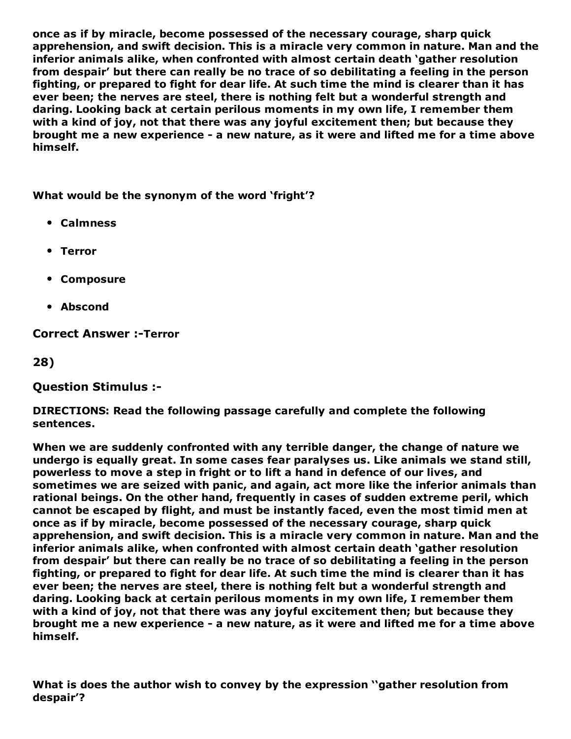**once as if by miracle, become possessed of the necessary courage, sharp quick apprehension, and swift decision. This is a miracle very common in nature. Man and the inferior animals alike, when confronted with almost certain death 'gather resolution from despair' but there can really be no trace of so debilitating a feeling in the person fighting, or prepared to fight for dear life. At such time the mind is clearer than it has ever been; the nerves are steel, there is nothing felt but a wonderful strength and daring. Looking back at certain perilous moments in my own life, I remember them with a kind of joy, not that there was any joyful excitement then; but because they brought me a new experience - a new nature, as it were and lifted me for a time above himself.**

**What would be the synonym of the word 'fright'?**

- **Calmness**
- **Terror**
- **Composure**
- **Abscond**

**Correct Answer :-Terror**

**28)**

**Question Stimulus :-**

**DIRECTIONS: Read the following passage carefully and complete the following sentences.**

**When we are suddenly confronted with any terrible danger, the change of nature we undergo is equally great. In some cases fear paralyses us. Like animals we stand still, powerless to move a step in fright or to lift a hand in defence of our lives, and sometimes we are seized with panic, and again, act more like the inferior animals than rational beings. On the other hand, frequently in cases of sudden extreme peril, which cannot be escaped by flight, and must be instantly faced, even the most timid men at once as if by miracle, become possessed of the necessary courage, sharp quick apprehension, and swift decision. This is a miracle very common in nature. Man and the inferior animals alike, when confronted with almost certain death 'gather resolution from despair' but there can really be no trace of so debilitating a feeling in the person fighting, or prepared to fight for dear life. At such time the mind is clearer than it has ever been; the nerves are steel, there is nothing felt but a wonderful strength and daring. Looking back at certain perilous moments in my own life, I remember them with a kind of joy, not that there was any joyful excitement then; but because they brought me a new experience - a new nature, as it were and lifted me for a time above himself.**

**What is does the author wish to convey by the expression ''gather resolution from despair'?**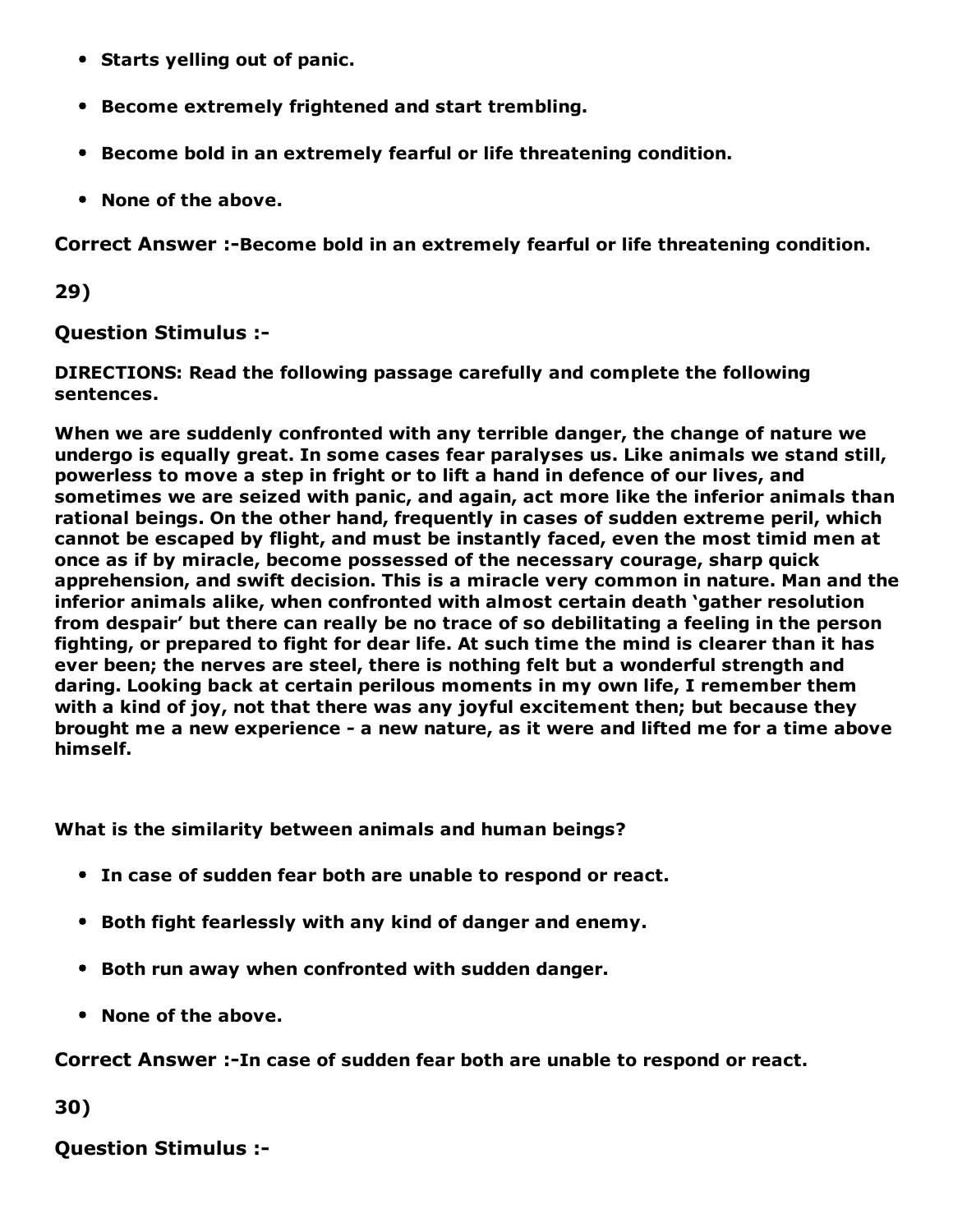- **Starts yelling out of panic.**
- **Become extremely frightened and start trembling.**
- **Become bold in an extremely fearful or life threatening condition.**
- **None of the above.**

**Correct Answer :-Become bold in an extremely fearful or life threatening condition.**

**29)**

**Question Stimulus :-**

**DIRECTIONS: Read the following passage carefully and complete the following sentences.**

**When we are suddenly confronted with any terrible danger, the change of nature we undergo is equally great. In some cases fear paralyses us. Like animals we stand still, powerless to move a step in fright or to lift a hand in defence of our lives, and sometimes we are seized with panic, and again, act more like the inferior animals than rational beings. On the other hand, frequently in cases of sudden extreme peril, which cannot be escaped by flight, and must be instantly faced, even the most timid men at once as if by miracle, become possessed of the necessary courage, sharp quick apprehension, and swift decision. This is a miracle very common in nature. Man and the inferior animals alike, when confronted with almost certain death 'gather resolution from despair' but there can really be no trace of so debilitating a feeling in the person fighting, or prepared to fight for dear life. At such time the mind is clearer than it has ever been; the nerves are steel, there is nothing felt but a wonderful strength and daring. Looking back at certain perilous moments in my own life, I remember them with a kind of joy, not that there was any joyful excitement then; but because they brought me a new experience - a new nature, as it were and lifted me for a time above himself.**

**What is the similarity between animals and human beings?**

- **In case of sudden fear both are unable to respond or react.**
- **Both fight fearlessly with any kind of danger and enemy.**
- **Both run away when confronted with sudden danger.**
- **None of the above.**

**Correct Answer :-In case of sudden fear both are unable to respond or react.**

**30)**

**Question Stimulus :-**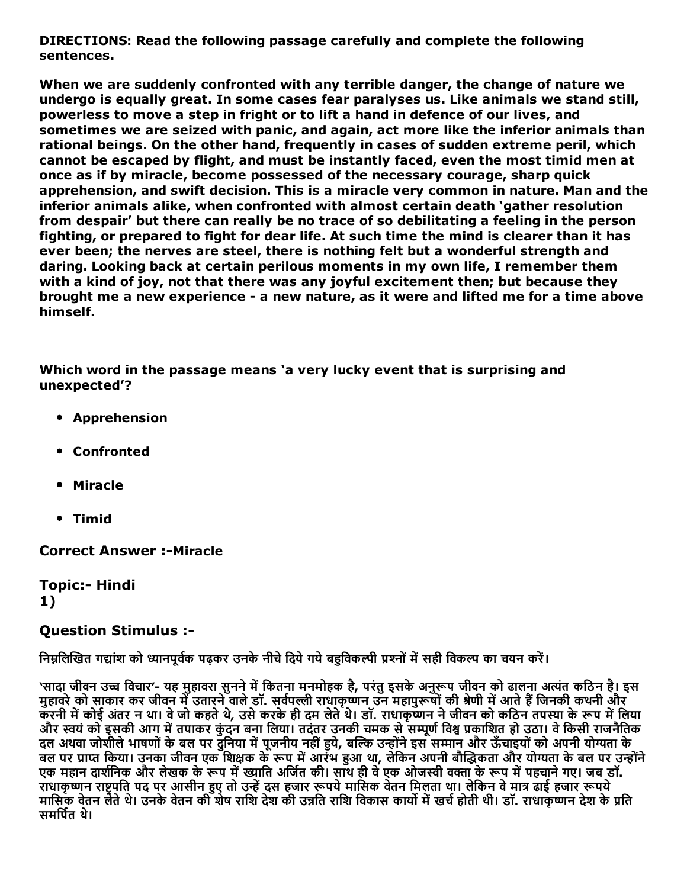**DIRECTIONS: Read the following passage carefully and complete the following sentences.**

**When we are suddenly confronted with any terrible danger, the change of nature we undergo is equally great. In some cases fear paralyses us. Like animals we stand still, powerless to move a step in fright or to lift a hand in defence of our lives, and sometimes we are seized with panic, and again, act more like the inferior animals than rational beings. On the other hand, frequently in cases of sudden extreme peril, which cannot be escaped by flight, and must be instantly faced, even the most timid men at once as if by miracle, become possessed of the necessary courage, sharp quick apprehension, and swift decision. This is a miracle very common in nature. Man and the inferior animals alike, when confronted with almost certain death 'gather resolution from despair' but there can really be no trace of so debilitating a feeling in the person fighting, or prepared to fight for dear life. At such time the mind is clearer than it has ever been; the nerves are steel, there is nothing felt but a wonderful strength and daring. Looking back at certain perilous moments in my own life, I remember them with a kind of joy, not that there was any joyful excitement then; but because they brought me a new experience - a new nature, as it were and lifted me for a time above himself.**

**Which word in the passage means 'a very lucky event that is surprising and unexpected'?**

- **Apprehension**
- **Confronted**
- **Miracle**
- **Timid**

**Correct Answer :-Miracle**

**Topic:- Hindi**
**1)**

## Question Stimulus :-

निम्नलिखित गद्यांश को ध्यानपूर्वक पढ़कर उनके नीचे दिये गये बहुविकल्पी प्रश्नों में सही विकल्प का चयन करें।

'सादा जीवन उच्च विचार'- यह मुहावरा सुनने में कितना मनमोहक है, परंतु इसके अनुरूप जीवन को ढालना अत्यंत कठिन है। इस मुहावरे को साकार कर जीवन में उतारने वाले डॉ. सर्वपल्ली राधाकृष्णन उन महापुरूषों की श्रेणी में आते हैं जिनकी कथनी और करनी में कोई अंतर न था। वे जो कहते थे, उसे करके ही दम लेते थे। डॉ. राधाकृष्णन ने जीवन को कठिन तपस्या के रूप में लिया और स्वयं को इसकी आग में तपाकर कुंदन बना लिया। तदंतर उनकी चमक से सम्पूर्ण विश्व प्रकाशित हो उठा। वे किसी राजनैतिक दल अथवा जोशीले भाषणों के बल पर दुनिया में पूजनीय नहीं हुये, बल्कि उन्होंने इस सम्मान और ऊँचाइयों को अपनी योग्यता के बल पर प्राप्त किया। उनका जीवन एक शिक्षक के रूप में आरंभ हुआ था, लेकिन अपनी बौद्धिकता और योग्यता के बल पर उन्होंने एक महान दार्शनिक और लेखक के रूप में ख्याति अर्जित की। साथ ही वे एक ओजस्वी वक्ता के रूप में पहचाने गए। जब डॉ. राधाकृष्णन राष्ट्रपति पद पर आसीन हुए तो उन्हें दस हजार रूपये मासिक वेतन मिलता था। लेकिन वे मात्र ढाई हजार रूपये मासिक वेतन लेते थे। उनके वेतन की शेष राशि देश की उन्नति राशि विकास कार्यों में खर्च होती थी। डॉ. राधाकृष्णन देश के प्रति समर्पित थे।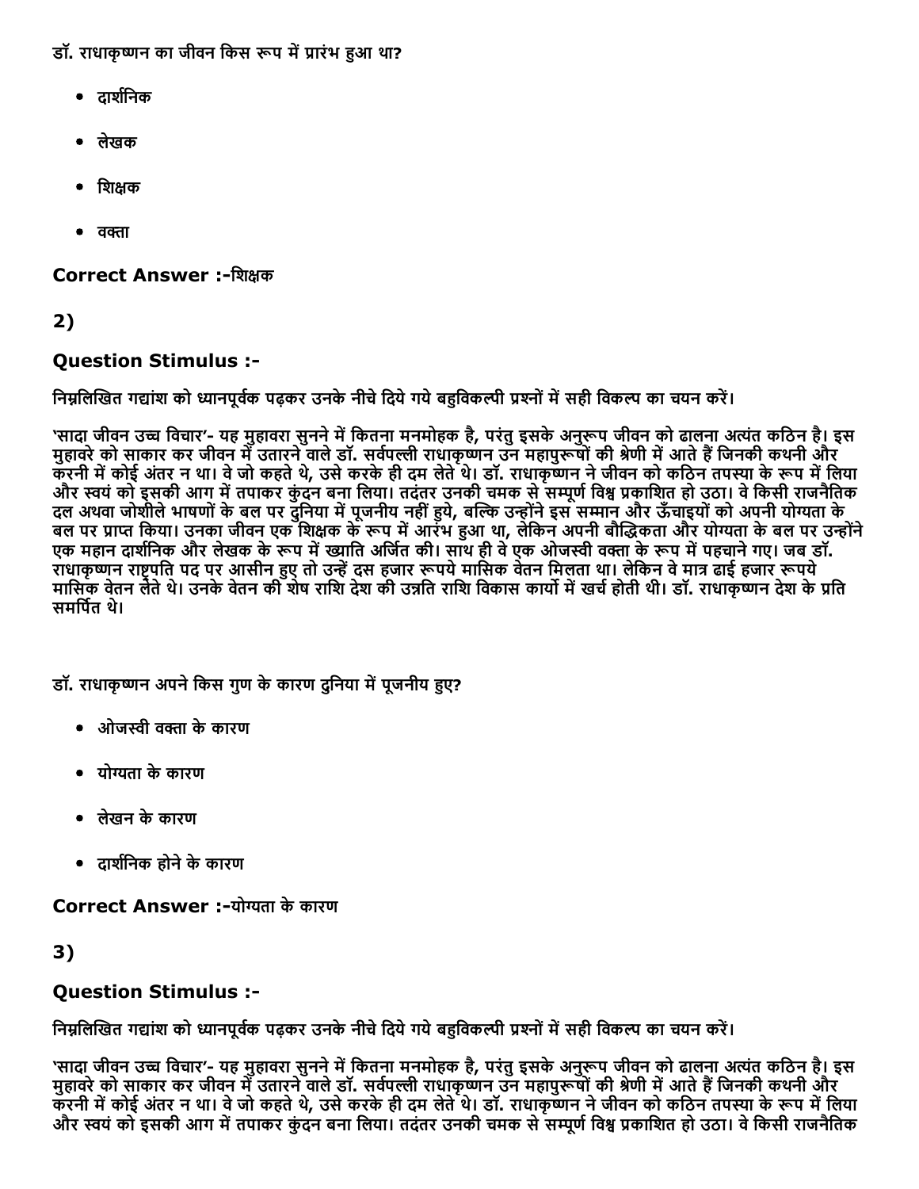डॉ. राधाकृष्णन का जीवन किस रूप में प्रारंभ हुआ था?

- दार्शनिक
- लेखक
- शिक्षक
- वक्ता

**Correct Answer :-**शिक्षक

## 2)

### Question Stimulus :-

निम्नलिखित गद्यांश को ध्यानपूर्वक पढ़कर उनके नीचे दिये गये बहुविकल्पी प्रश्नों में सही विकल्प का चयन करें।

'सादा जीवन उच्च विचार'- यह मुहावरा सुनने में कितना मनमोहक है, परंतु इसके अनुरूप जीवन को ढालना अत्यंत कठिन है। इस मुहावरे को साकार कर जीवन में उतारने वाले डॉ. सर्वपल्ली राधाकृष्णन उन महापुरूषों की श्रेणी में आते हैं जिनकी कथनी और करनी में कोई अंतर न था। वे जो कहते थे, उसे करके ही दम लेते थे। डॉ. राधाकृष्णन ने जीवन को कठिन तपस्या के रूप में लिया और स्वयं को इसकी आग में तपाकर कुंदन बना लिया। तदंतर उनकी चमक से सम्पूर्ण विश्व प्रकाशित हो उठा। वे किसी राजनैतिक दल अथवा जोशीले भाषणों के बल पर दुनिया में पूजनीय नहीं हुये, बल्कि उन्होंने इस सम्मान और ऊँचाइयों को अपनी योग्यता के बल पर प्राप्त किया। उनका जीवन एक शिक्षक के रूप में आरंभ हुआ था, लेकिन अपनी बौद्धिकता और योग्यता के बल पर उन्होंने एक महान दार्शनिक और लेखक के रूप में ख्याति अर्जित की। साथ ही वे एक ओजस्वी वक्ता के रूप में पहचाने गए। जब डॉ. राधाकृष्णन राष्ट्रपति पद पर आसीन हुए तो उन्हें दस हजार रूपये मासिक वेतन मिलता था। लेकिन वे मात्र ढाई हजार रूपये मासिक वेतन लेते थे। उनके वेतन की शेष राशि देश की उन्नति राशि विकास कार्यों में खर्च होती थी। डॉ. राधाकृष्णन देश के प्रति समर्पित थे।

डॉ. राधाकृष्णन अपने किस गुण के कारण दुनिया में पूजनीय हुए?

- ओजस्वी वक्ता के कारण
- योग्यता के कारण
- लेखन के कारण
- दार्शनिक होने के कारण

**Correct Answer :-**योग्यता के कारण

## 3)

### Question Stimulus :-

निम्नलिखित गद्यांश को ध्यानपूर्वक पढ़कर उनके नीचे दिये गये बहुविकल्पी प्रश्नों में सही विकल्प का चयन करें।

'सादा जीवन उच्च विचार'- यह मुहावरा सुनने में कितना मनमोहक है, परंतु इसके अनुरूप जीवन को ढालना अत्यंत कठिन है। इस मुहावरे को साकार कर जीवन में उतारने वाले डॉ. सर्वपल्ली राधाकृष्णन उन महापुरूषों की श्रेणी में आते हैं जिनकी कथनी और करनी में कोई अंतर न था। वे जो कहते थे, उसे करके ही दम लेते थे। डॉ. राधाकृष्णन ने जीवन को कठिन तपस्या के रूप में लिया और स्वयं को इसकी आग में तपाकर कुंदन बना लिया। तदंतर उनकी चमक से सम्पूर्ण विश्व प्रकाशित हो उठा। वे किसी राजनैतिक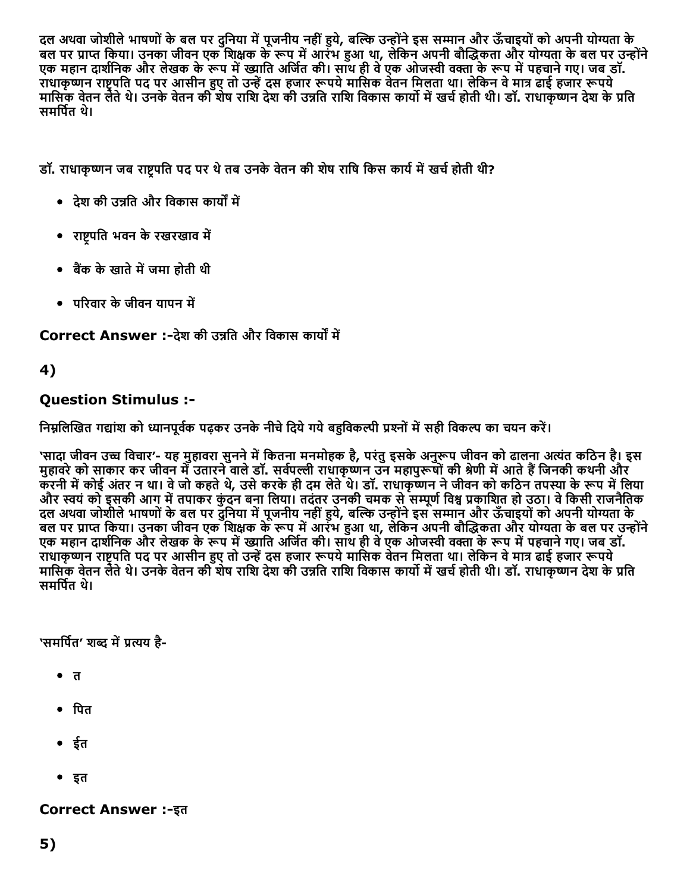दल अथवा जोशीले भाषणों के बल पर दुनिया में पूजनीय नहीं हुये, बल्कि उन्होंने इस सम्मान और ऊँचाइयों को अपनी योग्यता के बल पर प्राप्त किया। उनका जीवन एक शिक्षक के रूप में आरंभ हुआ था, लेकिन अपनी बौद्धिकता और योग्यता के बल पर उन्होंने एक महान दार्शनिक और लेखक के रूप में ख्याति अर्जित की। साथ ही वे एक ओजस्वी वक्ता के रूप में पहचाने गए। जब डॉ. राधाकृष्णन राष्ट्रपति पद पर आसीन हुए तो उन्हें दस हजार रूपये मासिक वेतन मिलता था। लेकिन वे मात्र ढाई हजार रूपये मासिक वेतन लेते थे। उनके वेतन की शेष राशि देश की उन्नति राशि विकास कार्यों में खर्च होती थी। डॉ. राधाकृष्णन देश के प्रति समर्पित थे।

डॉ. राधाकृष्णन जब राष्ट्रपति पद पर थे तब उनके वेतन की शेष राषि किस कार्य में खर्च होती थी?

- देश की उन्नति और विकास कार्यों में
- राष्ट्रपति भवन के रखरखाव में
- बैंक के खाते में जमा होती थी
- परिवार के जीवन यापन में

**Correct Answer :-**देश की उन्नति और विकास कार्यों में

## 4)

### Question Stimulus :-

निम्नलिखित गद्यांश को ध्यानपूर्वक पढ़कर उनके नीचे दिये गये बहुविकल्पी प्रश्नों में सही विकल्प का चयन करें।

'सादा जीवन उच्च विचार'- यह मुहावरा सुनने में कितना मनमोहक है, परंतु इसके अनुरूप जीवन को ढालना अत्यंत कठिन है। इस मुहावरे को साकार कर जीवन में उतारने वाले डॉ. सर्वपल्ली राधाकृष्णन उन महापुरूषों की श्रेणी में आते हैं जिनकी कथनी और करनी में कोई अंतर न था। वे जो कहते थे, उसे करके ही दम लेते थे। डॉ. राधाकृष्णन ने जीवन को कठिन तपस्या के रूप में लिया और स्वयं को इसकी आग में तपाकर कुंदन बना लिया। तदंतर उनकी चमक से सम्पूर्ण विश्व प्रकाशित हो उठा। वे किसी राजनैतिक दल अथवा जोशीले भाषणों के बल पर दुनिया में पूजनीय नहीं हुये, बल्कि उन्होंने इस सम्मान और ऊँचाइयों को अपनी योग्यता के बल पर प्राप्त किया। उनका जीवन एक शिक्षक के रूप में आरंभ हुआ था, लेकिन अपनी बौद्धिकता और योग्यता के बल पर उन्होंने एक महान दार्शनिक और लेखक के रूप में ख्याति अर्जित की। साथ ही वे एक ओजस्वी वक्ता के रूप में पहचाने गए। जब डॉ. राधाकृष्णन राष्ट्रपति पद पर आसीन हुए तो उन्हें दस हजार रूपये मासिक वेतन मिलता था। लेकिन वे मात्र ढाई हजार रूपये मासिक वेतन लेते थे। उनके वेतन की शेष राशि देश की उन्नति राशि विकास कार्यों में खर्च होती थी। डॉ. राधाकृष्णन देश के प्रति समर्पित थे।

'समर्पित' शब्द में प्रत्यय है-

- त
- पित
- ईत
- इत

**Correct Answer :-**इत

## 5)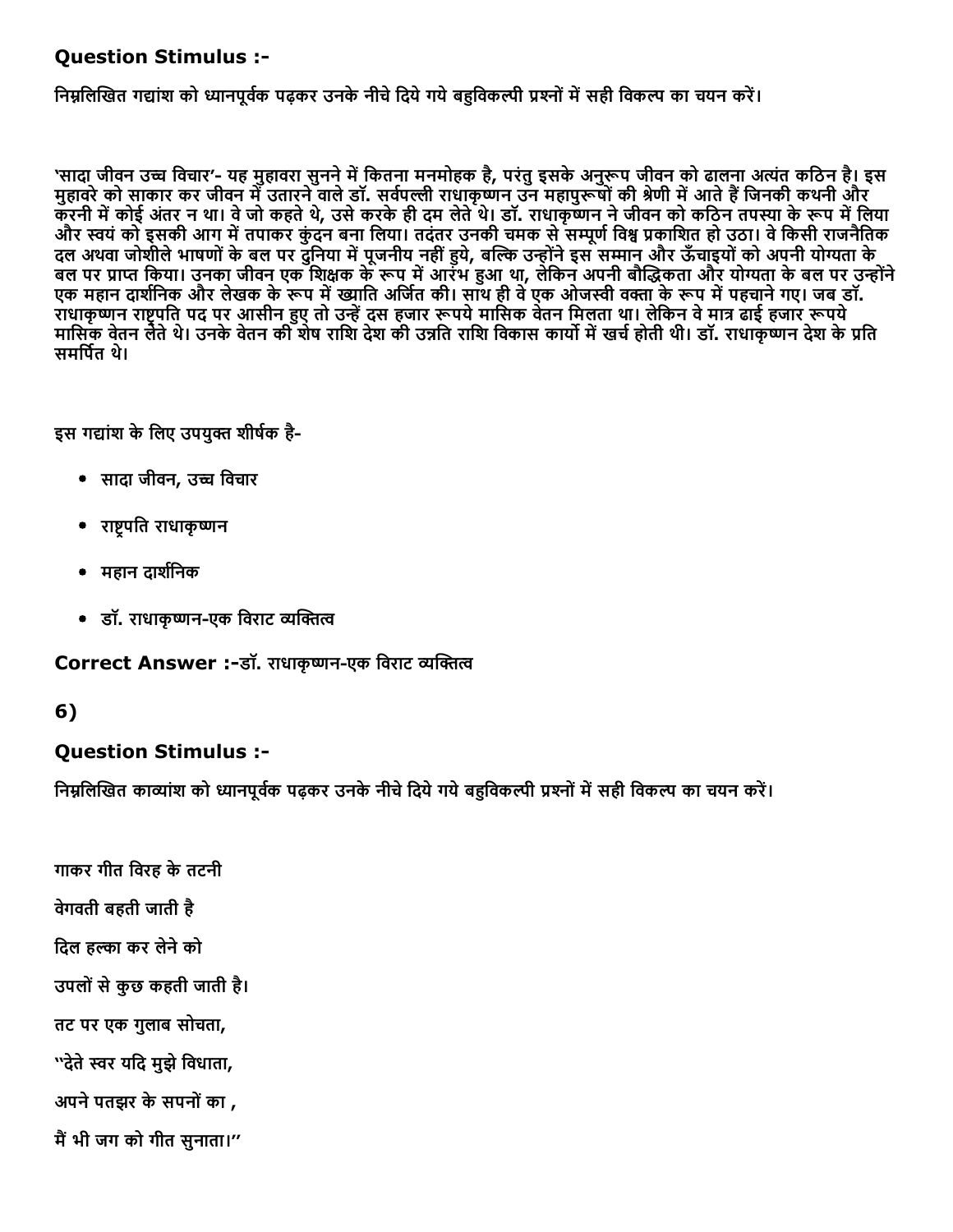## Question Stimulus :-

निम्नलिखित गद्यांश को ध्यानपूर्वक पढ़कर उनके नीचे दिये गये बहुविकल्पी प्रश्नों में सही विकल्प का चयन करें।

'सादा जीवन उच्च विचार'- यह मुहावरा सुनने में कितना मनमोहक है, परंतु इसके अनुरूप जीवन को ढालना अत्यंत कठिन है। इस मुहावरे को साकार कर जीवन में उतारने वाले डॉ. सर्वपल्ली राधाकृष्णन उन महापुरूषों की श्रेणी में आते हैं जिनकी कथनी और करनी में कोई अंतर न था। वे जो कहते थे, उसे करके ही दम लेते थे। डॉ. राधाकृष्णन ने जीवन को कठिन तपस्या के रूप में लिया और स्वयं को इसकी आग में तपाकर कुंदन बना लिया। तदंतर उनकी चमक से सम्पूर्ण विश्व प्रकाशित हो उठा। वे किसी राजनैतिक दल अथवा जोशीले भाषणों के बल पर दुनिया में पूजनीय नहीं हुये, बल्कि उन्होंने इस सम्मान और ऊँचाइयों को अपनी योग्यता के बल पर प्राप्त किया। उनका जीवन एक शिक्षक के रूप में आरंभ हुआ था, लेकिन अपनी बौद्धिकता और योग्यता के बल पर उन्होंने एक महान दार्शनिक और लेखक के रूप में ख्याति अर्जित की। साथ ही वे एक ओजस्वी वक्ता के रूप में पहचाने गए। जब डॉ. राधाकृष्णन राष्ट्रपति पद पर आसीन हुए तो उन्हें दस हजार रूपये मासिक वेतन मिलता था। लेकिन वे मात्र ढाई हजार रूपये मासिक वेतन लेते थे। उनके वेतन की शेष राशि देश की उन्नति राशि विकास कार्यो में खर्च होती थी। डॉ. राधाकृष्णन देश के प्रति समर्पित थे।

इस गद्यांश के लिए उपयुक्त शीर्षक है-

- सादा जीवन, उच्च विचार
- राष्ट्रपति राधाकृष्णन
- महान दार्शनिक
- डॉ. राधाकृष्णन-एक विराट व्यक्तित्व

**Correct Answer :-**डॉ. राधाकृष्णन-एक विराट व्यक्तित्व

## 6)

## Question Stimulus :-

निम्नलिखित काव्यांश को ध्यानपूर्वक पढ़कर उनके नीचे दिये गये बहुविकल्पी प्रश्नों में सही विकल्प का चयन करें।

गाकर गीत विरह के तटनी

वेगवती बहती जाती है

दिल हल्का कर लेने को

उपलों से कुछ कहती जाती है।

तट पर एक गुलाब सोचता,

"देते स्वर यदि मुझे विधाता,

अपने पतझर के सपनों का ,

मैं भी जग को गीत सुनाता।"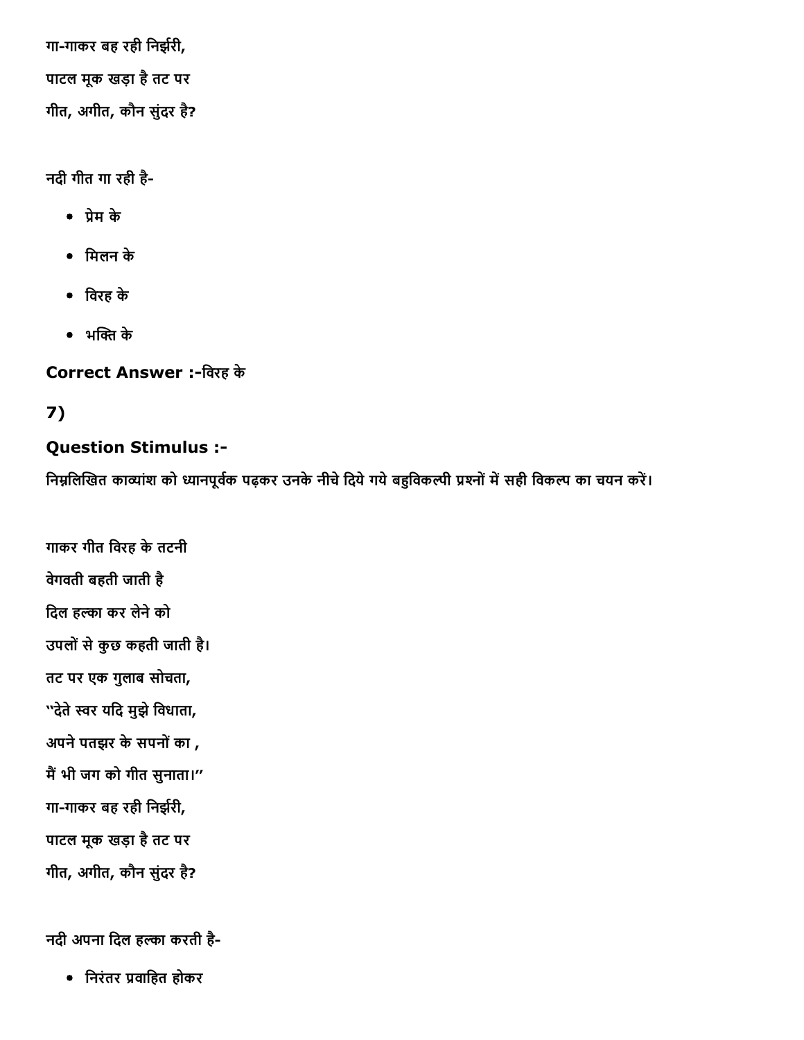गा-गाकर बह रही निर्झरी,

पाटल मूक खड़ा है तट पर

गीत, अगीत, कौन सुंदर है?

नदी गीत गा रही है-

- प्रेम के
- मिलन के
- विरह के
- भक्ति के

**Correct Answer :-**विरह के

**7)**

**Question Stimulus :-**

निम्नलिखित काव्यांश को ध्यानपूर्वक पढ़कर उनके नीचे दिये गये बहुविकल्पी प्रश्नों में सही विकल्प का चयन करें।

गाकर गीत विरह के तटनी

वेगवती बहती जाती है

दिल हल्का कर लेने को

उपलों से कुछ कहती जाती है।

तट पर एक गुलाब सोचता,

"देते स्वर यदि मुझे विधाता,

अपने पतझर के सपनों का ,

मैं भी जग को गीत सुनाता।"

गा-गाकर बह रही निर्झरी,

पाटल मूक खड़ा है तट पर

गीत, अगीत, कौन सुंदर है?

नदी अपना दिल हल्का करती है-

- निरंतर प्रवाहित होकर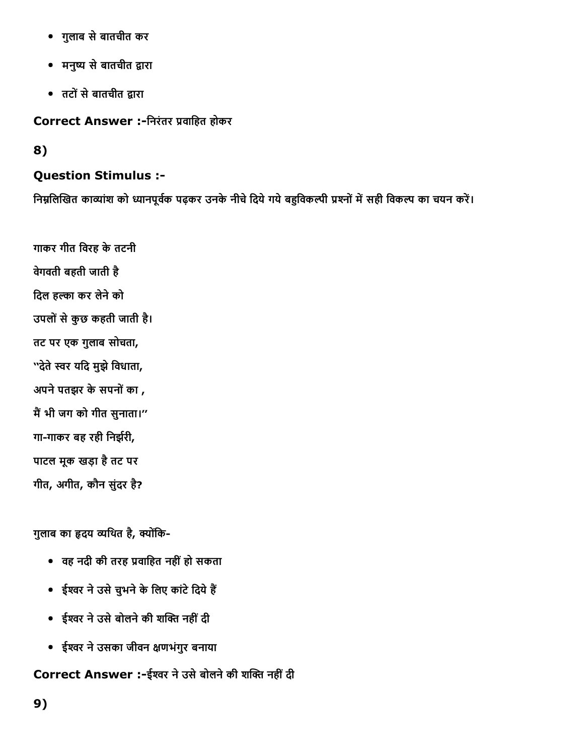- गुलाब से बातचीत कर
- मनुष्य से बातचीत द्वारा
- तटों से बातचीत द्वारा

**Correct Answer :-**निरंतर प्रवाहित होकर

**8)**

**Question Stimulus :-**

निम्नलिखित काव्यांश को ध्यानपूर्वक पढ़कर उनके नीचे दिये गये बहुविकल्पी प्रश्नों में सही विकल्प का चयन करें।

गाकर गीत विरह के तटनी

वेगवती बहती जाती है

दिल हल्का कर लेने को

उपलों से कुछ कहती जाती है।

तट पर एक गुलाब सोचता,

"देते स्वर यदि मुझे विधाता,

अपने पतझर के सपनों का ,

मैं भी जग को गीत सुनाता।"

गा-गाकर बह रही निर्झरी,

पाटल मूक खड़ा है तट पर

गीत, अगीत, कौन सुंदर है?

गुलाब का हृदय व्यथित है, क्योंकि-

- वह नदी की तरह प्रवाहित नहीं हो सकता
- ईश्वर ने उसे चुभने के लिए कांटे दिये हैं
- ईश्वर ने उसे बोलने की शक्ति नहीं दी
- ईश्वर ने उसका जीवन क्षणभंगुर बनाया

**Correct Answer :-**ईश्वर ने उसे बोलने की शक्ति नहीं दी

**9)**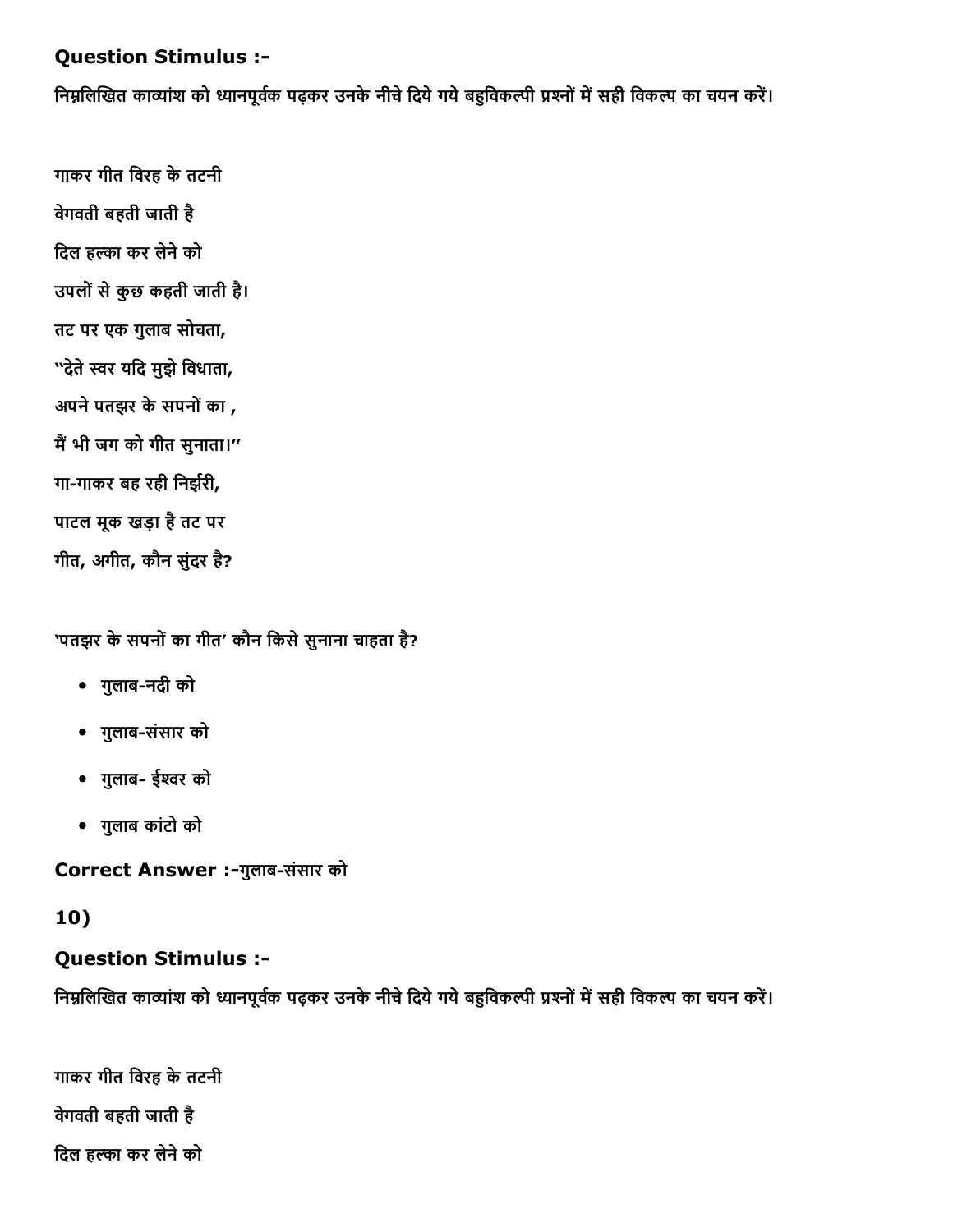### Question Stimulus :-

निम्नलिखित काव्यांश को ध्यानपूर्वक पढ़कर उनके नीचे दिये गये बहुविकल्पी प्रश्नों में सही विकल्प का चयन करें।

गाकर गीत विरह के तटनी

वेगवती बहती जाती है

दिल हल्का कर लेने को

उपलों से कुछ कहती जाती है।

तट पर एक गुलाब सोचता,

''देते स्वर यदि मुझे विधाता,

अपने पतझर के सपनों का ,

मैं भी जग को गीत सुनाता।''

गा-गाकर बह रही निर्झरी,

पाटल मूक खड़ा है तट पर

गीत, अगीत, कौन सुंदर है?

'पतझर के सपनों का गीत' कौन किसे सुनाना चाहता है?

- गुलाब-नदी को
- गुलाब-संसार को
- गुलाब- ईश्वर को
- गुलाब कांटो को

**Correct Answer :-**गुलाब-संसार को

**10)**

### Question Stimulus :-

निम्नलिखित काव्यांश को ध्यानपूर्वक पढ़कर उनके नीचे दिये गये बहुविकल्पी प्रश्नों में सही विकल्प का चयन करें।

गाकर गीत विरह के तटनी

वेगवती बहती जाती है

दिल हल्का कर लेने को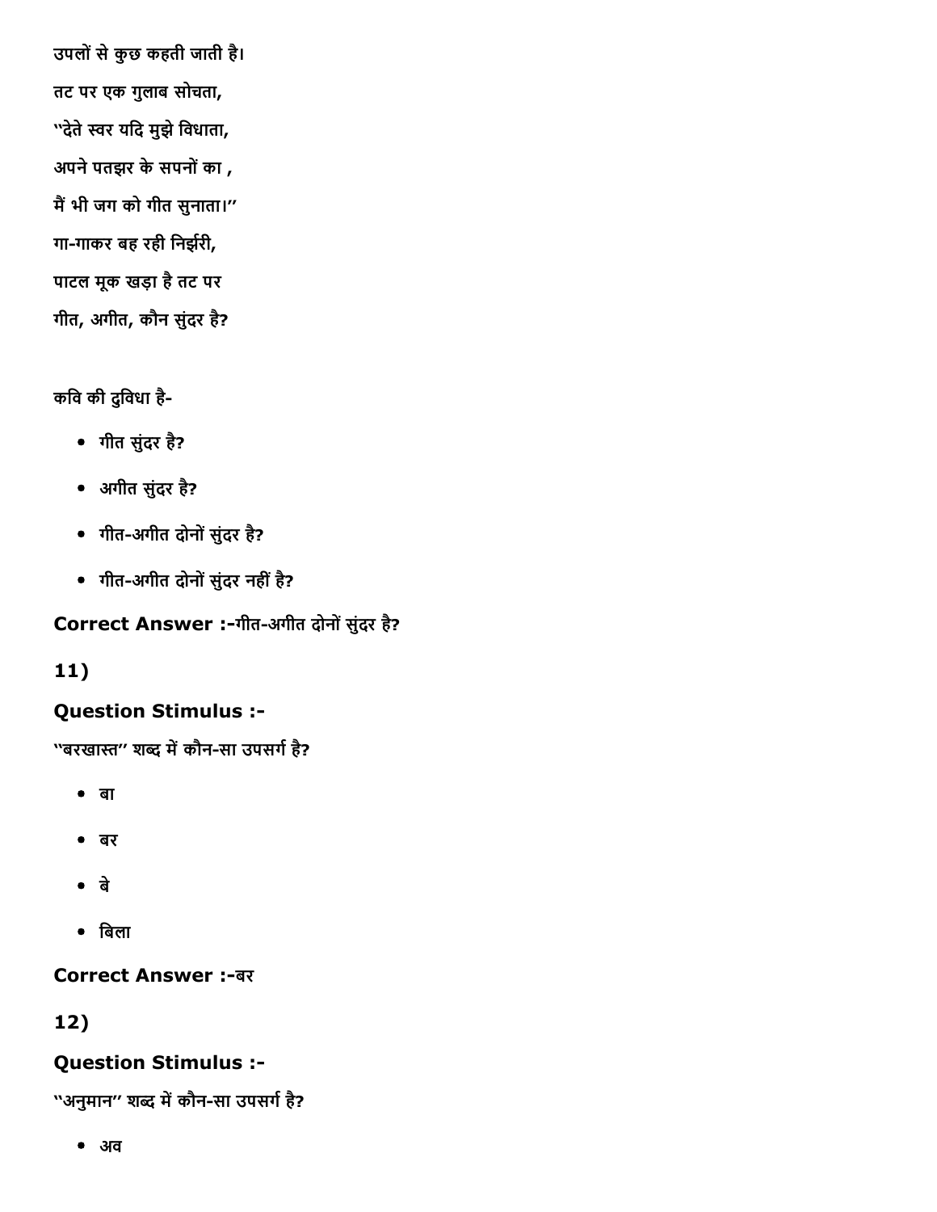उपलों से कुछ कहती जाती है।

तट पर एक गुलाब सोचता,

''देते स्वर यदि मुझे विधाता,

अपने पतझर के सपनों का ,

मैं भी जग को गीत सुनाता।''

गा-गाकर बह रही निर्झरी,

पाटल मूक खड़ा है तट पर

गीत, अगीत, कौन सुंदर है?

कवि की दुविधा है-

- गीत सुंदर है?
- अगीत सुंदर है?
- गीत-अगीत दोनों सुंदर है?
- गीत-अगीत दोनों सुंदर नहीं है?

**Correct Answer :-**गीत-अगीत दोनों सुंदर है?

**11)**

**Question Stimulus :-**

''बरखास्त'' शब्द में कौन-सा उपसर्ग है?

- बा
- बर
- बे
- बिला

**Correct Answer :-**बर

**12)**

**Question Stimulus :-**

''अनुमान'' शब्द में कौन-सा उपसर्ग है?

- अव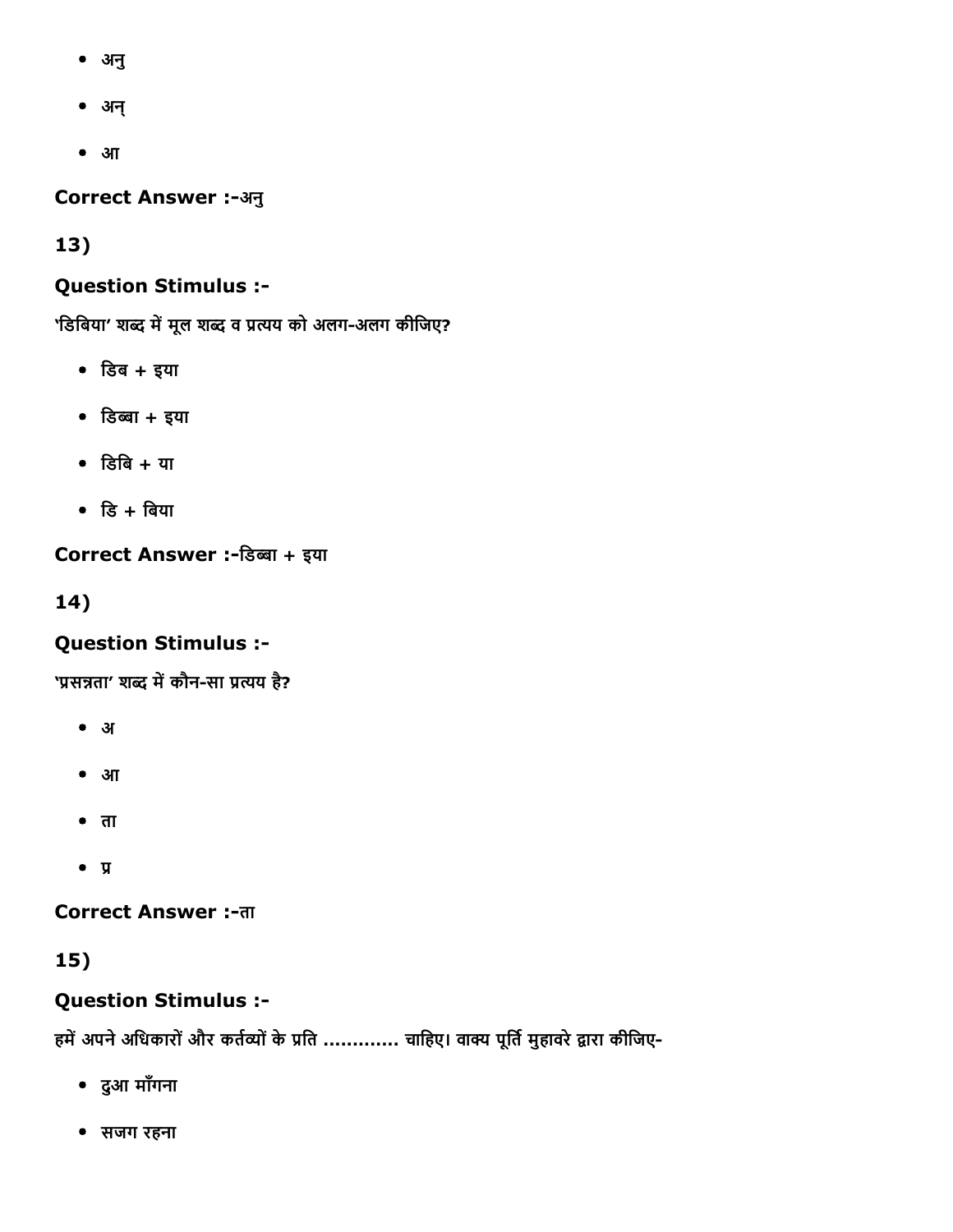- अनु
- अन्
- आ

**Correct Answer :-**अनु

**13)**

### Question Stimulus :-

'डिबिया' शब्द में मूल शब्द व प्रत्यय को अलग-अलग कीजिए?

- डिब + इया
- डिब्बा + इया
- डिबि + या
- डि + बिया

**Correct Answer :-**डिब्बा + इया

**14)**

### Question Stimulus :-

'प्रसन्नता' शब्द में कौन-सा प्रत्यय है?

- अ
- आ
- ता
- प्र

**Correct Answer :-**ता

**15)**

### Question Stimulus :-

हमें अपने अधिकारों और कर्तव्यों के प्रति ............ चाहिए। वाक्य पूर्ति मुहावरे द्वारा कीजिए-

- दुआ माँगना
- सजग रहना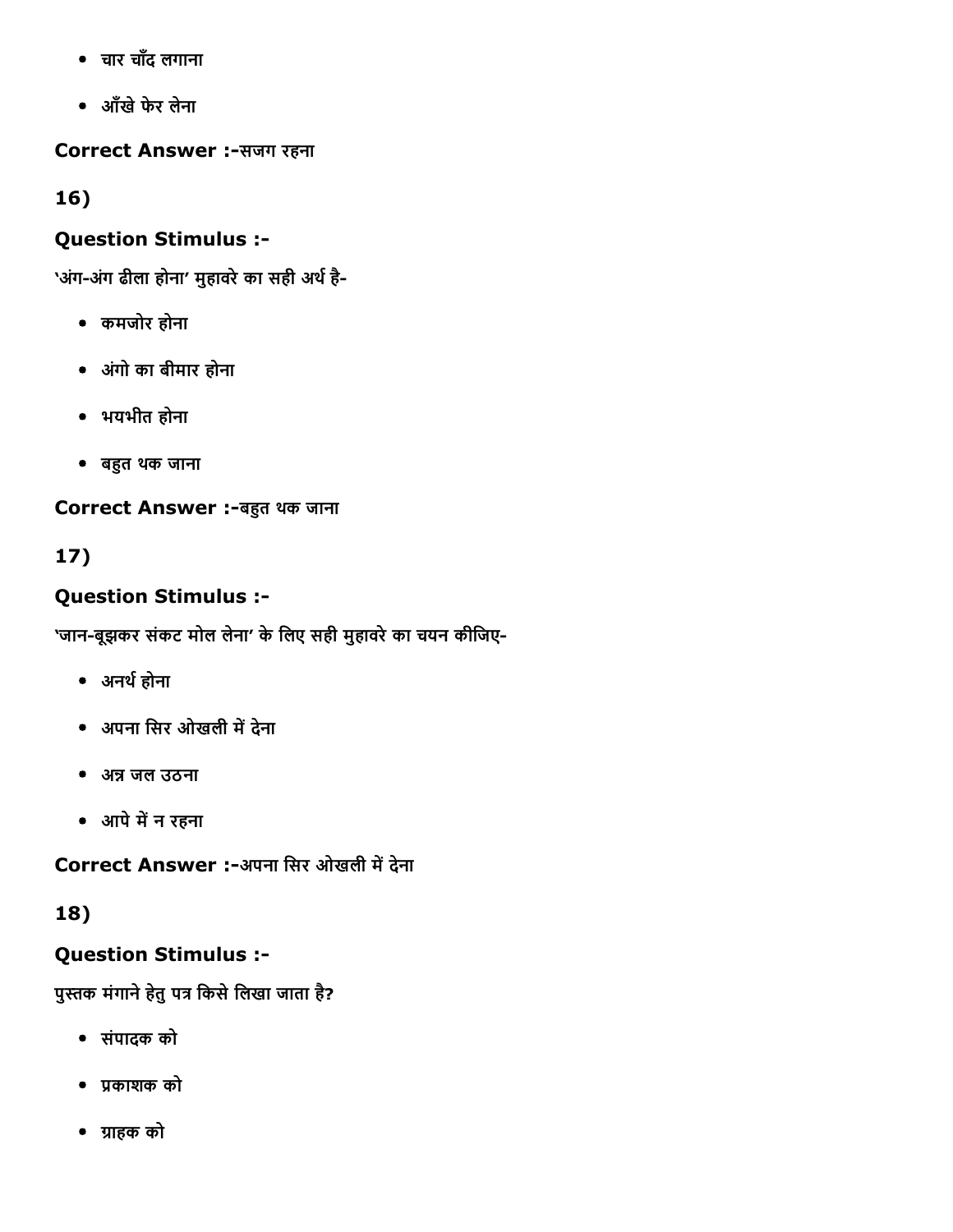- चार चाँद लगाना
- आँखे फेर लेना

**Correct Answer :-**सजग रहना

**16)**

**Question Stimulus :-**

'अंग-अंग ढीला होना' मुहावरे का सही अर्थ है-

- कमजोर होना
- अंगो का बीमार होना
- भयभीत होना
- बहुत थक जाना

**Correct Answer :-**बहुत थक जाना

**17)**

**Question Stimulus :-**

'जान-बूझकर संकट मोल लेना' के लिए सही मुहावरे का चयन कीजिए-

- अनर्थ होना
- अपना सिर ओखली में देना
- अन्न जल उठना
- आपे में न रहना

**Correct Answer :-**अपना सिर ओखली में देना

**18)**

**Question Stimulus :-**

पुस्तक मंगाने हेतु पत्र किसे लिखा जाता है?

- संपादक को
- प्रकाशक को
- ग्राहक को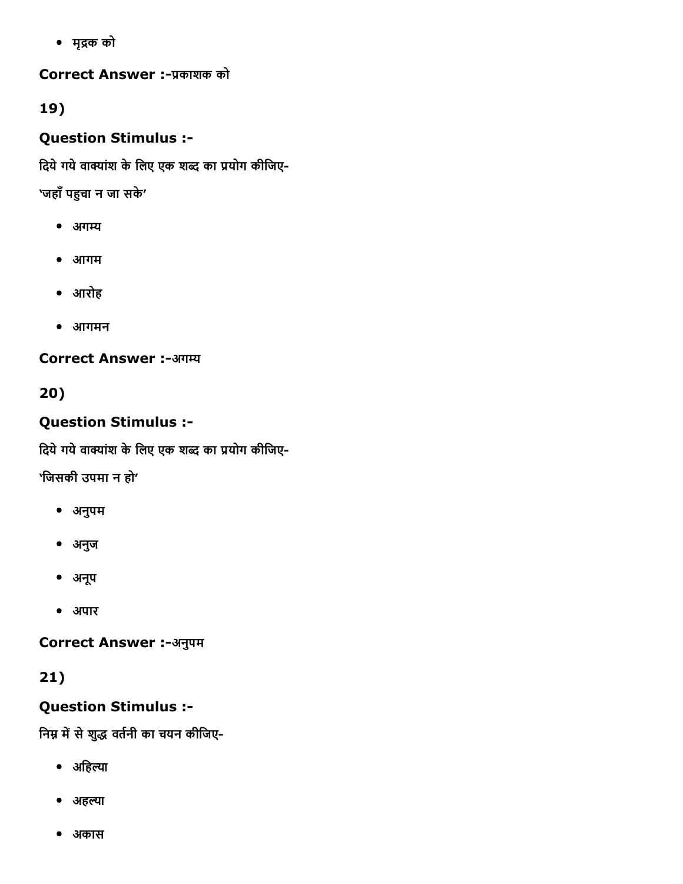- मृद्रक को

**Correct Answer :-**प्रकाशक को

**19)**

**Question Stimulus :-**

दिये गये वाक्यांश के लिए एक शब्द का प्रयोग कीजिए-

'जहाँ पहुचा न जा सके'

- अगम्य
- आगम
- आरोह
- आगमन

**Correct Answer :-**अगम्य

**20)**

**Question Stimulus :-**

दिये गये वाक्यांश के लिए एक शब्द का प्रयोग कीजिए-

'जिसकी उपमा न हो'

- अनुपम
- अनुज
- अनूप
- अपार

**Correct Answer :-**अनुपम

**21)**

**Question Stimulus :-**

निम्न में से शुद्ध वर्तनी का चयन कीजिए-

- अहिल्या
- अहल्या
- अकास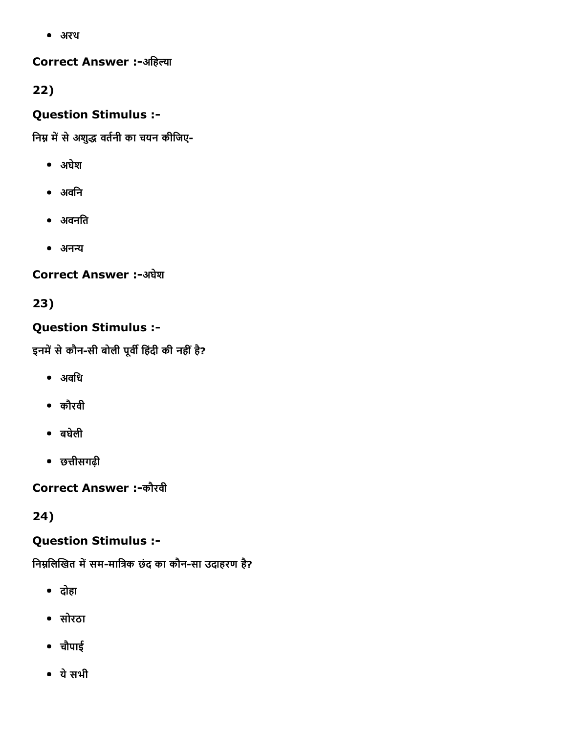- अरथ

**Correct Answer :-**अहिल्या

**22)**

### Question Stimulus :-

निम्न में से अशुद्ध वर्तनी का चयन कीजिए-

- अघेश
- अवनि
- अवनति
- अनन्य

**Correct Answer :-**अघेश

**23)**

### Question Stimulus :-

इनमें से कौन-सी बोली पूर्वी हिंदी की नहीं है?

- अवधि
- कौरवी
- बघेली
- छत्तीसगढ़ी

**Correct Answer :-**कौरवी

**24)**

### Question Stimulus :-

निम्नलिखित में सम-मात्रिक छंद का कौन-सा उदाहरण है?

- दोहा
- सोरठा
- चौपाई
- ये सभी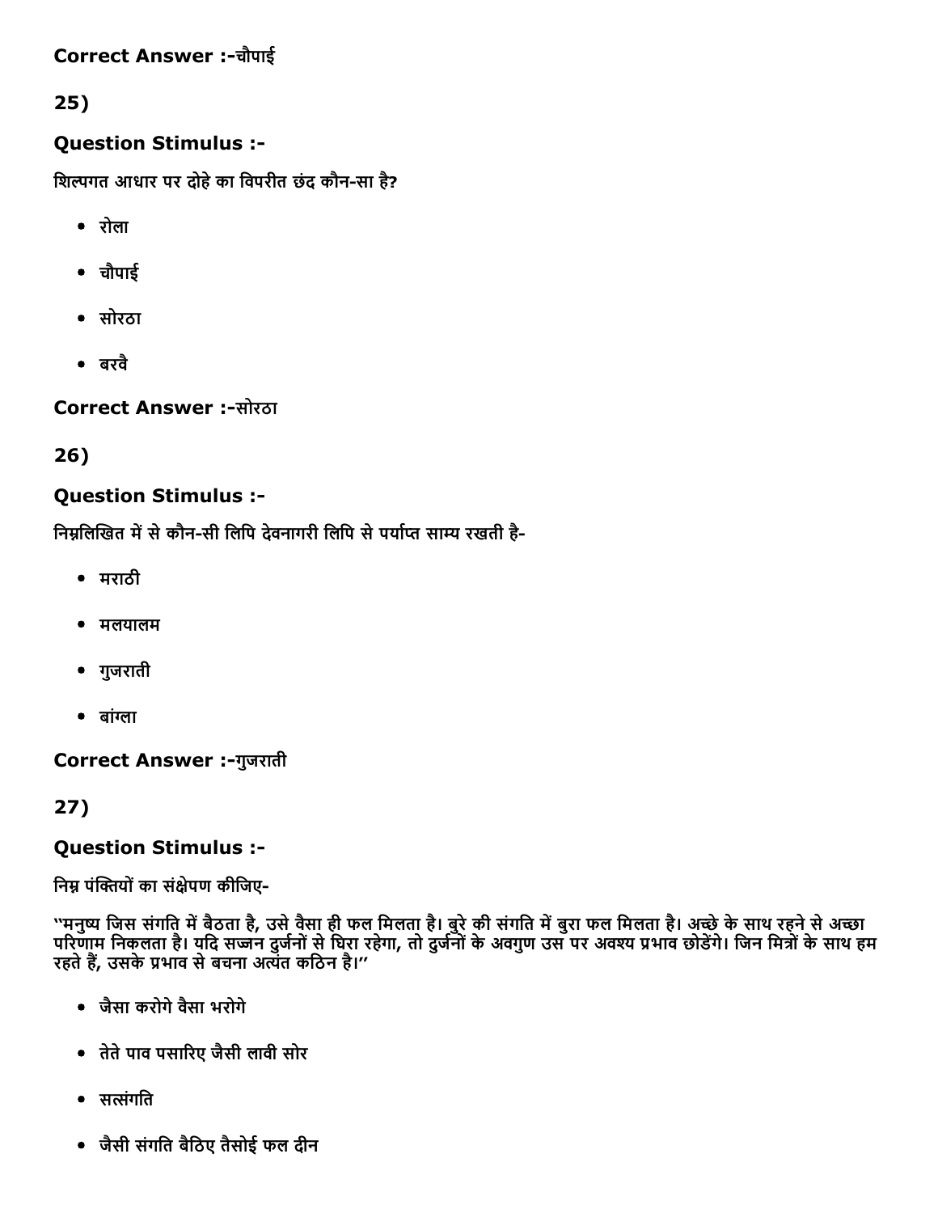**Correct Answer :-**चौपाई

**25)**

**Question Stimulus :-**

शिल्पगत आधार पर दोहे का विपरीत छंद कौन-सा है?

- रोला
- चौपाई
- सोरठा
- बरवै

**Correct Answer :-**सोरठा

**26)**

**Question Stimulus :-**

निम्नलिखित में से कौन-सी लिपि देवनागरी लिपि से पर्याप्त साम्य रखती है-

- मराठी
- मलयालम
- गुजराती
- बांग्ला

**Correct Answer :-**गुजराती

**27)**

**Question Stimulus :-**

निम्न पंक्तियों का संक्षेपण कीजिए-

"मनुष्य जिस संगति में बैठता है, उसे वैसा ही फल मिलता है। बुरे की संगति में बुरा फल मिलता है। अच्छे के साथ रहने से अच्छा परिणाम निकलता है। यदि सज्जन दुर्जनों से घिरा रहेगा, तो दुर्जनों के अवगुण उस पर अवश्य प्रभाव छोडेंगे। जिन मित्रों के साथ हम रहते हैं, उसके प्रभाव से बचना अत्यंत कठिन है।"

- जैसा करोगे वैसा भरोगे
- तेते पाव पसारिए जैसी लावी सोर
- सत्संगति
- जैसी संगति बैठिए तैसोई फल दीन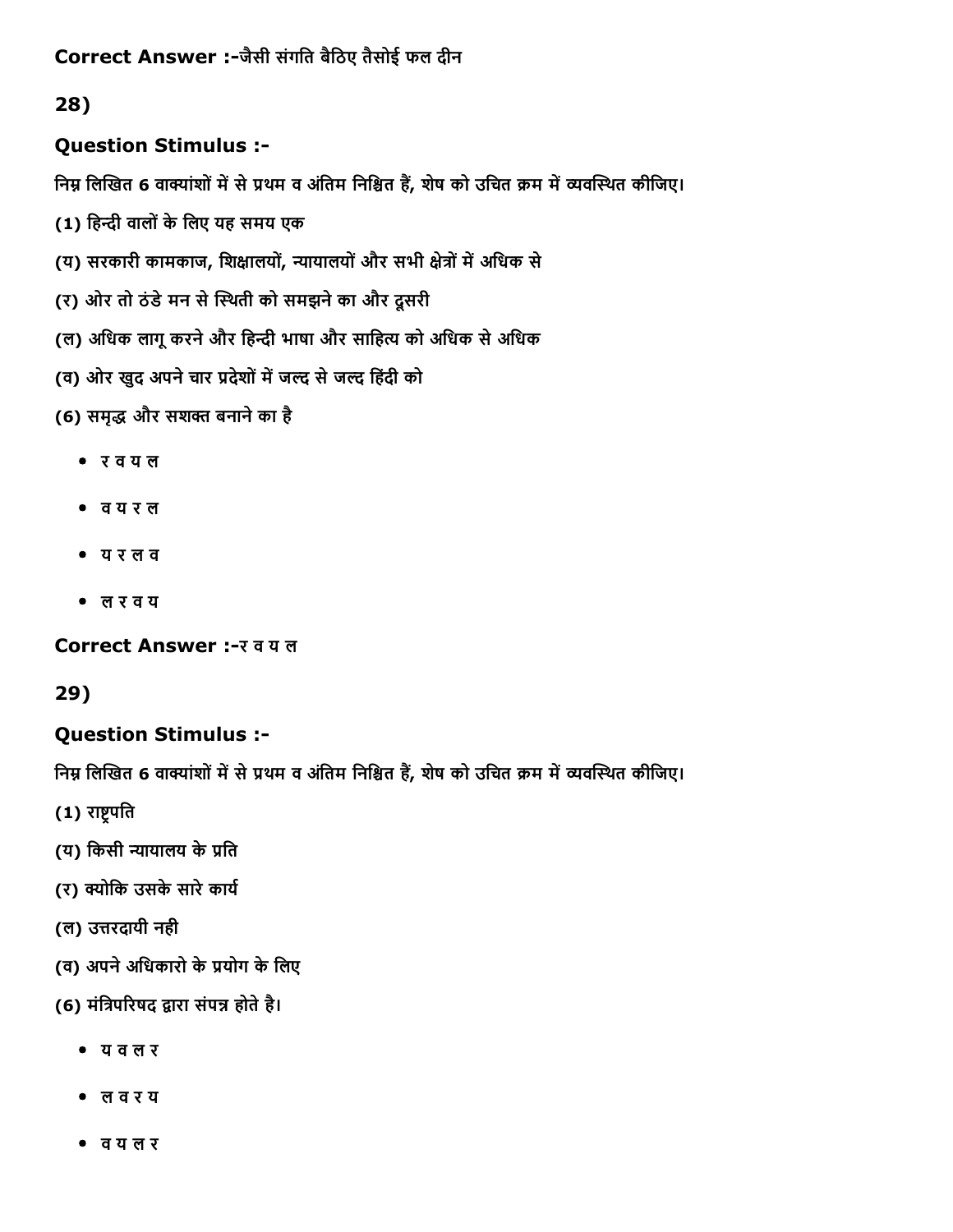**Correct Answer :-**जैसी संगति बैठिए तैसोई फल दीन

**28)**

**Question Stimulus :-**

निम्न लिखित 6 वाक्यांशों में से प्रथम व अंतिम निश्चित हैं, शेष को उचित क्रम में व्यवस्थित कीजिए।

(1) हिन्दी वालों के लिए यह समय एक

(य) सरकारी कामकाज, शिक्षालयों, न्यायालयों और सभी क्षेत्रों में अधिक से

(र) ओर तो ठंडे मन से स्थिती को समझने का और दूसरी

(ल) अधिक लागू करने और हिन्दी भाषा और साहित्य को अधिक से अधिक

(व) ओर खुद अपने चार प्रदेशों में जल्द से जल्द हिंदी को

(6) समृद्ध और सशक्त बनाने का है

- र व य ल
- व य र ल
- य र ल व
- ल र व य

**Correct Answer :-**र व य ल

**29)**

**Question Stimulus :-**

निम्न लिखित 6 वाक्यांशों में से प्रथम व अंतिम निश्चित हैं, शेष को उचित क्रम में व्यवस्थित कीजिए।

(1) राष्ट्रपति

(य) किसी न्यायालय के प्रति

(र) क्योकि उसके सारे कार्य

(ल) उत्तरदायी नही

(व) अपने अधिकारो के प्रयोग के लिए

(6) मंत्रिपरिषद द्वारा संपन्न होते है।

- य व ल र
- ल व र य
- व य ल र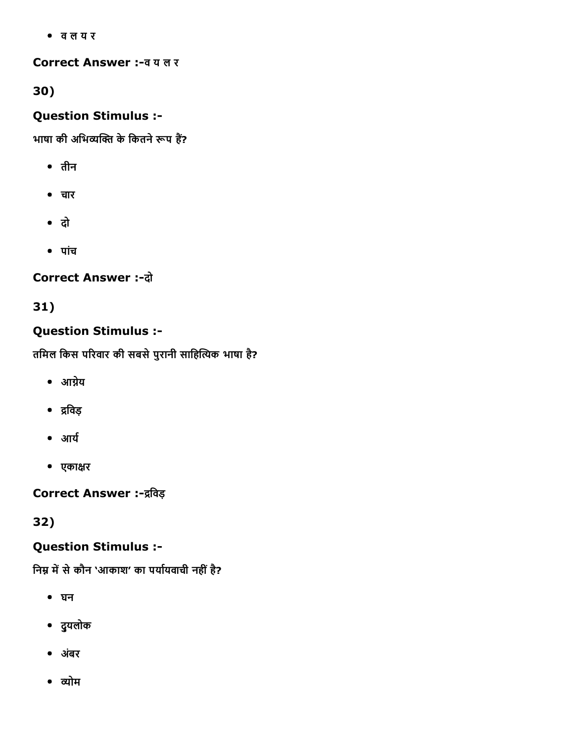- व ल य र

**Correct Answer :-**व य ल र

**30)**

**Question Stimulus :-**

भाषा की अभिव्यक्ति के कितने रूप हैं?

- तीन
- चार
- दो
- पांच

**Correct Answer :-**दो

**31)**

**Question Stimulus :-**

तमिल किस परिवार की सबसे पुरानी साहित्यिक भाषा है?

- आग्नेय
- द्रविड़
- आर्य
- एकाक्षर

**Correct Answer :-**द्रविड़

**32)**

**Question Stimulus :-**

निम्न में से कौन 'आकाश' का पर्यायवाची नहीं है?

- घन
- दुयलोक
- अंबर
- व्योम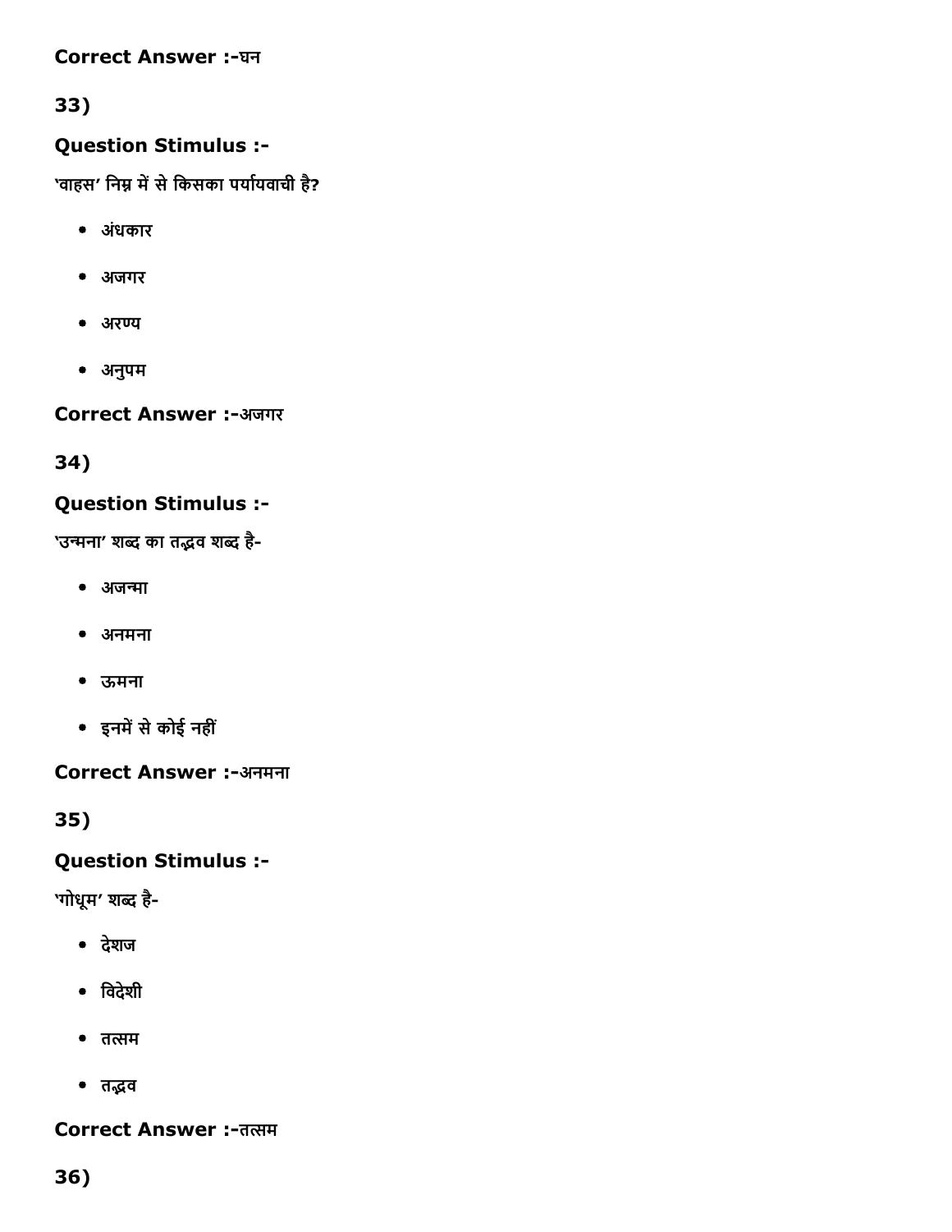**Correct Answer :-**घन

**33)**

**Question Stimulus :-**

'वाहस' निम्न में से किसका पर्यायवाची है?

- अंधकार
- अजगर
- अरण्य
- अनुपम

**Correct Answer :-**अजगर

**34)**

**Question Stimulus :-**

'उन्मना' शब्द का तद्भव शब्द है-

- अजन्मा
- अनमना
- ऊमना
- इनमें से कोई नहीं

**Correct Answer :-**अनमना

**35)**

**Question Stimulus :-**

'गोधूम' शब्द है-

- देशज
- विदेशी
- तत्सम
- तद्भव

**Correct Answer :-**तत्सम

**36)**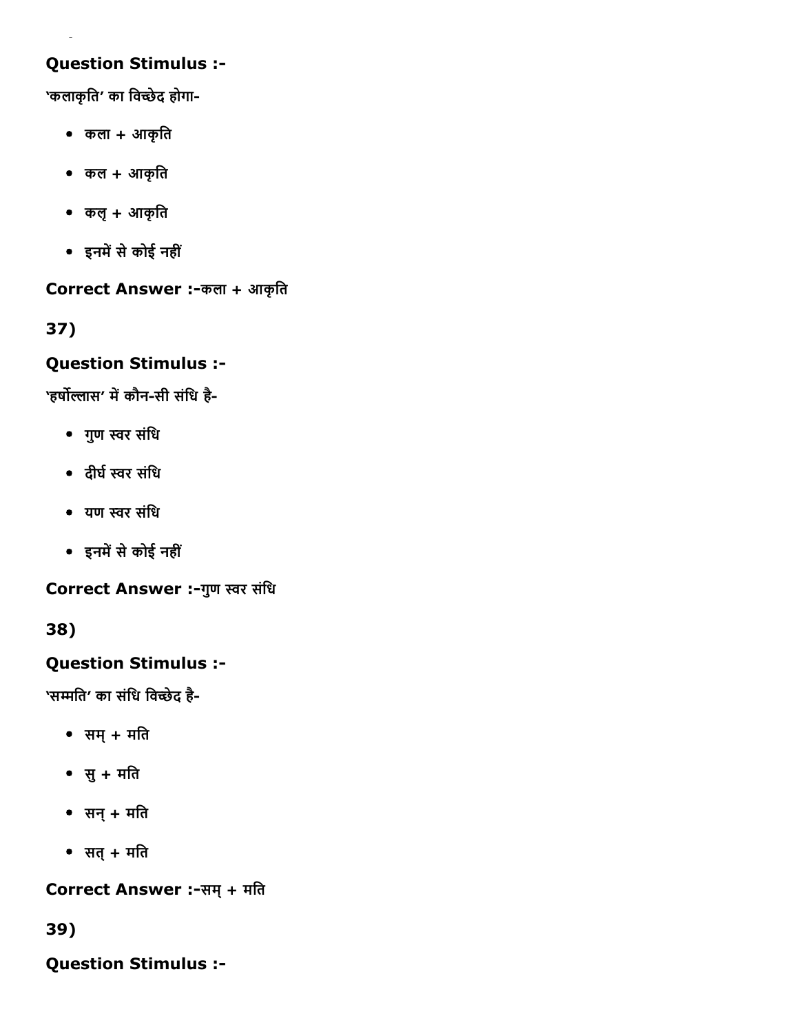**Question Stimulus :-**

'कलाकृति' का विच्छेद होगा-

- कला + आकृति
- कल + आकृति
- कलृ + आकृति
- इनमें से कोई नहीं

**Correct Answer :-**कला + आकृति

**37)**

**Question Stimulus :-**

'हर्षोल्लास' में कौन-सी संधि है-

- गुण स्वर संधि
- दीर्घ स्वर संधि
- यण स्वर संधि
- इनमें से कोई नहीं

**Correct Answer :-**गुण स्वर संधि

**38)**

**Question Stimulus :-**

'सम्मति' का संधि विच्छेद है-

- सम् + मति
- सु + मति
- सन् + मति
- सत् + मति

**Correct Answer :-**सम् + मति

**39)**

**Question Stimulus :-**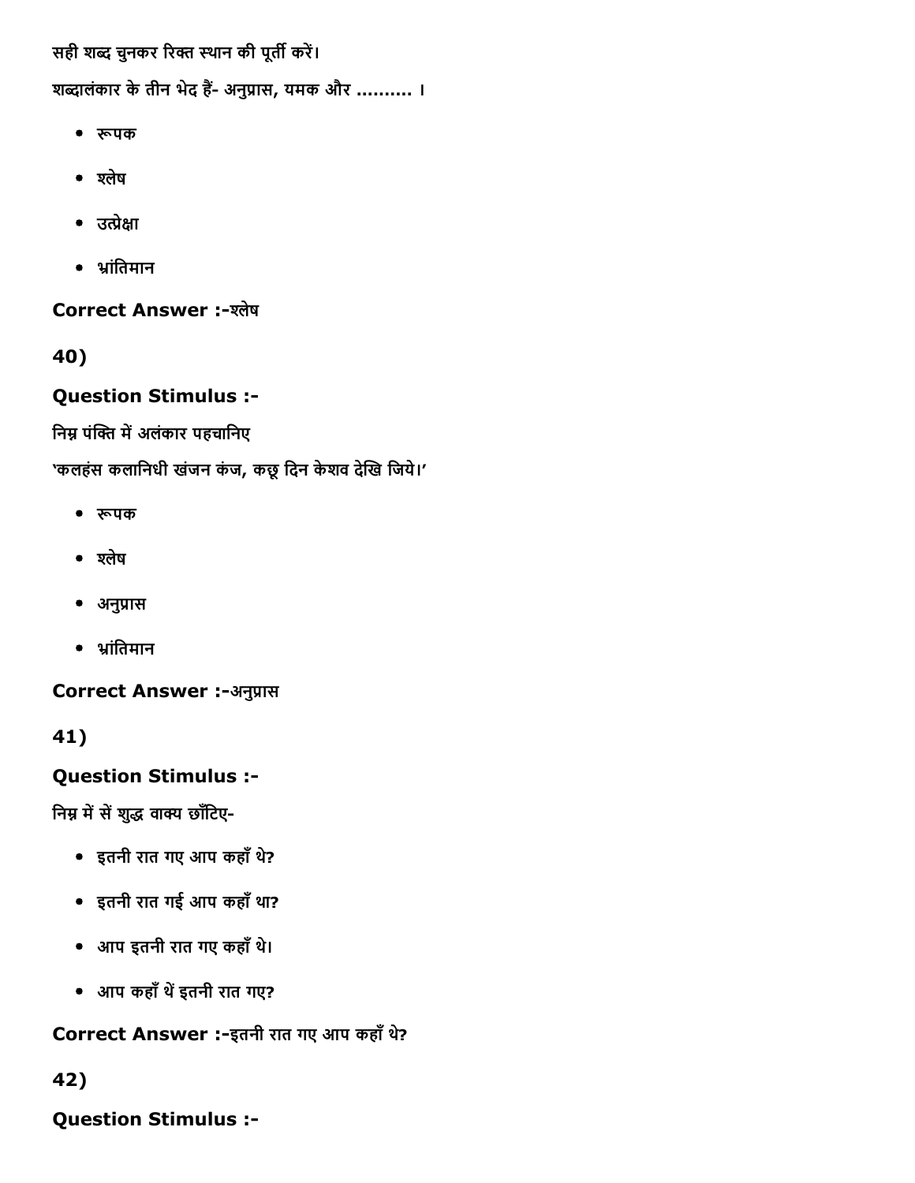सही शब्द चुनकर रिक्त स्थान की पूर्ती करें।

शब्दालंकार के तीन भेद हैं- अनुप्रास, यमक और .......... ।

- रूपक
- श्लेष
- उत्प्रेक्षा
- भ्रांतिमान

**Correct Answer :-**श्लेष

**40)**

**Question Stimulus :-**

निम्न पंक्ति में अलंकार पहचानिए

'कलहंस कलानिधी खंजन कंज, कछू दिन केशव देखि जिये।'

- रूपक
- श्लेष
- अनुप्रास
- भ्रांतिमान

**Correct Answer :-**अनुप्रास

**41)**

**Question Stimulus :-**

निम्न में सें शुद्ध वाक्य छाँटिए-

- इतनी रात गए आप कहाँ थे?
- इतनी रात गई आप कहाँ था?
- आप इतनी रात गए कहाँ थे।
- आप कहाँ थें इतनी रात गए?

**Correct Answer :-**इतनी रात गए आप कहाँ थे?

**42)**

**Question Stimulus :-**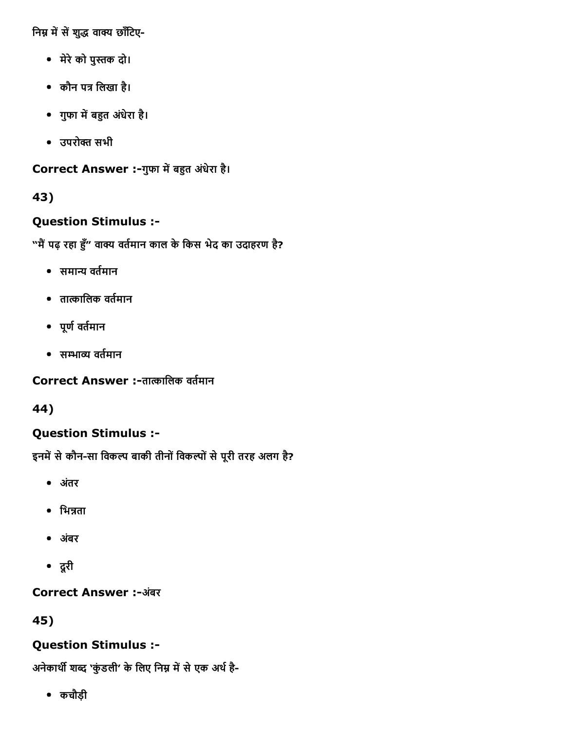निम्न में सें शुद्ध वाक्य छाँटिए-

- मेरे को पुस्तक दो।
- कौन पत्र लिखा है।
- गुफा में बहुत अंधेरा है।
- उपरोक्त सभी

**Correct Answer :-**गुफा में बहुत अंधेरा है।

**43)**

**Question Stimulus :-**

"मैं पढ़ रहा हुँ" वाक्य वर्तमान काल के किस भेद का उदाहरण है?

- समान्य वर्तमान
- तात्कालिक वर्तमान
- पूर्ण वर्तमान
- सम्भाव्य वर्तमान

**Correct Answer :-**तात्कालिक वर्तमान

**44)**

**Question Stimulus :-**

इनमें से कौन-सा विकल्प बाकी तीनों विकल्पों से पूरी तरह अलग है?

- अंतर
- भिन्नता
- अंबर
- दूरी

**Correct Answer :-**अंबर

**45)**

**Question Stimulus :-**

अनेकार्थी शब्द 'कुंडली' के लिए निम्न में से एक अर्थ है-

- कचौड़ी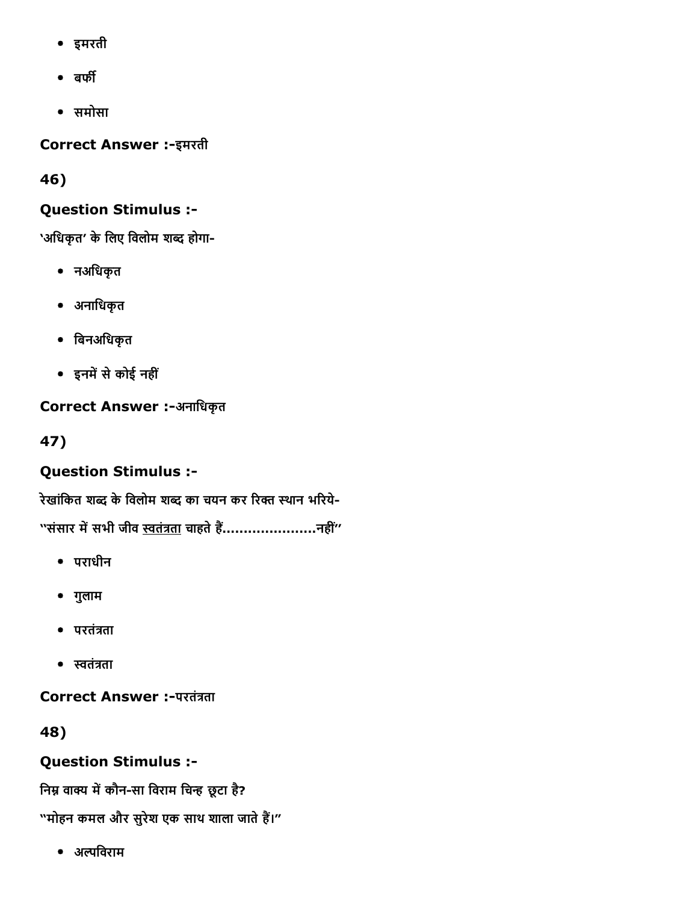- इमरती
- बर्फी
- समोसा

**Correct Answer :-**इमरती

**46)**

**Question Stimulus :-**

'अधिकृत' के लिए विलोम शब्द होगा-

- नअधिकृत
- अनाधिकृत
- बिनअधिकृत
- इनमें से कोई नहीं

**Correct Answer :-**अनाधिकृत

**47)**

**Question Stimulus :-**

रेखांकित शब्द के विलोम शब्द का चयन कर रिक्त स्थान भरिये-

"संसार में सभी जीव <u>स्वतंत्रता</u> चाहते हैं......................नहीं"

- पराधीन
- गुलाम
- परतंत्रता
- स्वतंत्रता

**Correct Answer :-**परतंत्रता

**48)**

**Question Stimulus :-**

निम्न वाक्य में कौन-सा विराम चिन्ह छूटा है?

"मोहन कमल और सुरेश एक साथ शाला जाते हैं।"

- अल्पविराम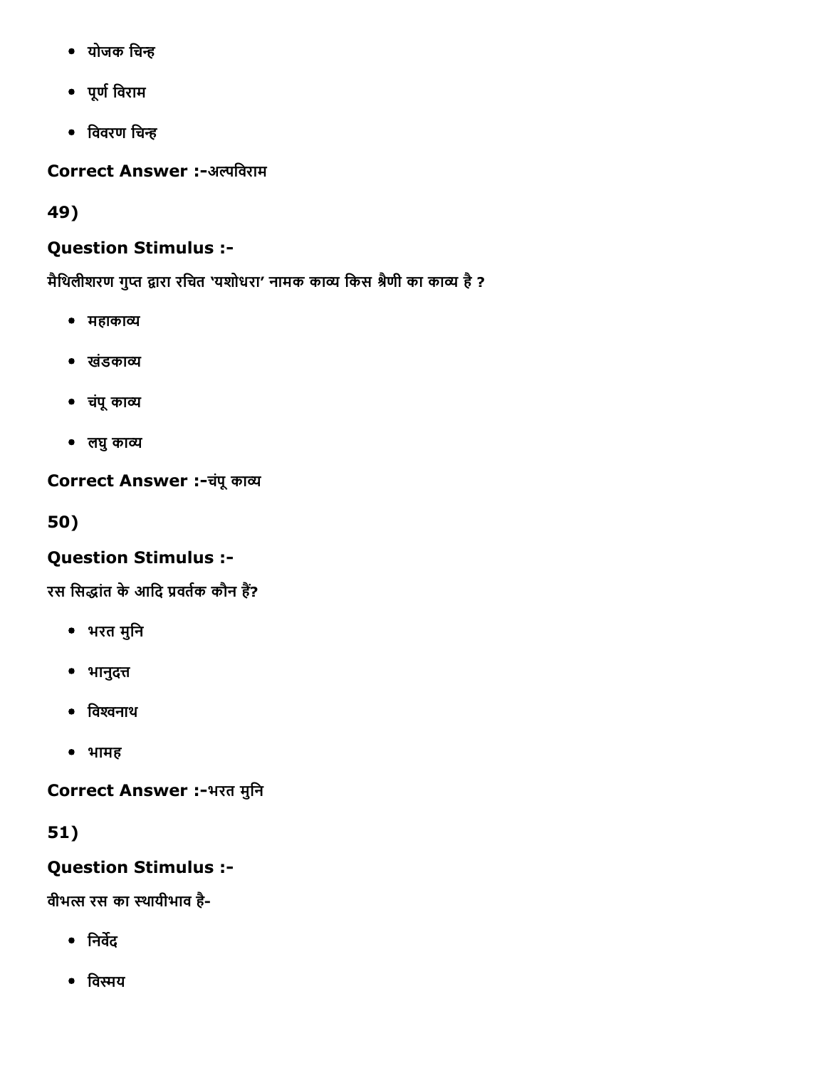- योजक चिन्ह
- पूर्ण विराम
- विवरण चिन्ह

**Correct Answer :-**अल्पविराम

**49)**

**Question Stimulus :-**

मैथिलीशरण गुप्त द्वारा रचित 'यशोधरा' नामक काव्य किस श्रैणी का काव्य है ?

- महाकाव्य
- खंडकाव्य
- चंपू काव्य
- लघु काव्य

**Correct Answer :-**चंपू काव्य

**50)**

**Question Stimulus :-**

रस सिद्धांत के आदि प्रवर्तक कौन हैं?

- भरत मुनि
- भानुदत्त
- विश्वनाथ
- भामह

**Correct Answer :-**भरत मुनि

**51)**

**Question Stimulus :-**

वीभत्स रस का स्थायीभाव है-

- निर्वेद
- विस्मय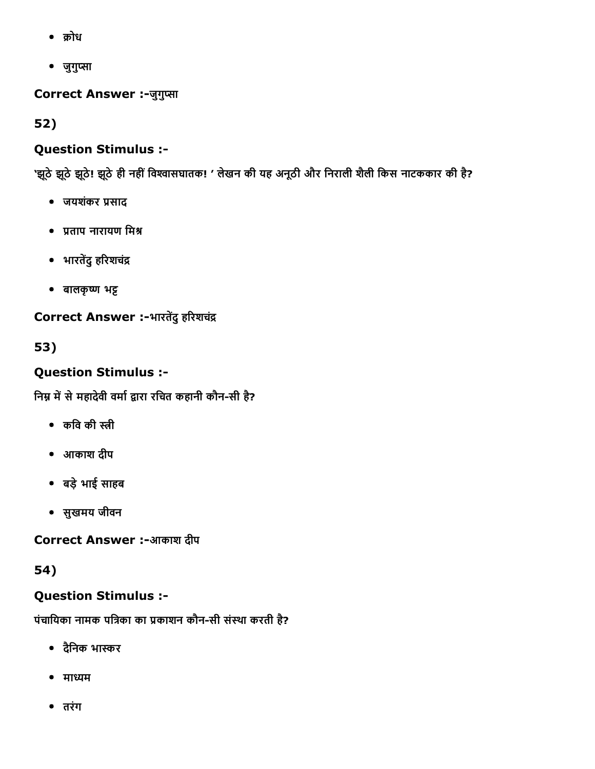- क्रोध
- जुगुप्सा

**Correct Answer :-**जुगुप्सा

**52)**

### Question Stimulus :-

'झूठे झूठे झूठे! झूठे ही नहीं विश्वासघातक! ' लेखन की यह अनूठी और निराली शैली किस नाटककार की है?

- जयशंकर प्रसाद
- प्रताप नारायण मिश्र
- भारतेंदु हरिशचंद्र
- बालकृष्ण भट्ट

**Correct Answer :-**भारतेंदु हरिशचंद्र

**53)**

### Question Stimulus :-

निम्न में से महादेवी वर्मा द्वारा रचित कहानी कौन-सी है?

- कवि की स्त्री
- आकाश दीप
- बड़े भाई साहब
- सुखमय जीवन

**Correct Answer :-**आकाश दीप

**54)**

### Question Stimulus :-

पंचायिका नामक पत्रिका का प्रकाशन कौन-सी संस्था करती है?

- दैनिक भास्कर
- माध्यम
- तरंग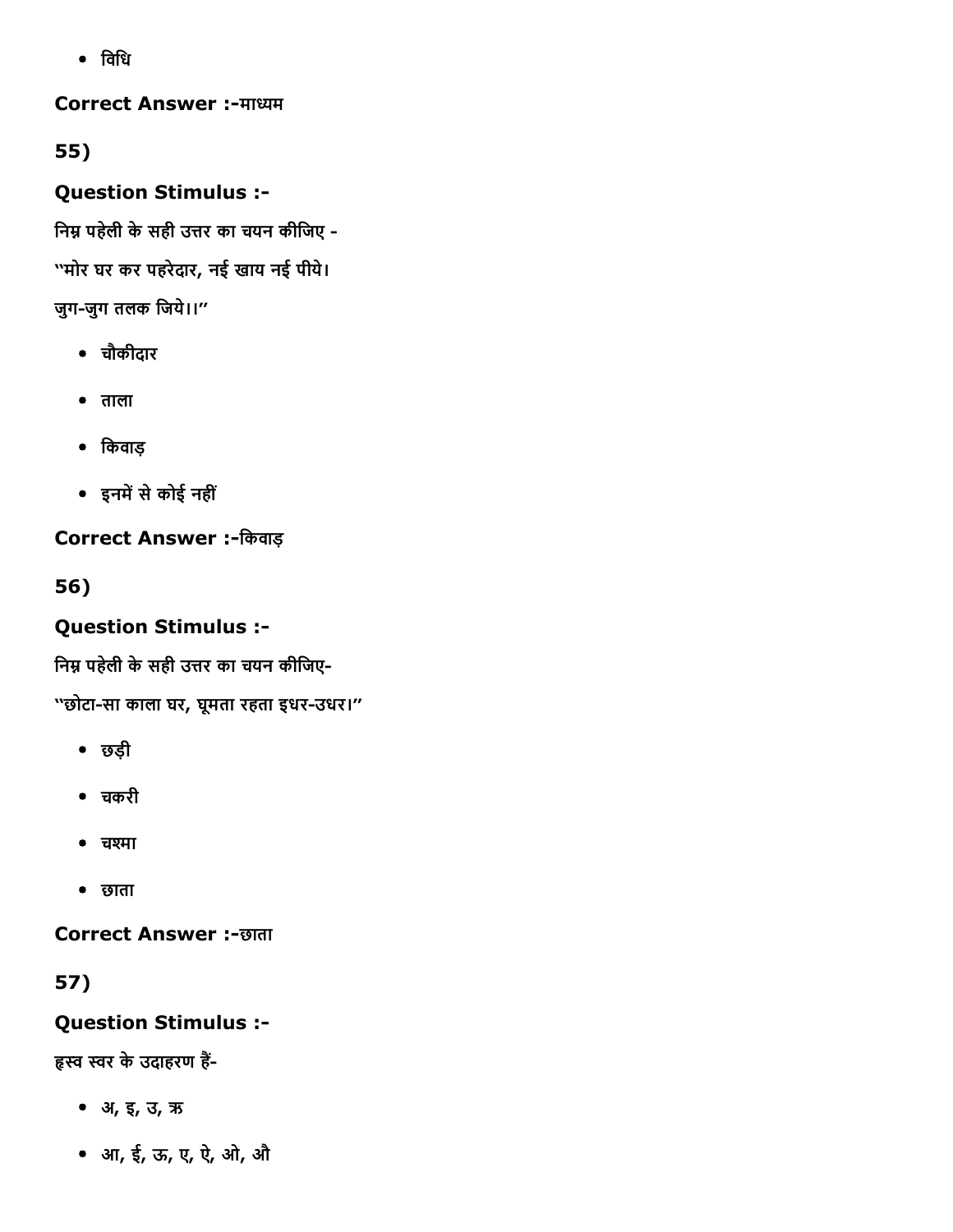- विधि

**Correct Answer :-**माध्यम

**55)**

**Question Stimulus :-**

निम्न पहेली के सही उत्तर का चयन कीजिए -

"मोर घर कर पहरेदार, नई खाय नई पीये।

जुग-जुग तलक जिये।।"

- चौकीदार
- ताला
- किवाड़
- इनमें से कोई नहीं

**Correct Answer :-**किवाड़

**56)**

**Question Stimulus :-**

निम्न पहेली के सही उत्तर का चयन कीजिए-

"छोटा-सा काला घर, घूमता रहता इधर-उधर।"

- छड़ी
- चकरी
- चश्मा
- छाता

**Correct Answer :-**छाता

**57)**

**Question Stimulus :-**

ह्रस्व स्वर के उदाहरण हैं-

- अ, इ, उ, ऋ
- आ, ई, ऊ, ए, ऐ, ओ, औ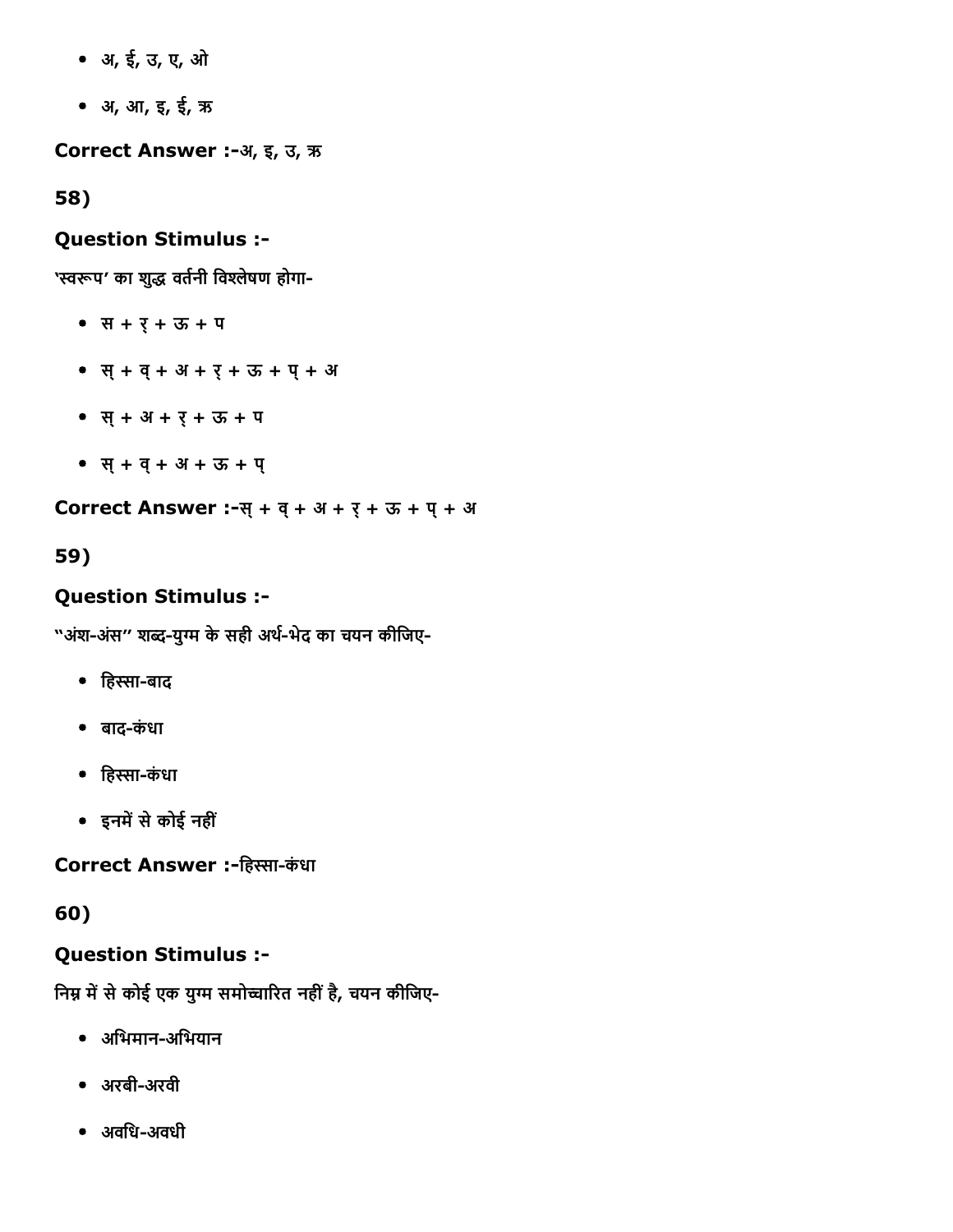- अ, ई, उ, ए, ओ
- अ, आ, इ, ई, ऋ

**Correct Answer :-**अ, इ, उ, ऋ

**58)**

**Question Stimulus :-**

'स्वरूप' का शुद्ध वर्तनी विश्लेषण होगा-

- स + र् + ऊ + प
- स् + व् + अ + र् + ऊ + प् + अ
- स् + अ + र् + ऊ + प
- स् + व् + अ + ऊ + प्

**Correct Answer :-**स् + व् + अ + र् + ऊ + प् + अ

**59)**

**Question Stimulus :-**

"अंश-अंस" शब्द-युग्म के सही अर्थ-भेद का चयन कीजिए-

- हिस्सा-बाद
- बाद-कंधा
- हिस्सा-कंधा
- इनमें से कोई नहीं

**Correct Answer :-**हिस्सा-कंधा

**60)**

**Question Stimulus :-**

निम्न में से कोई एक युग्म समोच्चारित नहीं है, चयन कीजिए-

- अभिमान-अभियान
- अरबी-अरवी
- अवधि-अवधी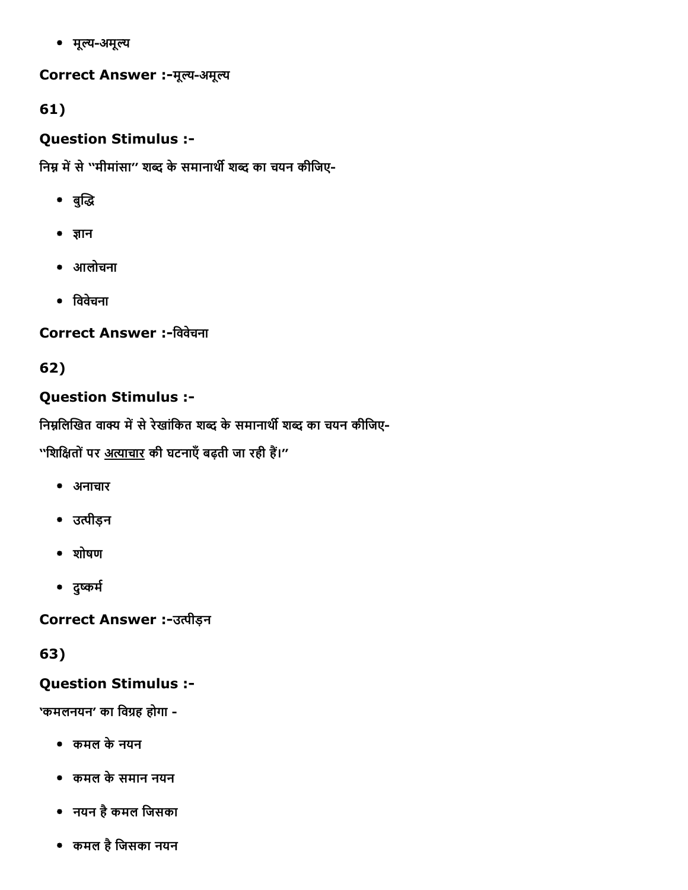- मूल्य-अमूल्य

**Correct Answer :-**मूल्य-अमूल्य

**61)**

**Question Stimulus :-**

निम्न में से ''मीमांसा'' शब्द के समानार्थी शब्द का चयन कीजिए-

- बुद्धि
- ज्ञान
- आलोचना
- विवेचना

**Correct Answer :-**विवेचना

**62)**

**Question Stimulus :-**

निम्नलिखित वाक्य में से रेखांकित शब्द के समानार्थी शब्द का चयन कीजिए-

''शिक्षितों पर <u>अत्याचार</u> की घटनाएँ बढ़ती जा रही हैं।''

- अनाचार
- उत्पीड़न
- शोषण
- दुष्कर्म

**Correct Answer :-**उत्पीड़न

**63)**

**Question Stimulus :-**

'कमलनयन' का विग्रह होगा -

- कमल के नयन
- कमल के समान नयन
- नयन है कमल जिसका
- कमल है जिसका नयन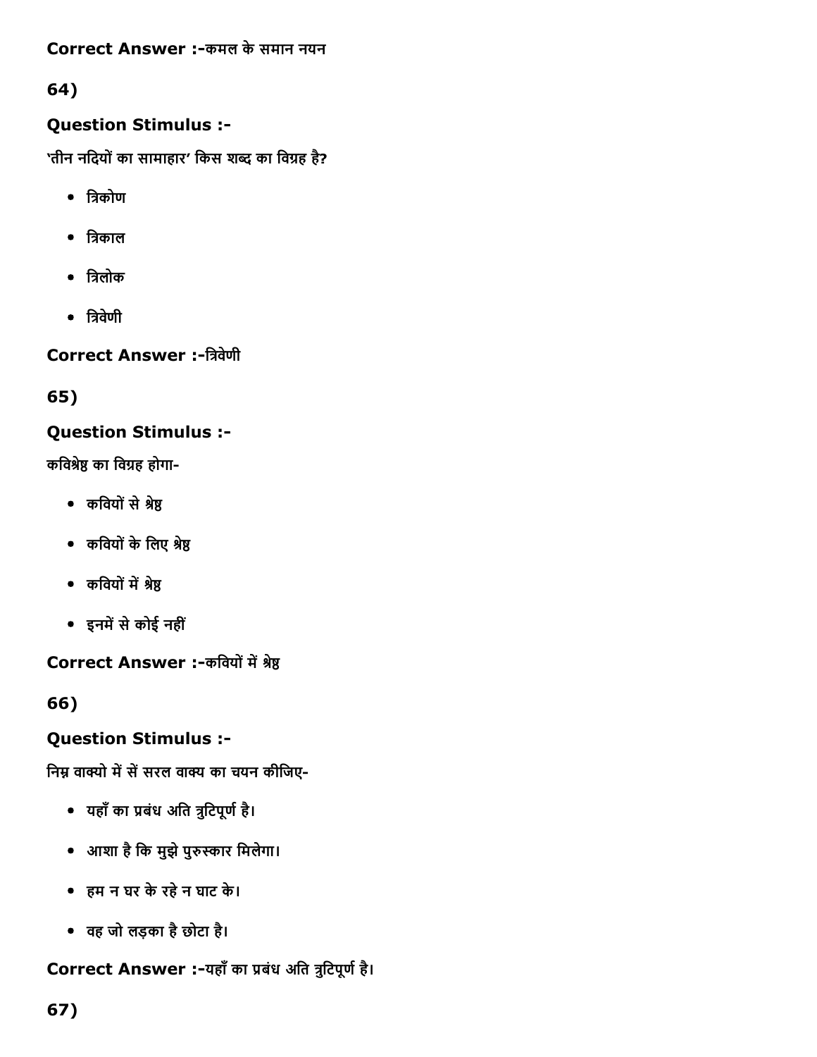**Correct Answer :-**कमल के समान नयन

**64)**

**Question Stimulus :-**

'तीन नदियों का सामाहार' किस शब्द का विग्रह है?

- त्रिकोण
- त्रिकाल
- त्रिलोक
- त्रिवेणी

**Correct Answer :-**त्रिवेणी

**65)**

**Question Stimulus :-**

कविश्रेष्ठ का विग्रह होगा-

- कवियों से श्रेष्ठ
- कवियों के लिए श्रेष्ठ
- कवियों में श्रेष्ठ
- इनमें से कोई नहीं

**Correct Answer :-**कवियों में श्रेष्ठ

**66)**

**Question Stimulus :-**

निम्न वाक्यो में सें सरल वाक्य का चयन कीजिए-

- यहाँ का प्रबंध अति त्रुटिपूर्ण है।
- आशा है कि मुझे पुरुस्कार मिलेगा।
- हम न घर के रहे न घाट के।
- वह जो लड़का है छोटा है।

**Correct Answer :-**यहाँ का प्रबंध अति त्रुटिपूर्ण है।

**67)**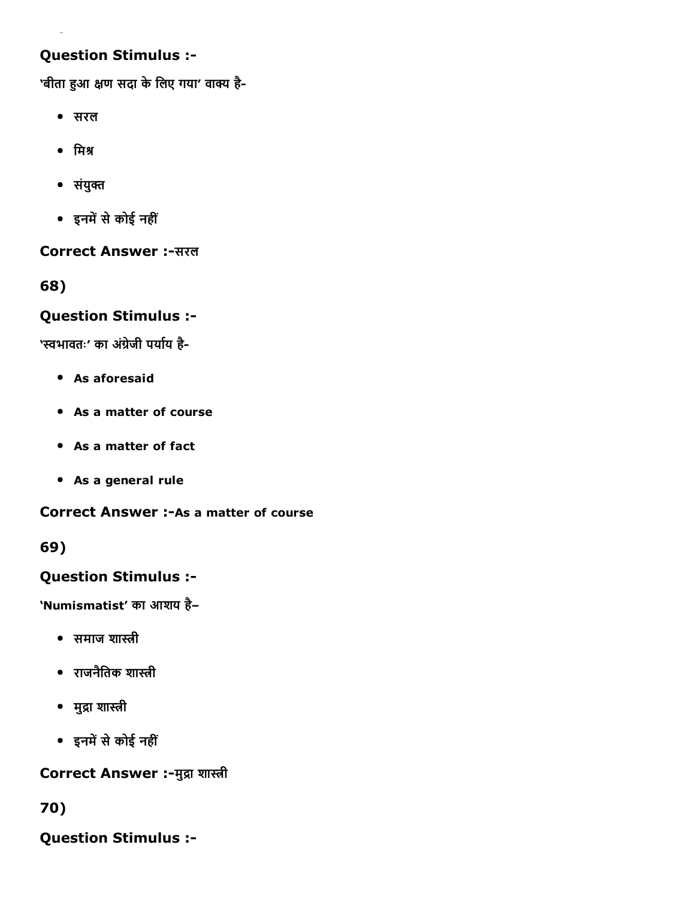**Question Stimulus :-**

'बीता हुआ क्षण सदा के लिए गया' वाक्य है-

- सरल
- मिश्र
- संयुक्त
- इनमें से कोई नहीं

**Correct Answer :-**सरल

**68)**

**Question Stimulus :-**

'स्वभावतः' का अंग्रेजी पर्याय है-

- **As aforesaid**
- **As a matter of course**
- **As a matter of fact**
- **As a general rule**

**Correct Answer :-As a matter of course**

**69)**

**Question Stimulus :-**

**'Numismatist'** का आशय है–

- समाज शास्त्री
- राजनैतिक शास्त्री
- मुद्रा शास्त्री
- इनमें से कोई नहीं

**Correct Answer :-**मुद्रा शास्त्री

**70)**

**Question Stimulus :-**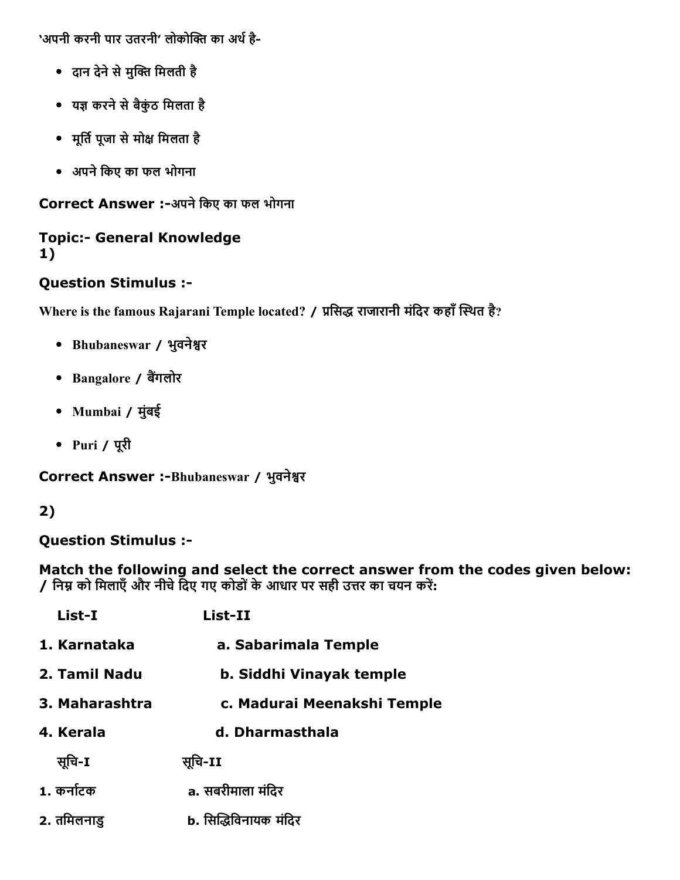'अपनी करनी पार उतरनी' लोकोक्ति का अर्थ है-

- दान देने से मुक्ति मिलती है
- यज्ञ करने से बैकुंठ मिलता है
- मूर्ति पूजा से मोक्ष मिलता है
- अपने किए का फल भोगना

**Correct Answer :-**अपने किए का फल भोगना

**Topic:- General Knowledge**

**1)**

**Question Stimulus :-**

Where is the famous Rajarani Temple located? / प्रसिद्ध राजारानी मंदिर कहाँ स्थित है?

- Bhubaneswar / भुवनेश्वर
- Bangalore / बैंगलोर
- Mumbai / मुंबई
- Puri / पूरी

**Correct Answer :-**Bhubaneswar / भुवनेश्वर

**2)**

**Question Stimulus :-**

**Match the following and select the correct answer from the codes given below: / निम्न को मिलाएँ और नीचे दिए गए कोडों के आधार पर सही उत्तर का चयन करें:**

| List-I | List-II |
|---|---|
| 1. Karnataka | a. Sabarimala Temple |
| 2. Tamil Nadu | b. Siddhi Vinayak temple |
| 3. Maharashtra | c. Madurai Meenakshi Temple |
| 4. Kerala | d. Dharmasthala |

| सूचि-I | सूचि-II |
|---|---|
| 1. कर्नाटक | a. सबरीमाला मंदिर |
| 2. तमिलनाडु | b. सिद्धिविनायक मंदिर |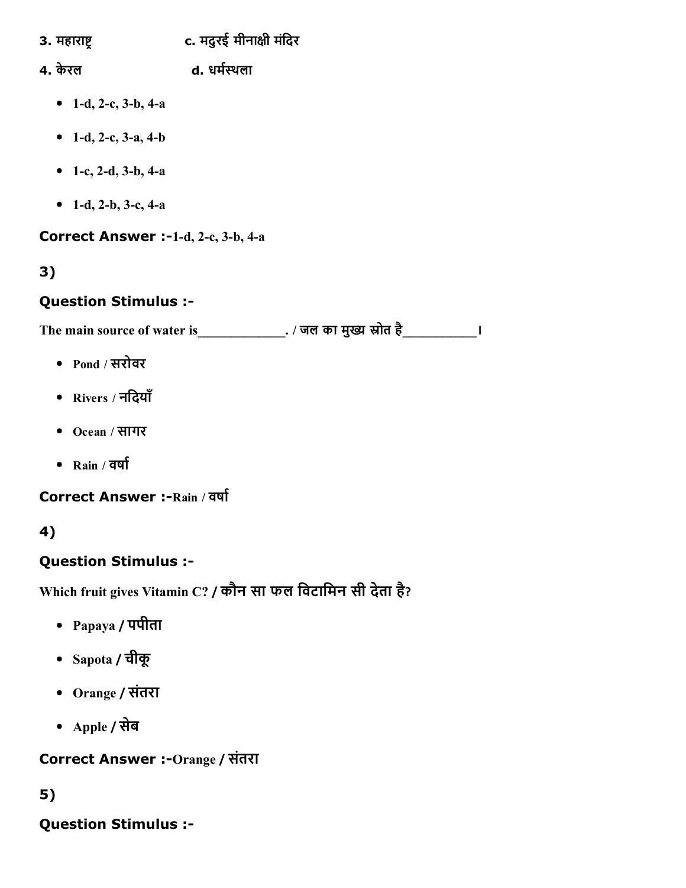3. महाराष्ट्र c. मदुरई मीनाक्षी मंदिर

4. केरल d. धर्मस्थला

- 1-d, 2-c, 3-b, 4-a
- 1-d, 2-c, 3-a, 4-b
- 1-c, 2-d, 3-b, 4-a
- 1-d, 2-b, 3-c, 4-a

**Correct Answer :-**1-d, 2-c, 3-b, 4-a

## 3)

### Question Stimulus :-

The main source of water is_____________. / जल का मुख्य स्रोत है___________।

- Pond / सरोवर
- Rivers / नदियाँ
- Ocean / सागर
- Rain / वर्षा

**Correct Answer :-**Rain / वर्षा

## 4)

### Question Stimulus :-

Which fruit gives Vitamin C? / कौन सा फल विटामिन सी देता है?

- Papaya / पपीता
- Sapota / चीकू
- Orange / संतरा
- Apple / सेब

**Correct Answer :-**Orange / संतरा

## 5)

### Question Stimulus :-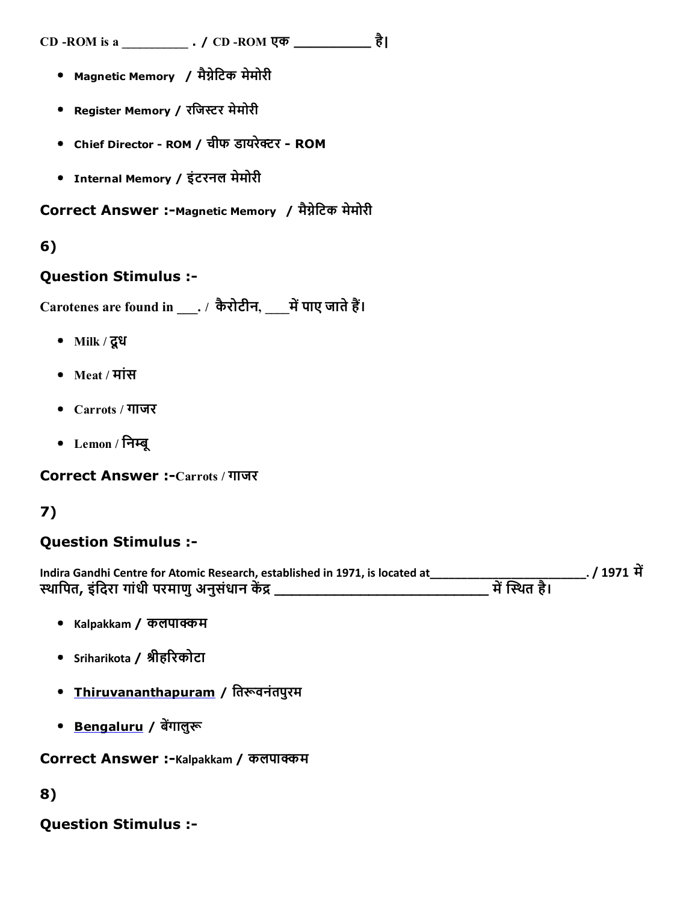CD -ROM is a __________ . / CD -ROM एक __________ है।

- Magnetic Memory / मैग्नेटिक मेमोरी
- Register Memory / रजिस्टर मेमोरी
- Chief Director - ROM / चीफ डायरेक्टर - ROM
- Internal Memory / इंटरनल मेमोरी

**Correct Answer :-**Magnetic Memory / मैग्नेटिक मेमोरी

## 6)

### Question Stimulus :-

Carotenes are found in ___. / कैरोटीन, ___में पाए जाते हैं।

- Milk / दूध
- Meat / मांस
- Carrots / गाजर
- Lemon / निम्बू

**Correct Answer :-**Carrots / गाजर

## 7)

### Question Stimulus :-

Indira Gandhi Centre for Atomic Research, established in 1971, is located at________________________. / 1971 में स्थापित, इंदिरा गांधी परमाणु अनुसंधान केंद्र ___________________________ में स्थित है।

- Kalpakkam / कलपाक्कम
- Sriharikota / श्रीहरिकोटा
- Thiruvananthapuram / तिरूवनंतपुरम
- Bengaluru / बेंगालुरू

**Correct Answer :-**Kalpakkam / कलपाक्कम

## 8)

### Question Stimulus :-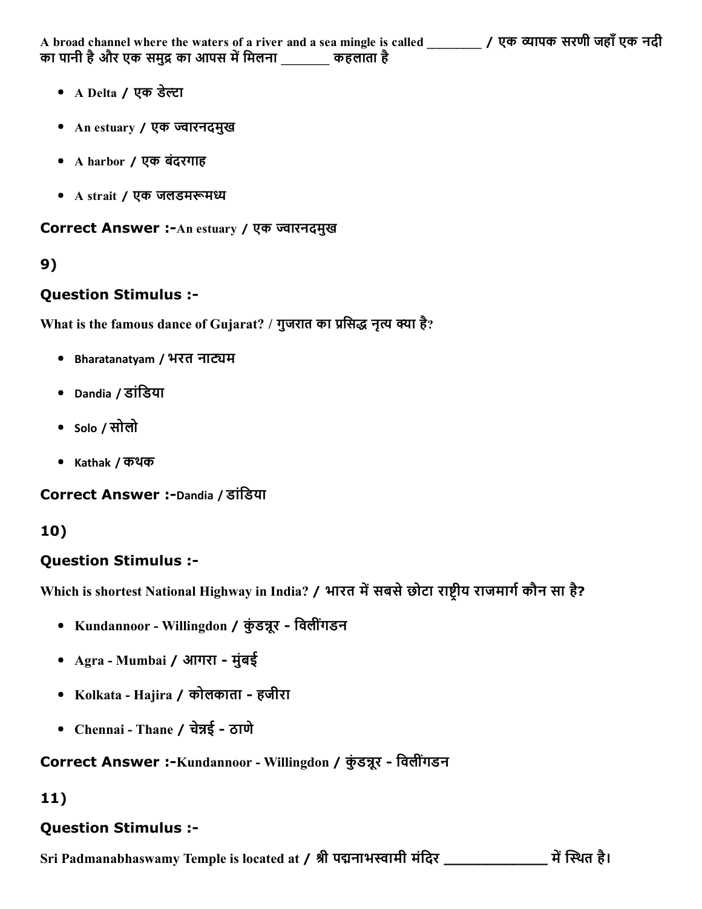A broad channel where the waters of a river and a sea mingle is called ________ / एक व्यापक सरणी जहाँ एक नदी का पानी है और एक समुद्र का आपस में मिलना _______ कहलाता है

- A Delta / एक डेल्टा
- An estuary / एक ज्वारनदमुख
- A harbor / एक बंदरगाह
- A strait / एक जलडमरूमध्य

**Correct Answer :-**An estuary / एक ज्वारनदमुख

## 9)

### Question Stimulus :-

What is the famous dance of Gujarat? / गुजरात का प्रसिद्ध नृत्य क्या है?

- Bharatanatyam / भरत नाट्यम
- Dandia / डांडिया
- Solo / सोलो
- Kathak / कथक

**Correct Answer :-**Dandia / डांडिया

## 10)

### Question Stimulus :-

Which is shortest National Highway in India? / भारत में सबसे छोटा राष्ट्रीय राजमार्ग कौन सा है?

- Kundannoor - Willingdon / कुंडन्नूर - विलींगडन
- Agra - Mumbai / आगरा - मुंबई
- Kolkata - Hajira / कोलकाता - हजीरा
- Chennai - Thane / चेन्नई - ठाणे

**Correct Answer :-**Kundannoor - Willingdon / कुंडन्नूर - विलींगडन

## 11)

### Question Stimulus :-

Sri Padmanabhaswamy Temple is located at / श्री पद्मनाभस्वामी मंदिर ____________ में स्थित है।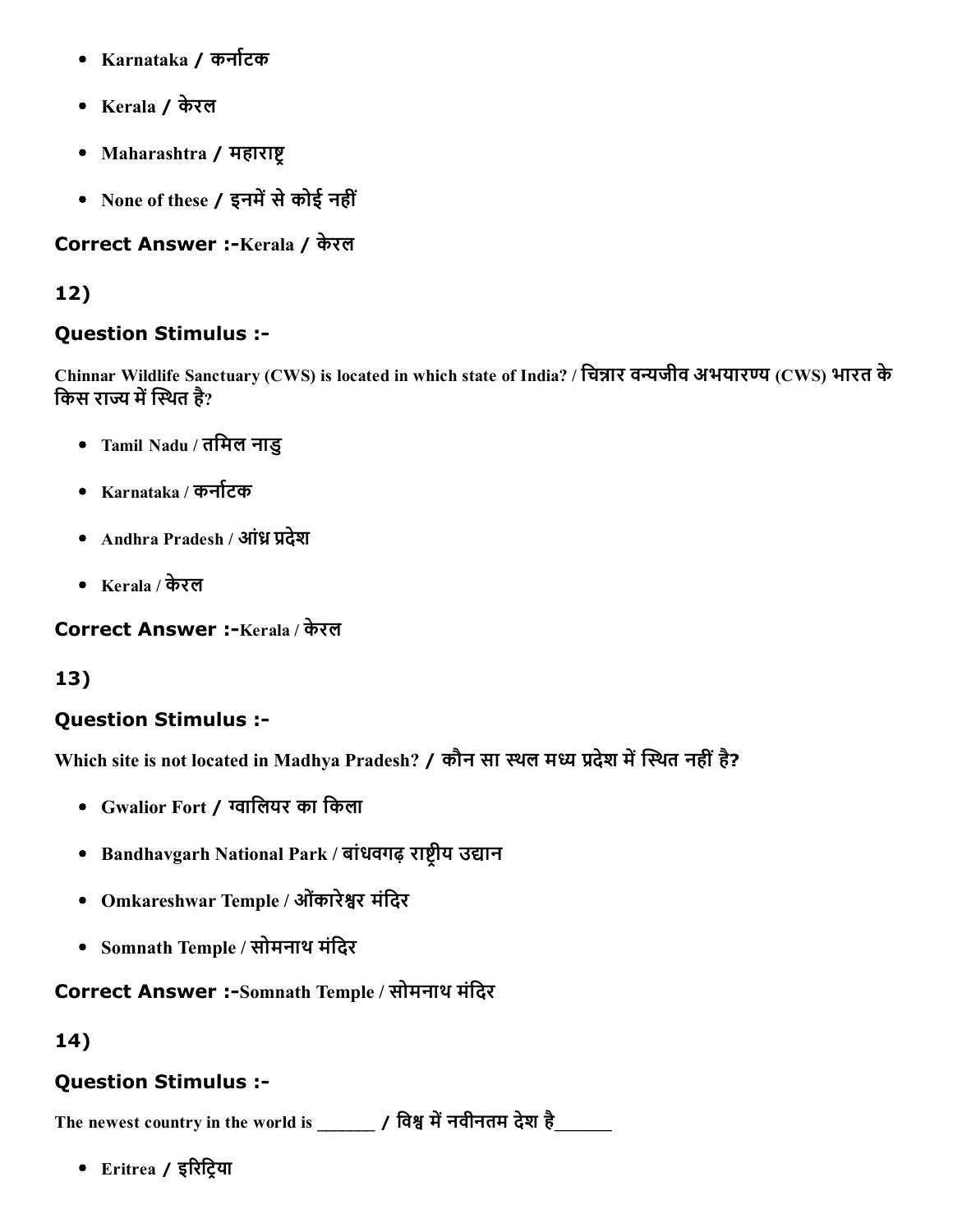- Karnataka / कर्नाटक
- Kerala / केरल
- Maharashtra / महाराष्ट्र
- None of these / इनमें से कोई नहीं

### Correct Answer :-Kerala / केरल

### 12)

### Question Stimulus :-

Chinnar Wildlife Sanctuary (CWS) is located in which state of India? / चिन्नार वन्यजीव अभयारण्य (CWS) भारत के किस राज्य में स्थित है?

- Tamil Nadu / तमिल नाडु
- Karnataka / कर्नाटक
- Andhra Pradesh / आंध्र प्रदेश
- Kerala / केरल

### Correct Answer :-Kerala / केरल

### 13)

### Question Stimulus :-

Which site is not located in Madhya Pradesh? / कौन सा स्थल मध्य प्रदेश में स्थित नहीं है?

- Gwalior Fort / ग्वालियर का किला
- Bandhavgarh National Park / बांधवगढ़ राष्ट्रीय उद्यान
- Omkareshwar Temple / ओंकारेश्वर मंदिर
- Somnath Temple / सोमनाथ मंदिर

### Correct Answer :-Somnath Temple / सोमनाथ मंदिर

### 14)

### Question Stimulus :-

The newest country in the world is _______ / विश्व में नवीनतम देश है_______

- Eritrea / इरिट्रिया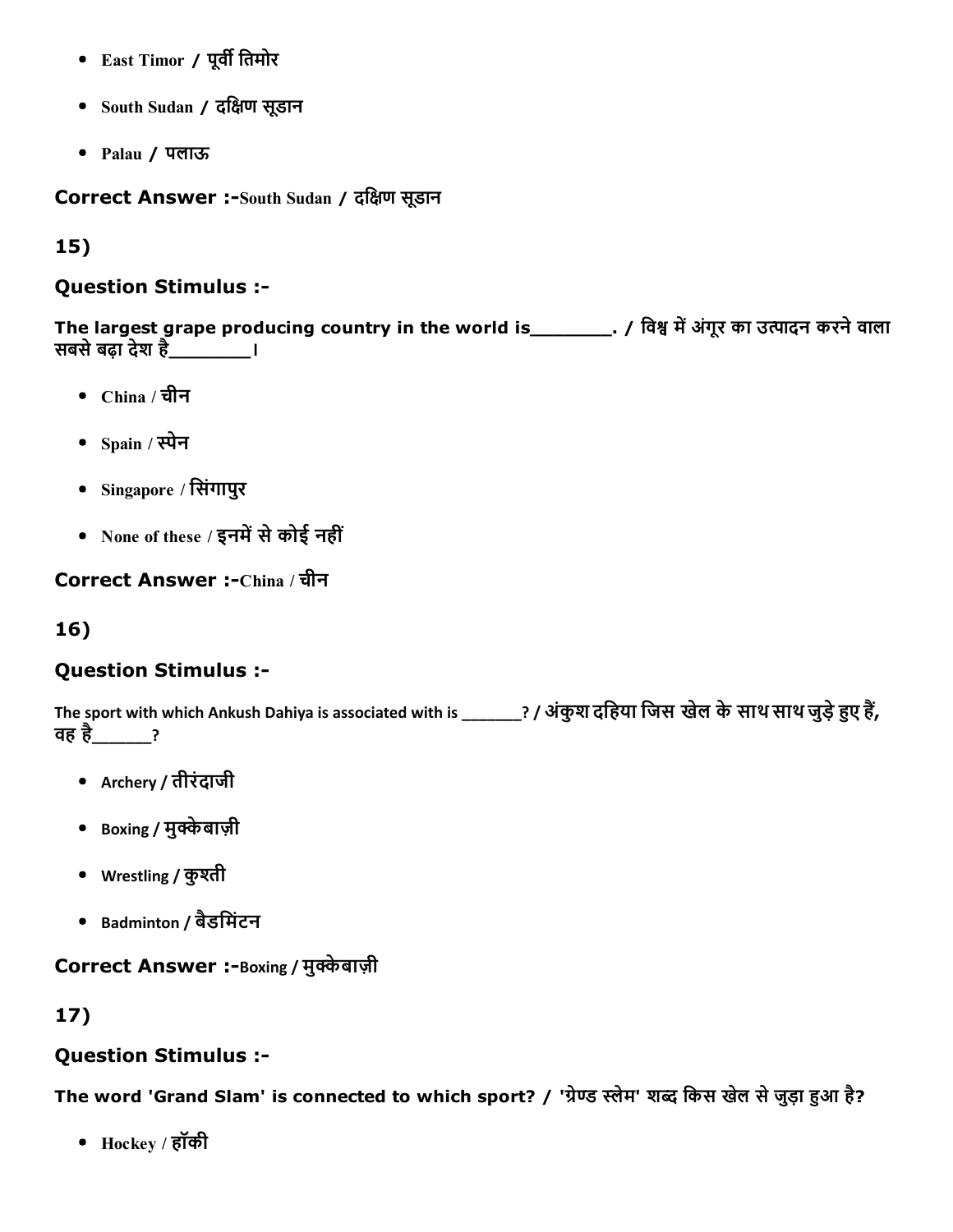- East Timor / पूर्वी तिमोर
- South Sudan / दक्षिण सूडान
- Palau / पलाऊ

**Correct Answer :-**South Sudan / दक्षिण सूडान

**15)**

**Question Stimulus :-**

**The largest grape producing country in the world is________. / विश्व में अंगूर का उत्पादन करने वाला सबसे बढ़ा देश है________।**

- China / चीन
- Spain / स्पेन
- Singapore / सिंगापुर
- None of these / इनमें से कोई नहीं

**Correct Answer :-**China / चीन

**16)**

**Question Stimulus :-**

The sport with which Ankush Dahiya is associated with is _______? / अंकुश दहिया जिस खेल के साथ साथ जुड़े हुए हैं, वह है______?

- Archery / तीरंदाजी
- Boxing / मुक्केबाज़ी
- Wrestling / कुश्ती
- Badminton / बैडमिंटन

**Correct Answer :-**Boxing / मुक्केबाज़ी

**17)**

**Question Stimulus :-**

**The word 'Grand Slam' is connected to which sport? / 'ग्रेण्ड स्लेम' शब्द किस खेल से जुड़ा हुआ है?**

- Hockey / हॉकी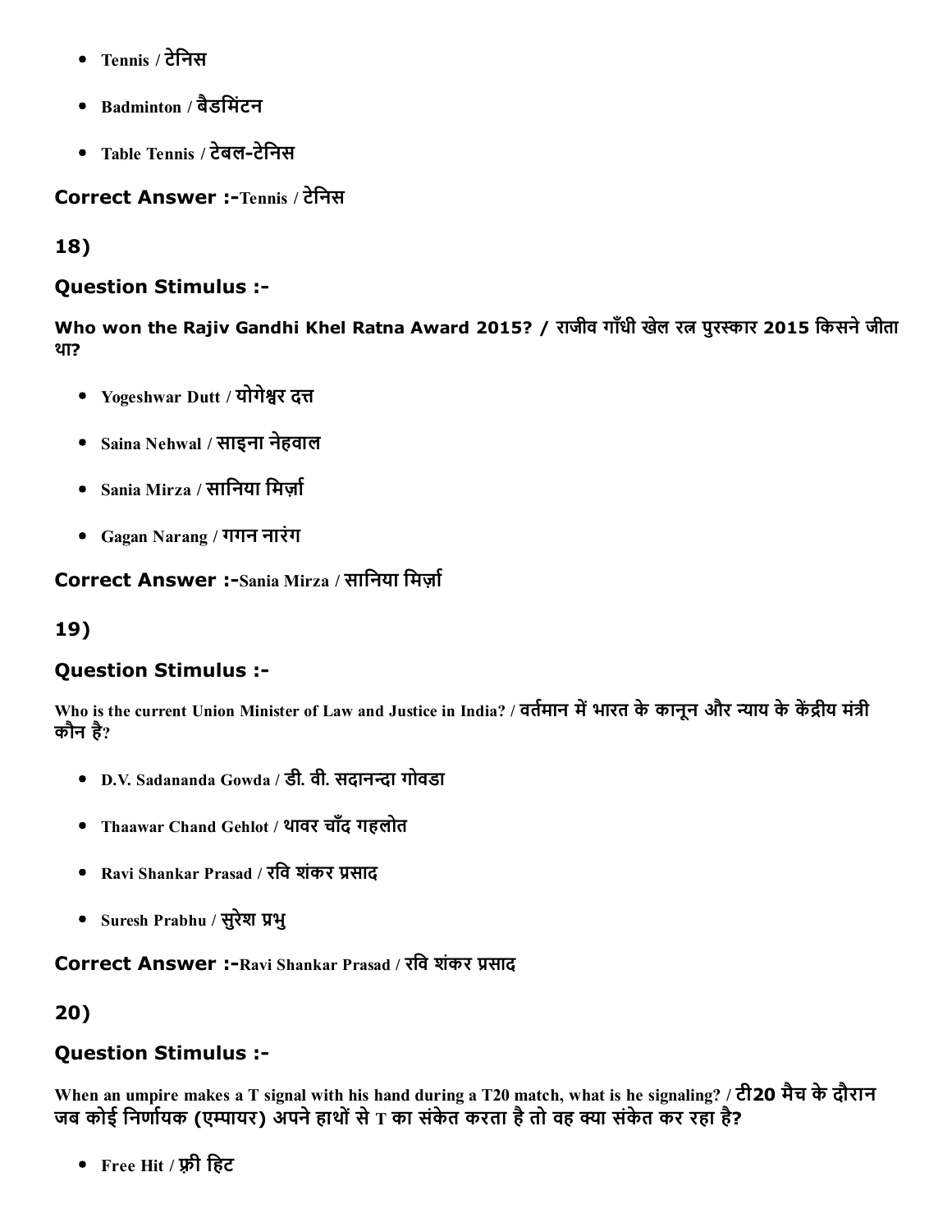- Tennis / टेनिस
- Badminton / बैडमिंटन
- Table Tennis / टेबल-टेनिस

**Correct Answer :-**Tennis / टेनिस

## 18)

### Question Stimulus :-

**Who won the Rajiv Gandhi Khel Ratna Award 2015? / राजीव गाँधी खेल रत्न पुरस्कार 2015 किसने जीता था?**

- Yogeshwar Dutt / योगेश्वर दत्त
- Saina Nehwal / साइना नेहवाल
- Sania Mirza / सानिया मिर्ज़ा
- Gagan Narang / गगन नारंग

**Correct Answer :-**Sania Mirza / सानिया मिर्ज़ा

## 19)

### Question Stimulus :-

**Who is the current Union Minister of Law and Justice in India? / वर्तमान में भारत के कानून और न्याय के केंद्रीय मंत्री कौन है?**

- D.V. Sadananda Gowda / डी. वी. सदानन्दा गोवडा
- Thaawar Chand Gehlot / थावर चाँद गहलोत
- Ravi Shankar Prasad / रवि शंकर प्रसाद
- Suresh Prabhu / सुरेश प्रभु

**Correct Answer :-**Ravi Shankar Prasad / रवि शंकर प्रसाद

## 20)

### Question Stimulus :-

**When an umpire makes a T signal with his hand during a T20 match, what is he signaling? / टी20 मैच के दौरान जब कोई निर्णायक (एम्पायर) अपने हाथों से T का संकेत करता है तो वह क्या संकेत कर रहा है?**

- Free Hit / फ्री हिट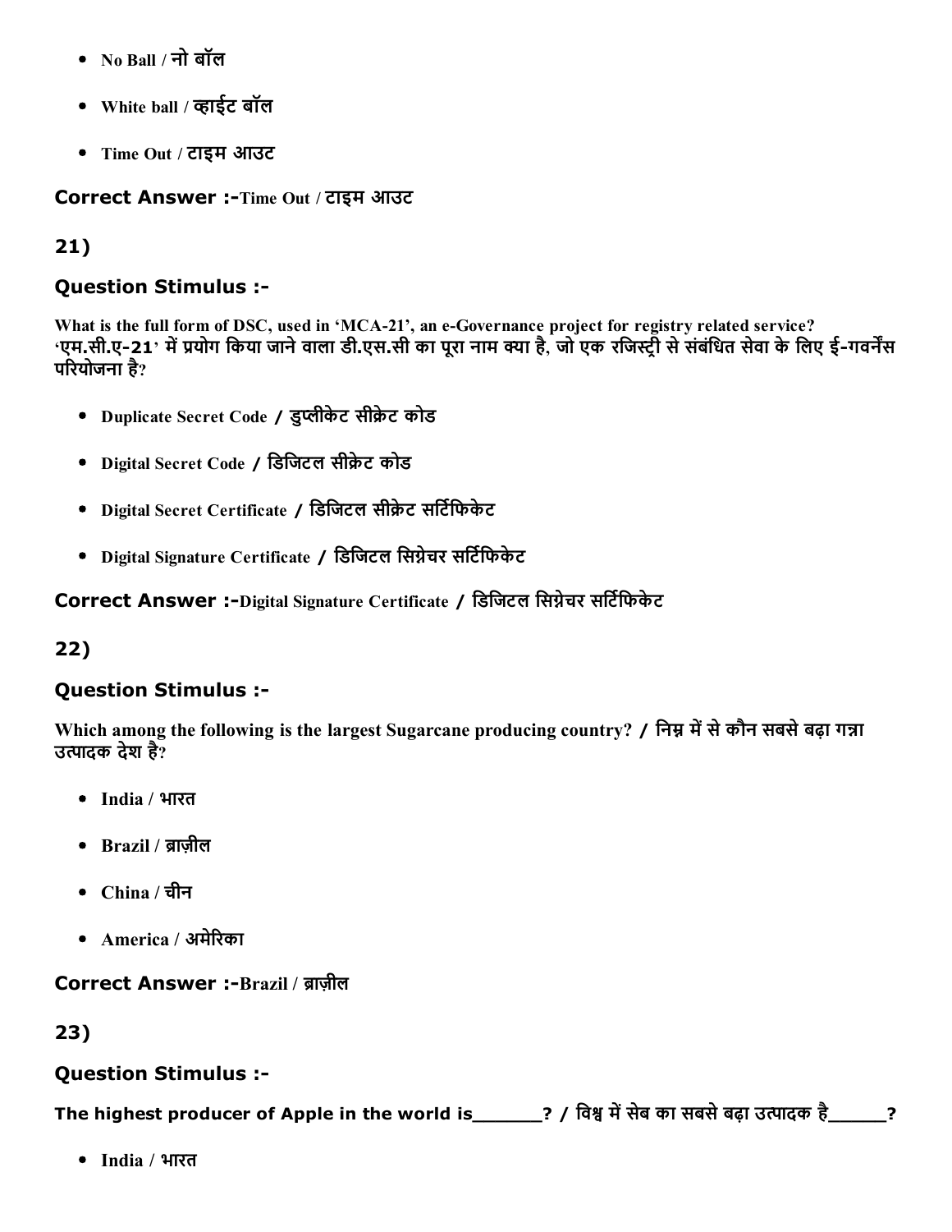- No Ball / नो बॉल
- White ball / व्हाईट बॉल
- Time Out / टाइम आउट

**Correct Answer :-**Time Out / टाइम आउट

**21)**

### Question Stimulus :-

**What is the full form of DSC, used in 'MCA-21', an e-Governance project for registry related service? 'एम.सी.ए-21' में प्रयोग किया जाने वाला डी.एस.सी का पूरा नाम क्या है, जो एक रजिस्ट्री से संबंधित सेवा के लिए ई-गवर्नेंस परियोजना है?**

- Duplicate Secret Code / डुप्लीकेट सीक्रेट कोड
- Digital Secret Code / डिजिटल सीक्रेट कोड
- Digital Secret Certificate / डिजिटल सीक्रेट सर्टिफिकेट
- Digital Signature Certificate / डिजिटल सिग्नेचर सर्टिफिकेट

**Correct Answer :-**Digital Signature Certificate / डिजिटल सिग्नेचर सर्टिफिकेट

**22)**

### Question Stimulus :-

**Which among the following is the largest Sugarcane producing country? / निम्न में से कौन सबसे बढ़ा गन्ना उत्पादक देश है?**

- India / भारत
- Brazil / ब्राज़ील
- China / चीन
- America / अमेरिका

**Correct Answer :-**Brazil / ब्राज़ील

**23)**

### Question Stimulus :-

**The highest producer of Apple in the world is_______? / विश्व में सेब का सबसे बढ़ा उत्पादक है______?**

- India / भारत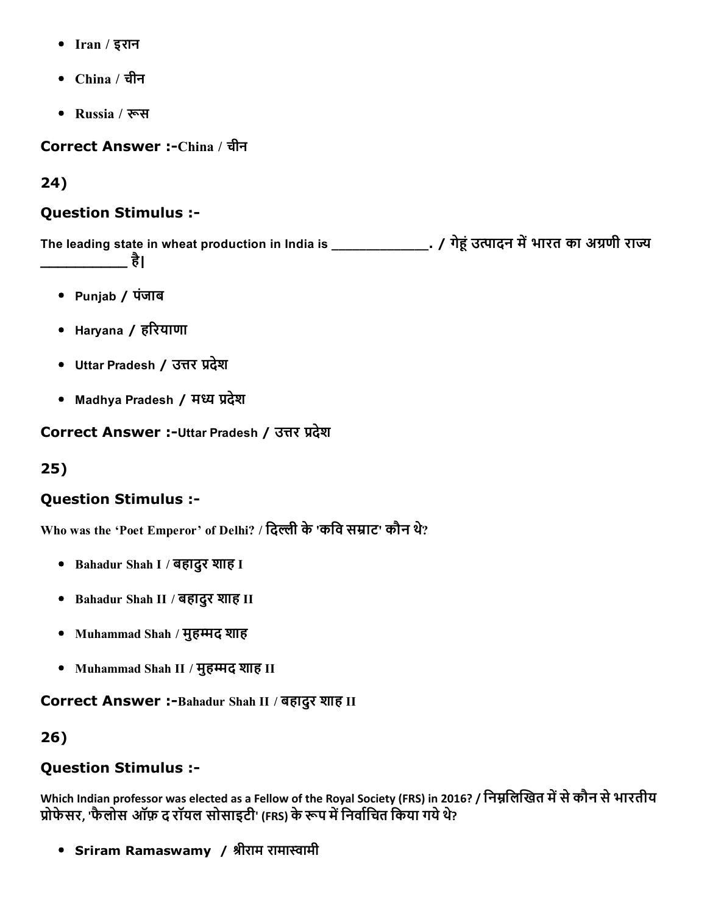- Iran / इरान
- China / चीन
- Russia / रूस

**Correct Answer :-**China / चीन

**24)**

**Question Stimulus :-**

The leading state in wheat production in India is _____________. / गेहूं उत्पादन में भारत का अग्रणी राज्य __________ है|

- Punjab / पंजाब
- Haryana / हरियाणा
- Uttar Pradesh / उत्तर प्रदेश
- Madhya Pradesh / मध्य प्रदेश

**Correct Answer :-**Uttar Pradesh / उत्तर प्रदेश

**25)**

**Question Stimulus :-**

Who was the 'Poet Emperor' of Delhi? / दिल्ली के 'कवि सम्राट' कौन थे?

- Bahadur Shah I / बहादुर शाह I
- Bahadur Shah II / बहादुर शाह II
- Muhammad Shah / मुहम्मद शाह
- Muhammad Shah II / मुहम्मद शाह II

**Correct Answer :-**Bahadur Shah II / बहादुर शाह II

**26)**

**Question Stimulus :-**

Which Indian professor was elected as a Fellow of the Royal Society (FRS) in 2016? / निम्नलिखित में से कौन से भारतीय प्रोफेसर, 'फैलोस ऑफ़ द रॉयल सोसाइटी' (FRS) के रूप में निर्वाचित किया गये थे?

- Sriram Ramaswamy / श्रीराम रामास्वामी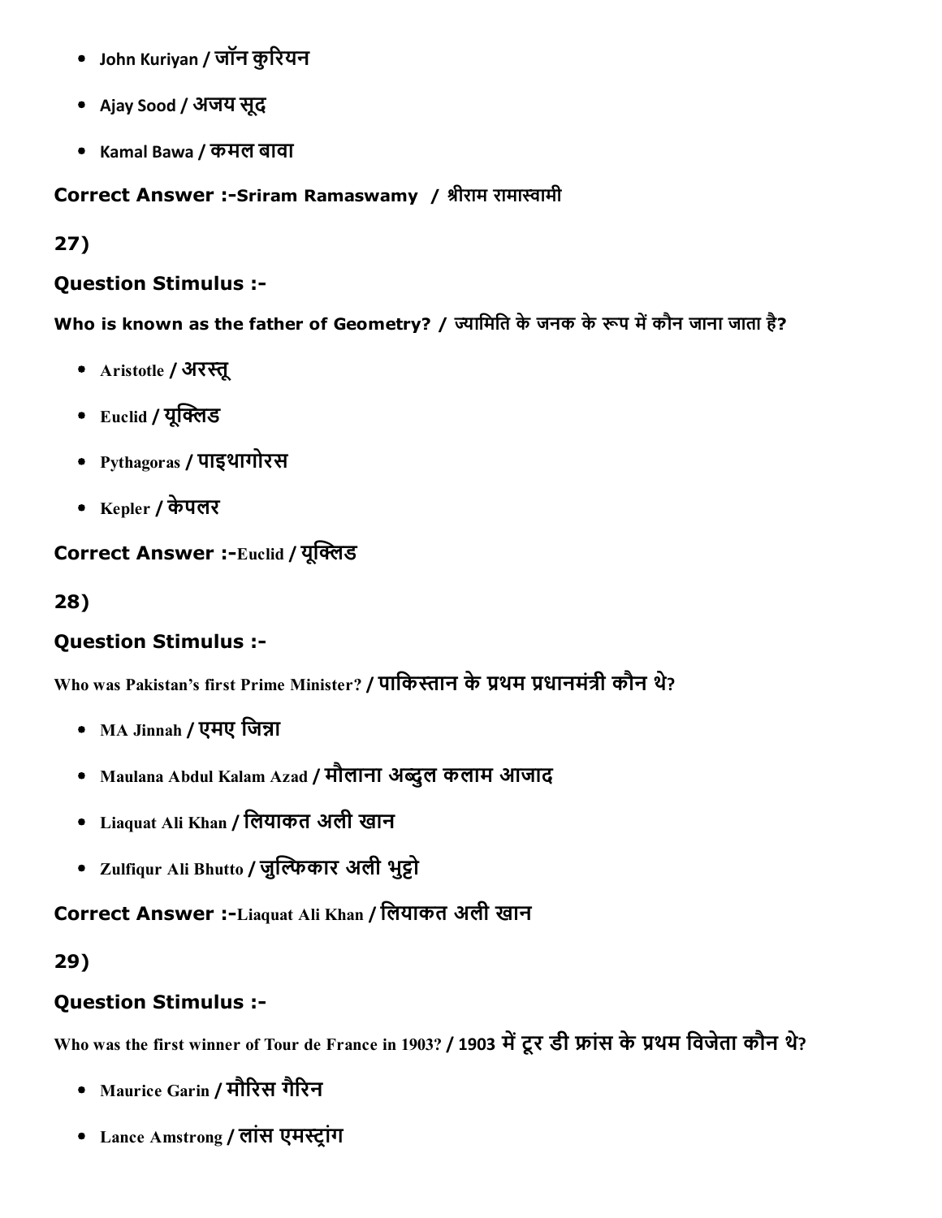- John Kuriyan / जॉन कुरियन
- Ajay Sood / अजय सूद
- Kamal Bawa / कमल बावा

**Correct Answer :-Sriram Ramaswamy / श्रीराम रामास्वामी**

**27)**

**Question Stimulus :-**

**Who is known as the father of Geometry? / ज्यामिति के जनक के रूप में कौन जाना जाता है?**

- Aristotle / अरस्तू
- Euclid / यूक्लिड
- Pythagoras / पाइथागोरस
- Kepler / केपलर

**Correct Answer :-Euclid / यूक्लिड**

**28)**

**Question Stimulus :-**

**Who was Pakistan's first Prime Minister? / पाकिस्तान के प्रथम प्रधानमंत्री कौन थे?**

- MA Jinnah / एमए जिन्ना
- Maulana Abdul Kalam Azad / मौलाना अब्दुल कलाम आजाद
- Liaquat Ali Khan / लियाकत अली खान
- Zulfiqur Ali Bhutto / जुल्फिकार अली भुट्टो

**Correct Answer :-Liaquat Ali Khan / लियाकत अली खान**

**29)**

**Question Stimulus :-**

**Who was the first winner of Tour de France in 1903? / 1903 में टूर डी फ्रांस के प्रथम विजेता कौन थे?**

- Maurice Garin / मौरिस गैरिन
- Lance Amstrong / लांस एमस्ट्रांग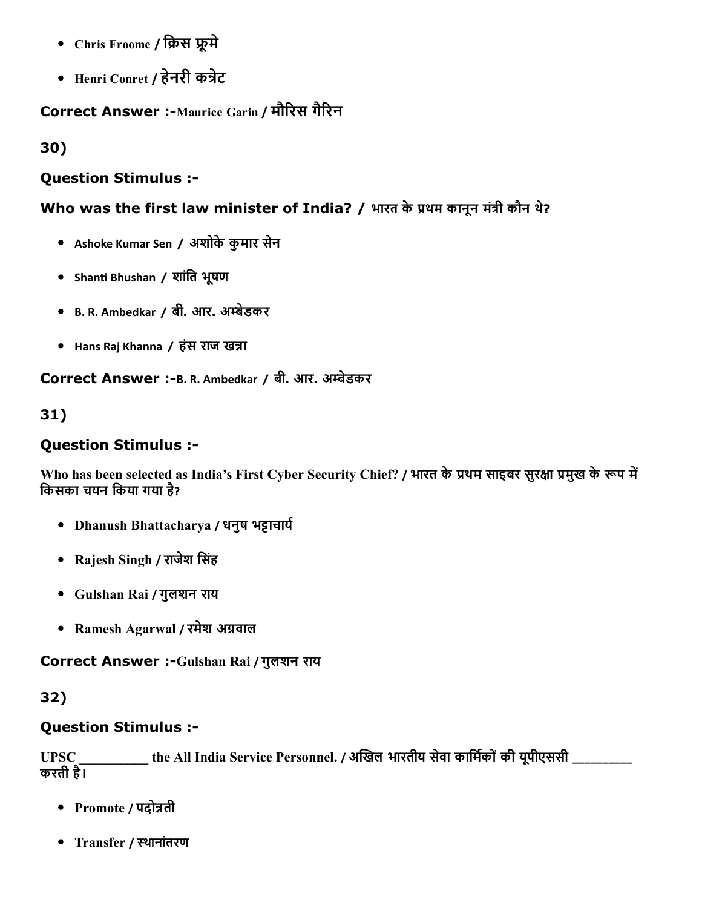- Chris Froome / क्रिस फ्रूमे
- Henri Conret / हेनरी कन्रेट

**Correct Answer :-**Maurice Garin / मौरिस गैरिन

**30)**

### Question Stimulus :-

**Who was the first law minister of India? / भारत के प्रथम कानून मंत्री कौन थे?**

- Ashoke Kumar Sen / अशोके कुमार सेन
- Shanti Bhushan / शांति भूषण
- B. R. Ambedkar / बी. आर. अम्बेडकर
- Hans Raj Khanna / हंस राज खन्ना

**Correct Answer :-**B. R. Ambedkar / बी. आर. अम्बेडकर

**31)**

### Question Stimulus :-

**Who has been selected as India's First Cyber Security Chief? / भारत के प्रथम साइबर सुरक्षा प्रमुख के रूप में किसका चयन किया गया है?**

- Dhanush Bhattacharya / धनुष भट्टाचार्य
- Rajesh Singh / राजेश सिंह
- Gulshan Rai / गुलशन राय
- Ramesh Agarwal / रमेश अग्रवाल

**Correct Answer :-**Gulshan Rai / गुलशन राय

**32)**

### Question Stimulus :-

**UPSC __________ the All India Service Personnel. / अखिल भारतीय सेवा कार्मिकों की यूपीएससी _________ करती है।**

- Promote / पदोन्नती
- Transfer / स्थानांतरण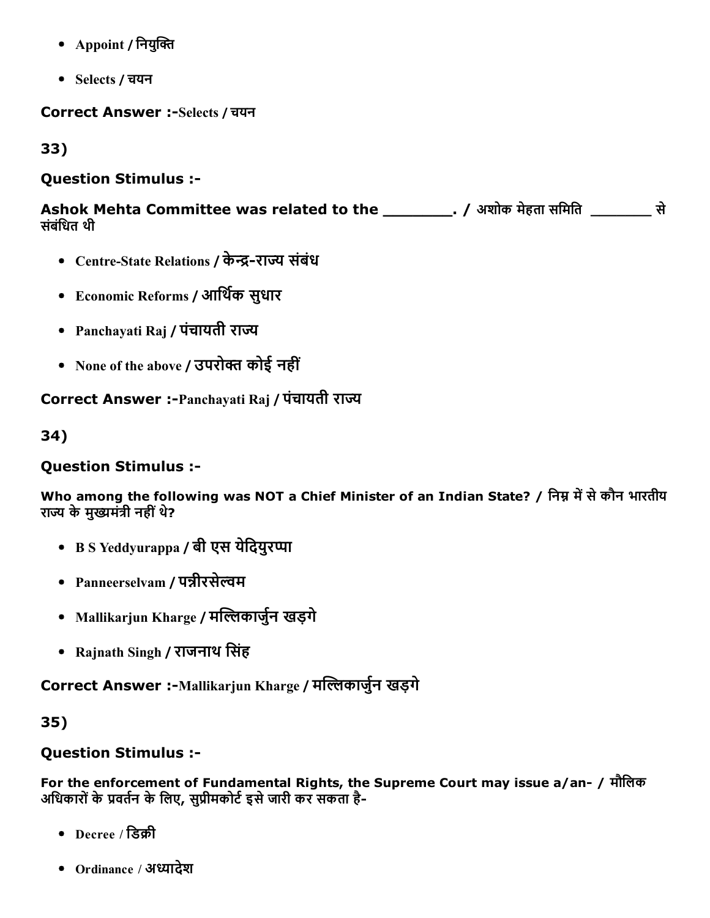- Appoint / नियुक्ति
- Selects / चयन

**Correct Answer :-**Selects / चयन

**33)**

**Question Stimulus :-**

**Ashok Mehta Committee was related to the ________. / अशोक मेहता समिति ________ से संबंधित थी**

- Centre-State Relations / केन्द्र-राज्य संबंध
- Economic Reforms / आर्थिक सुधार
- Panchayati Raj / पंचायती राज्य
- None of the above / उपरोक्त कोई नहीं

**Correct Answer :-**Panchayati Raj / पंचायती राज्य

**34)**

**Question Stimulus :-**

**Who among the following was NOT a Chief Minister of an Indian State? / निम्न में से कौन भारतीय राज्य के मुख्यमंत्री नहीं थे?**

- B S Yeddyurappa / बी एस येदियुरप्पा
- Panneerselvam / पन्नीरसेल्वम
- Mallikarjun Kharge / मल्लिकार्जुन खड़गे
- Rajnath Singh / राजनाथ सिंह

**Correct Answer :-**Mallikarjun Kharge / मल्लिकार्जुन खड़गे

**35)**

**Question Stimulus :-**

**For the enforcement of Fundamental Rights, the Supreme Court may issue a/an- / मौलिक अधिकारों के प्रवर्तन के लिए, सुप्रीमकोर्ट इसे जारी कर सकता है-**

- Decree / डिक्री
- Ordinance / अध्यादेश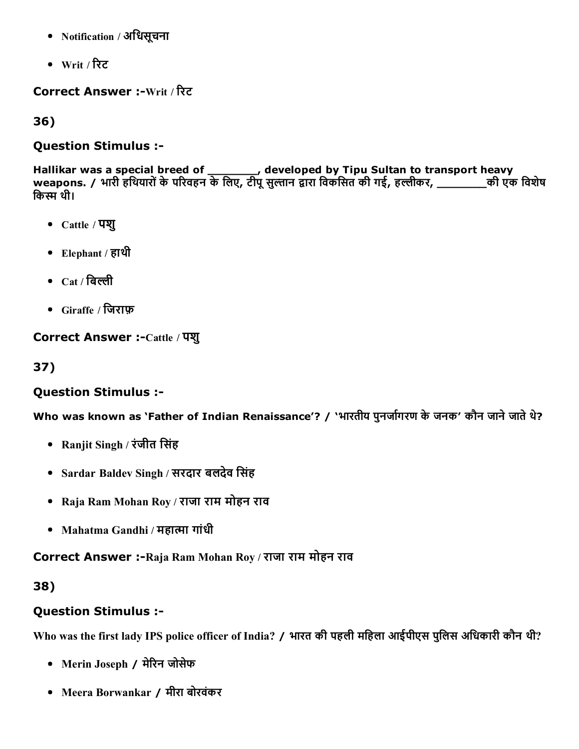- Notification / अधिसूचना
- Writ / रिट

**Correct Answer :-**Writ / रिट

**36)**

**Question Stimulus :-**

**Hallikar was a special breed of ________, developed by Tipu Sultan to transport heavy weapons. / भारी हथियारों के परिवहन के लिए, टीपू सुल्तान द्वारा विकसित की गई, हल्लीकर, ________की एक विशेष किस्म थी।**

- Cattle / पशु
- Elephant / हाथी
- Cat / बिल्ली
- Giraffe / जिराफ़

**Correct Answer :-**Cattle / पशु

**37)**

**Question Stimulus :-**

**Who was known as 'Father of Indian Renaissance'? / 'भारतीय पुनर्जागरण के जनक' कौन जाने जाते थे?**

- Ranjit Singh / रंजीत सिंह
- Sardar Baldev Singh / सरदार बलदेव सिंह
- Raja Ram Mohan Roy / राजा राम मोहन राव
- Mahatma Gandhi / महात्मा गांधी

**Correct Answer :-**Raja Ram Mohan Roy / राजा राम मोहन राव

**38)**

**Question Stimulus :-**

**Who was the first lady IPS police officer of India? / भारत की पहली महिला आईपीएस पुलिस अधिकारी कौन थी?**

- Merin Joseph / मेरिन जोसेफ
- Meera Borwankar / मीरा बोरवंकर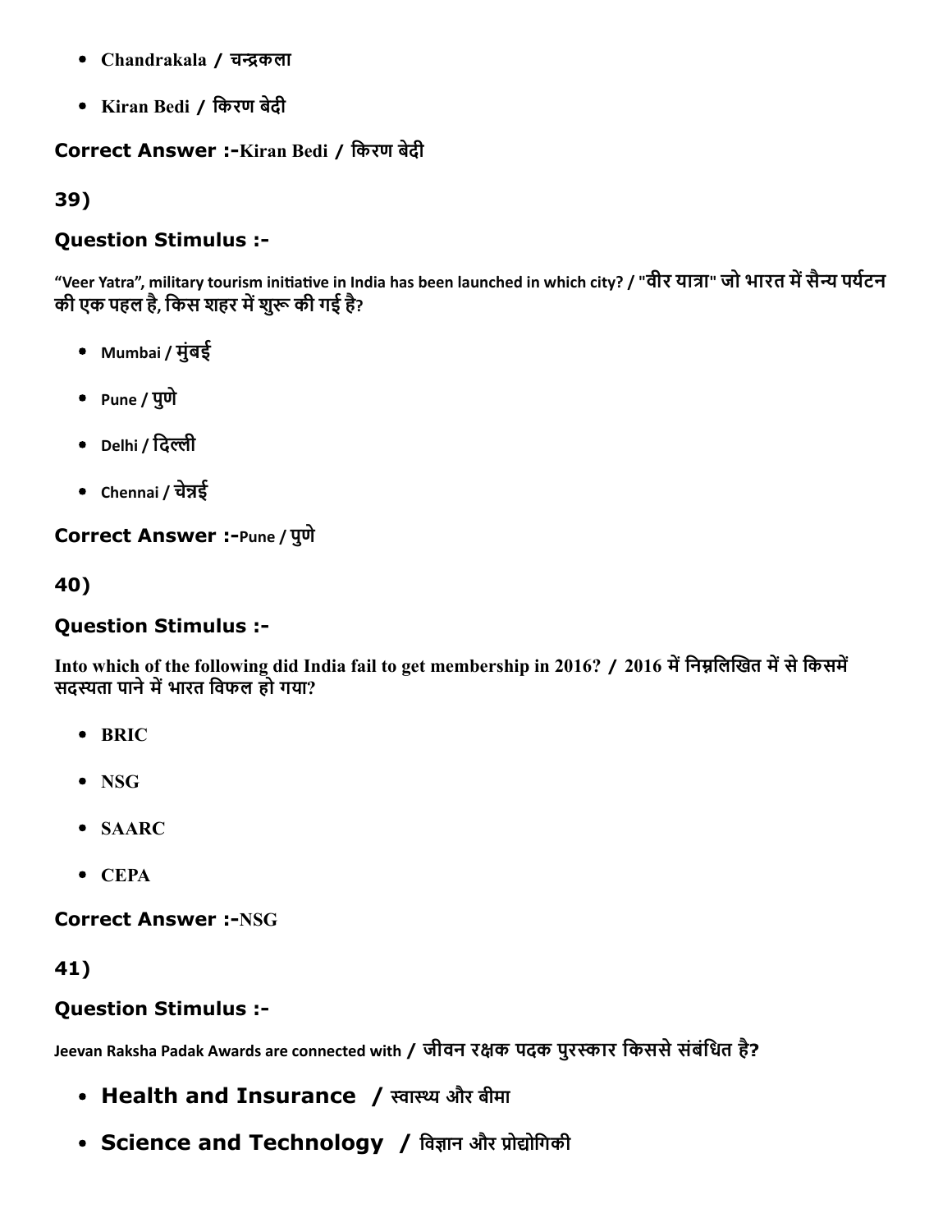- Chandrakala / चन्द्रकला
- Kiran Bedi / किरण बेदी

**Correct Answer :-**Kiran Bedi / किरण बेदी

**39)**

**Question Stimulus :-**

“Veer Yatra”, military tourism initiative in India has been launched in which city? / "वीर यात्रा" जो भारत में सैन्य पर्यटन की एक पहल है, किस शहर में शुरू की गई है?

- Mumbai / मुंबई
- Pune / पुणे
- Delhi / दिल्ली
- Chennai / चेन्नई

**Correct Answer :-**Pune / पुणे

**40)**

**Question Stimulus :-**

Into which of the following did India fail to get membership in 2016? / 2016 में निम्नलिखित में से किसमें सदस्यता पाने में भारत विफल हो गया?

- BRIC
- NSG
- SAARC
- CEPA

**Correct Answer :-**NSG

**41)**

**Question Stimulus :-**

Jeevan Raksha Padak Awards are connected with / जीवन रक्षक पदक पुरस्कार किससे संबंधित है?

- Health and Insurance / स्वास्थ्य और बीमा
- Science and Technology / विज्ञान और प्रोद्योगिकी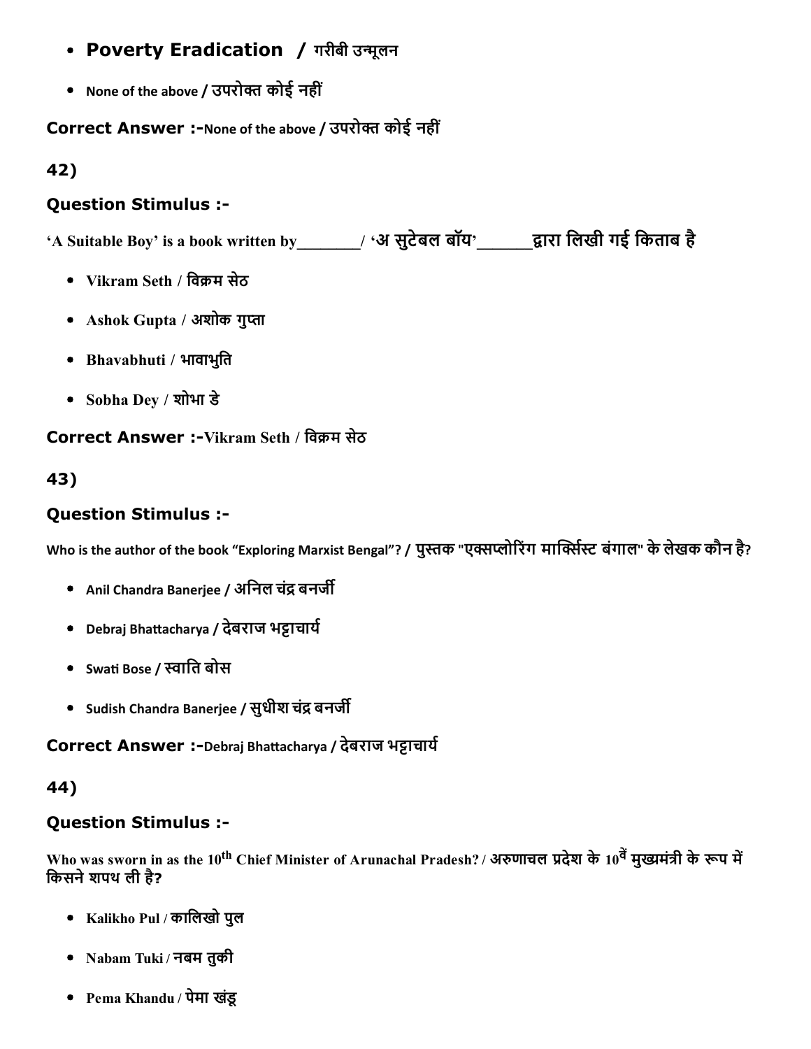- **Poverty Eradication / गरीबी उन्मूलन**
- None of the above / उपरोक्त कोई नहीं

**Correct Answer :-**None of the above / उपरोक्त कोई नहीं

**42)**

**Question Stimulus :-**

'A Suitable Boy' is a book written by________/ 'अ सुटेबल बॉय'_______द्वारा लिखी गई किताब है

- Vikram Seth / विक्रम सेठ
- Ashok Gupta / अशोक गुप्ता
- Bhavabhuti / भावाभुति
- Sobha Dey / शोभा डे

**Correct Answer :-**Vikram Seth / विक्रम सेठ

**43)**

**Question Stimulus :-**

Who is the author of the book "Exploring Marxist Bengal"? / पुस्तक "एक्सप्लोरिंग मार्क्सिस्ट बंगाल" के लेखक कौन है?

- Anil Chandra Banerjee / अनिल चंद्र बनर्जी
- Debraj Bhattacharya / देबराज भट्टाचार्य
- Swati Bose / स्वाति बोस
- Sudish Chandra Banerjee / सुधीश चंद्र बनर्जी

**Correct Answer :-**Debraj Bhattacharya / देबराज भट्टाचार्य

**44)**

**Question Stimulus :-**

Who was sworn in as the 10th Chief Minister of Arunachal Pradesh? / अरुणाचल प्रदेश के 10वें मुख्यमंत्री के रूप में किसने शपथ ली है?

- Kalikho Pul / कालिखो पुल
- Nabam Tuki / नबम तुकी
- Pema Khandu / पेमा खंडू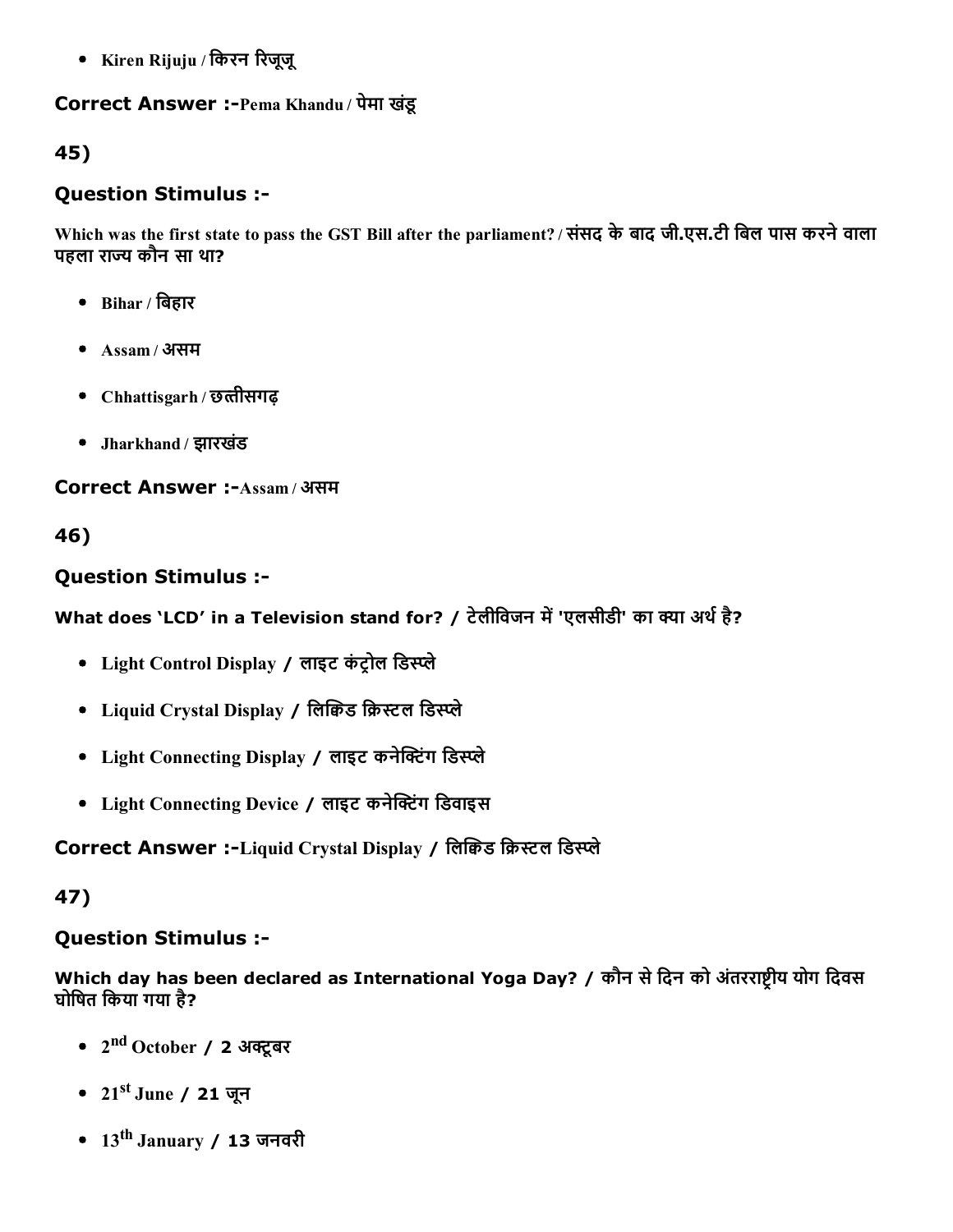- Kiren Rijuju / किरन रिजूजू

**Correct Answer :-**Pema Khandu / पेमा खंडू

## 45)

### Question Stimulus :-

Which was the first state to pass the GST Bill after the parliament? / संसद के बाद जी.एस.टी बिल पास करने वाला पहला राज्य कौन सा था?

- Bihar / बिहार
- Assam / असम
- Chhattisgarh / छत्तीसगढ़
- Jharkhand / झारखंड

**Correct Answer :-**Assam / असम

## 46)

### Question Stimulus :-

**What does 'LCD' in a Television stand for? / टेलीविजन में 'एलसीडी' का क्या अर्थ है?**

- Light Control Display / लाइट कंट्रोल डिस्प्ले
- Liquid Crystal Display / लिक्विड क्रिस्टल डिस्प्ले
- Light Connecting Display / लाइट कनेक्टिंग डिस्प्ले
- Light Connecting Device / लाइट कनेक्टिंग डिवाइस

**Correct Answer :-**Liquid Crystal Display / लिक्विड क्रिस्टल डिस्प्ले

## 47)

### Question Stimulus :-

**Which day has been declared as International Yoga Day? / कौन से दिन को अंतरराष्ट्रीय योग दिवस घोषित किया गया है?**

- 2nd October / 2 अक्टूबर
- 21st June / 21 जून
- 13th January / 13 जनवरी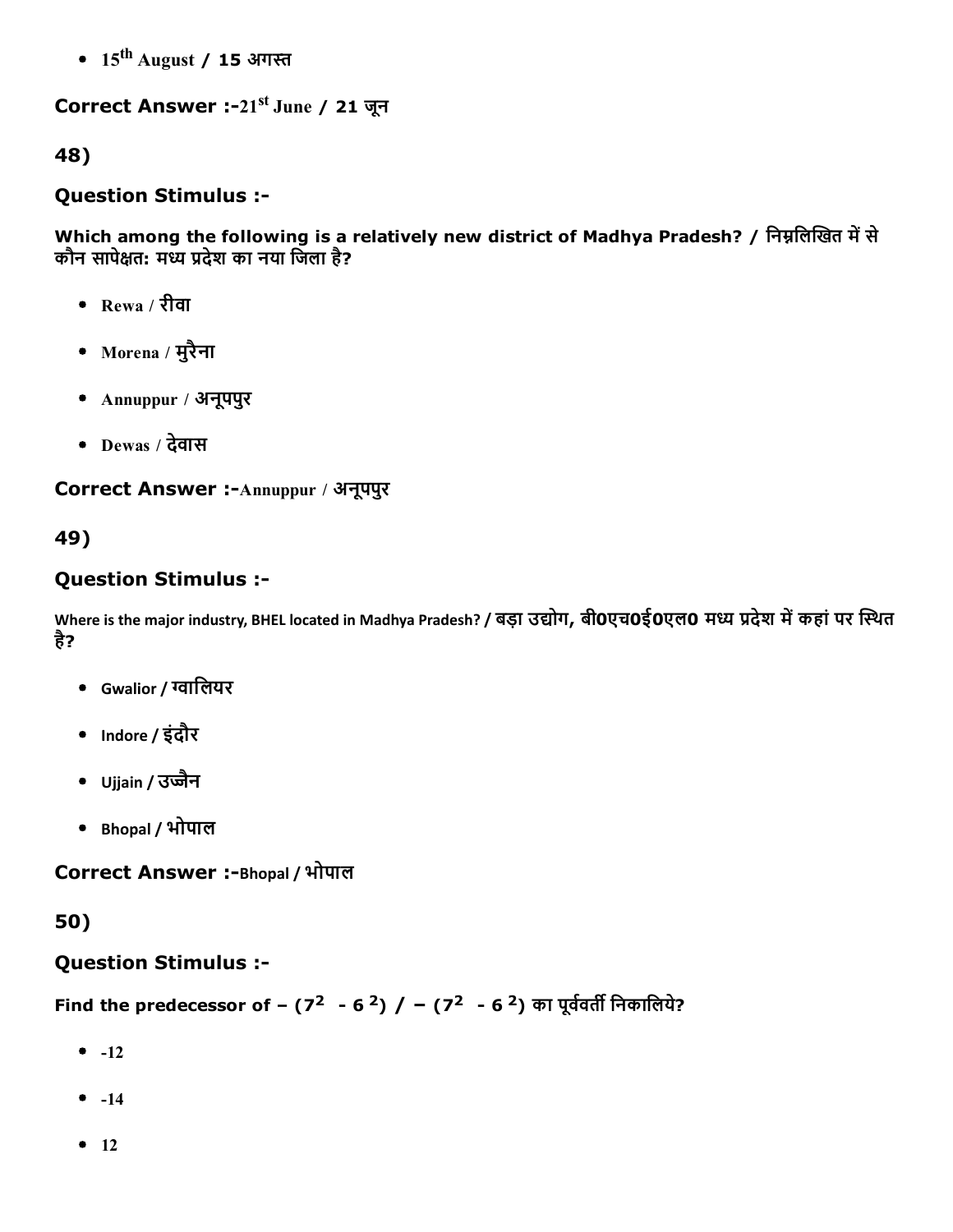- $15^{th}$ August / 15 अगस्त

**Correct Answer :-**$21^{st}$ June / 21 जून

**48)**

**Question Stimulus :-**

**Which among the following is a relatively new district of Madhya Pradesh? / निम्नलिखित में से कौन सापेक्षत: मध्य प्रदेश का नया जिला है?**

- Rewa / रीवा
- Morena / मुरैना
- Annuppur / अनूपपुर
- Dewas / देवास

**Correct Answer :-**Annuppur / अनूपपुर

**49)**

**Question Stimulus :-**

**Where is the major industry, BHEL located in Madhya Pradesh? / बड़ा उद्योग, बी0एच0ई0एल0 मध्य प्रदेश में कहां पर स्थित है?**

- Gwalior / ग्वालियर
- Indore / इंदौर
- Ujjain / उज्जैन
- Bhopal / भोपाल

**Correct Answer :-**Bhopal / भोपाल

**50)**

**Question Stimulus :-**

**Find the predecessor of – $(7^2 - 6^2)$ / – $(7^2 - 6^2)$ का पूर्ववर्ती निकालिये?**

- -12
- -14
- 12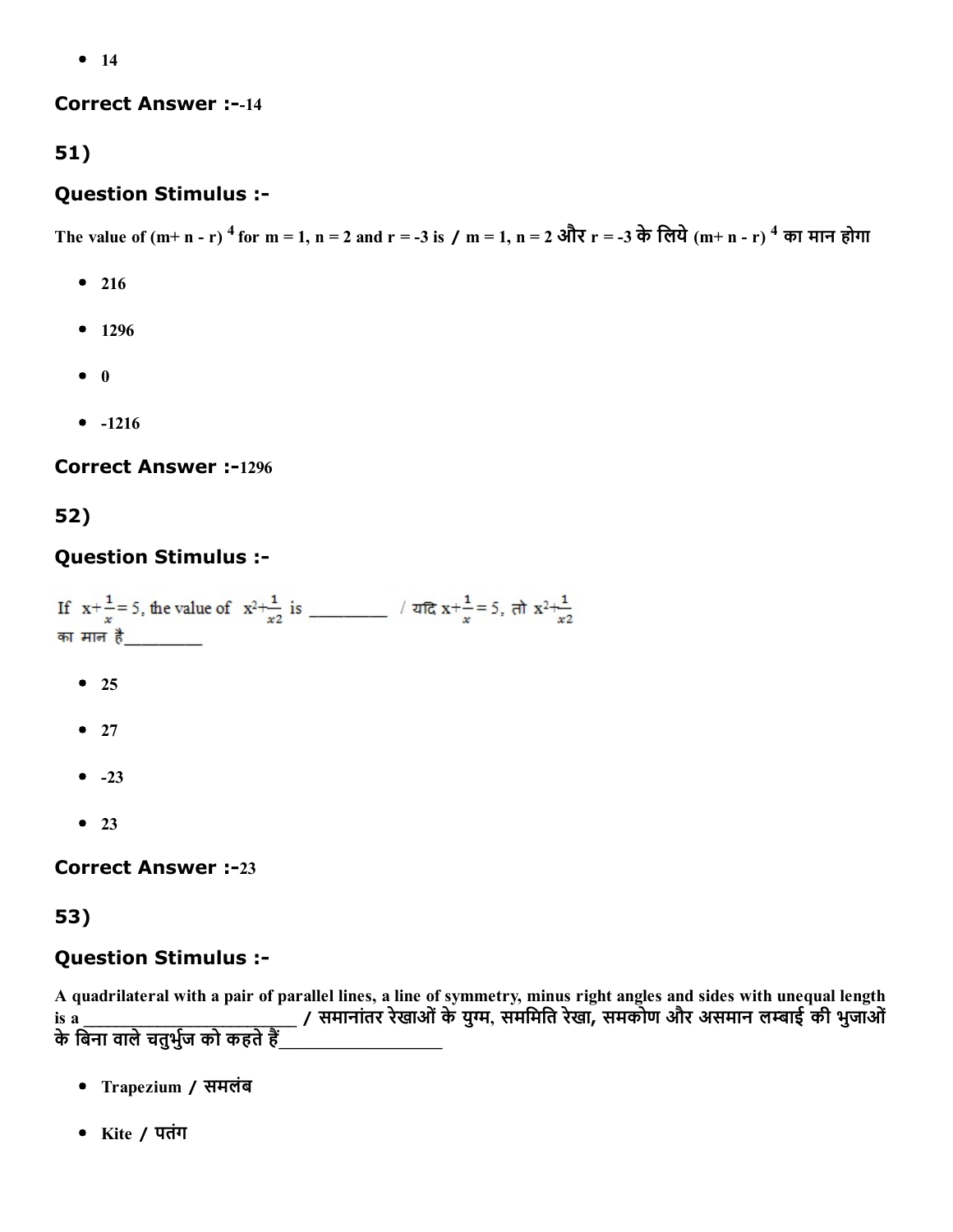- 14

**Correct Answer :-**-14

## 51)

### Question Stimulus :-

The value of $(m+ n - r)^4$ for m = 1, n = 2 and r = -3 is / m = 1, n = 2 और r = -3 के लिये $(m+ n - r)^4$ का मान होगा

- 216
- 1296
- 0
- -1216

**Correct Answer :-**1296

## 52)

### Question Stimulus :-

If $x+\frac{1}{x} = 5$, the value of $x^2+\frac{1}{x2}$ is _________ / यदि $x+\frac{1}{x} = 5$, तो $x^2+\frac{1}{x2}$ का मान है_________

- 25
- 27
- -23
- 23

**Correct Answer :-**23

## 53)

### Question Stimulus :-

A quadrilateral with a pair of parallel lines, a line of symmetry, minus right angles and sides with unequal length is a _________________________ / समानांतर रेखाओं के युग्म, सममिति रेखा, समकोण और असमान लम्बाई की भुजाओं के बिना वाले चतुर्भुज को कहते हैं__________________

- Trapezium / समलंब
- Kite / पतंग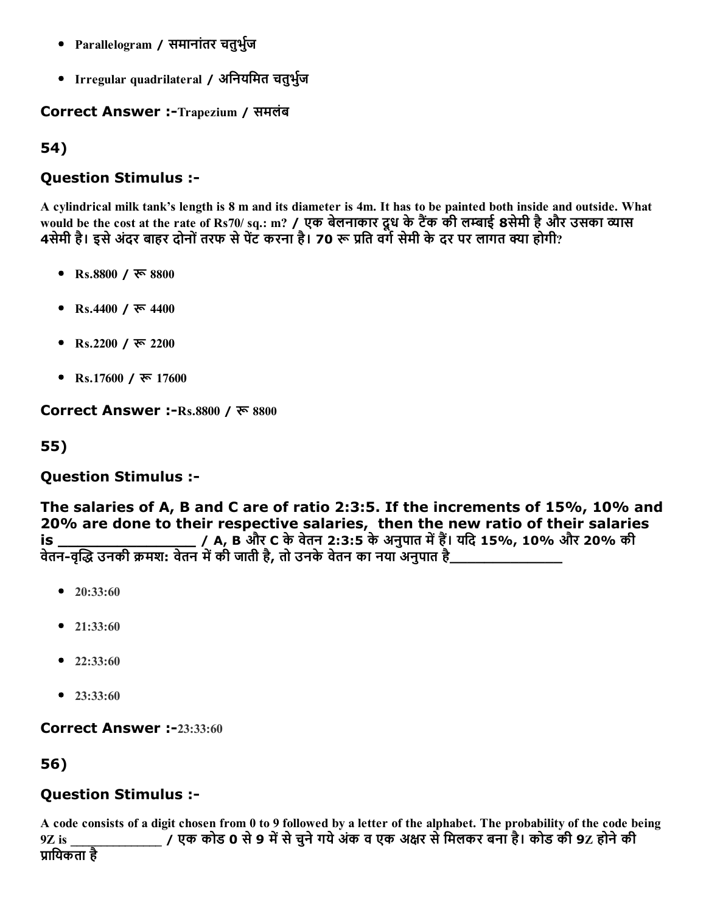- Parallelogram / समानांतर चतुर्भुज
- Irregular quadrilateral / अनियमित चतुर्भुज

**Correct Answer :-**Trapezium / समलंब

**54)**

**Question Stimulus :-**

A cylindrical milk tank's length is 8 m and its diameter is 4m. It has to be painted both inside and outside. What would be the cost at the rate of Rs70/ sq.: m? / एक बेलनाकार दूध के टैंक की लम्बाई 8सेमी है और उसका व्यास 4सेमी है। इसे अंदर बाहर दोनों तरफ से पेंट करना है। 70 रू प्रति वर्ग सेमी के दर पर लागत क्या होगी?

- Rs.8800 / रू 8800
- Rs.4400 / रू 4400
- Rs.2200 / रू 2200
- Rs.17600 / रू 17600

**Correct Answer :-**Rs.8800 / रू 8800

**55)**

**Question Stimulus :-**

**The salaries of A, B and C are of ratio 2:3:5. If the increments of 15%, 10% and 20% are done to their respective salaries, then the new ratio of their salaries is ________________ / A, B और C के वेतन 2:3:5 के अनुपात में हैं। यदि 15%, 10% और 20% की वेतन-वृद्धि उनकी क्रमशः वेतन में की जाती है, तो उनके वेतन का नया अनुपात है______________**

- 20:33:60
- 21:33:60
- 22:33:60
- 23:33:60

**Correct Answer :-**23:33:60

**56)**

**Question Stimulus :-**

A code consists of a digit chosen from 0 to 9 followed by a letter of the alphabet. The probability of the code being 9Z is ______________ / एक कोड 0 से 9 में से चुने गये अंक व एक अक्षर से मिलकर बना है। कोड की 9Z होने की प्रायिकता है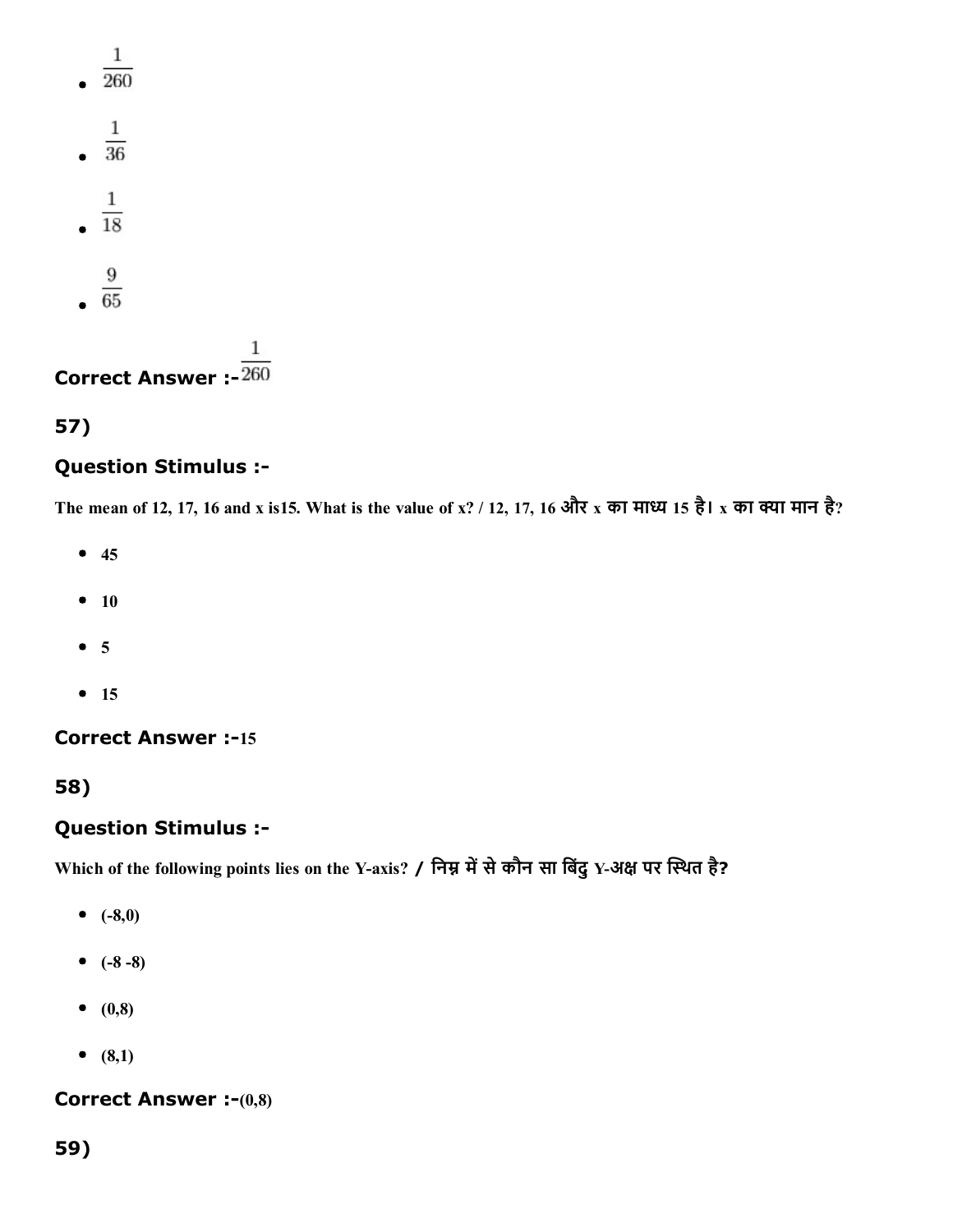- $\frac{1}{260}$
- $\frac{1}{36}$
- $\frac{1}{18}$
- $\frac{9}{65}$

**Correct Answer :-** $\frac{1}{260}$

## 57)

### Question Stimulus :-

**The mean of 12, 17, 16 and x is15. What is the value of x? / 12, 17, 16 और x का माध्य 15 है। x का क्या मान है?**

- **45**
- **10**
- **5**
- **15**

**Correct Answer :-**15

## 58)

### Question Stimulus :-

**Which of the following points lies on the Y-axis? / निम्न में से कौन सा बिंदु Y-अक्ष पर स्थित है?**

- **(-8,0)**
- **(-8 -8)**
- **(0,8)**
- **(8,1)**

**Correct Answer :-**(0,8)

## 59)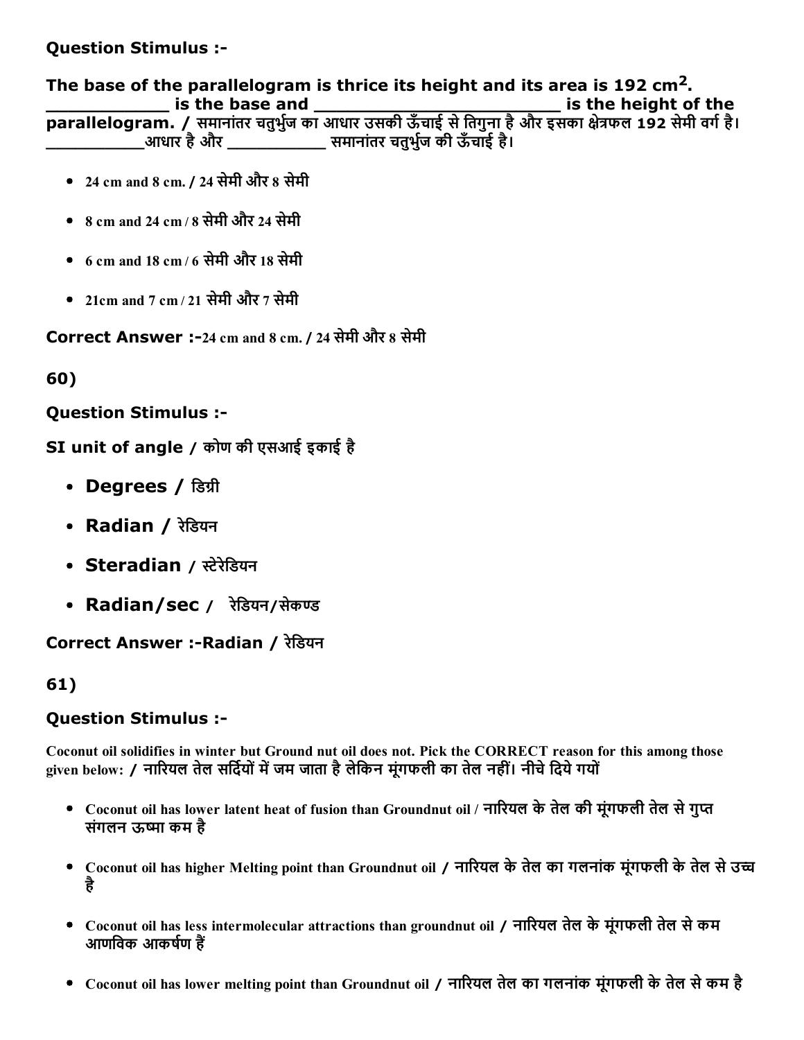**Question Stimulus :-**

**The base of the parallelogram is thrice its height and its area is 192 cm$^2$. ____________ is the base and __________________________ is the height of the parallelogram. / समानांतर चतुर्भुज का आधार उसकी ऊँचाई से तिगुना है और इसका क्षेत्रफल 192 सेमी वर्ग है। __________आधार है और __________ समानांतर चतुर्भुज की ऊँचाई है।**

- 24 cm and 8 cm. / 24 सेमी और 8 सेमी
- 8 cm and 24 cm / 8 सेमी और 24 सेमी
- 6 cm and 18 cm / 6 सेमी और 18 सेमी
- 21cm and 7 cm / 21 सेमी और 7 सेमी

**Correct Answer :-**24 cm and 8 cm. / 24 सेमी और 8 सेमी

**60)**

**Question Stimulus :-**

**SI unit of angle / कोण की एसआई इकाई है**

- **Degrees /** डिग्री
- **Radian /** रेडियन
- **Steradian /** स्टेरेडियन
- **Radian/sec /** रेडियन/सेकण्ड

**Correct Answer :-Radian /** रेडियन

**61)**

**Question Stimulus :-**

**Coconut oil solidifies in winter but Ground nut oil does not. Pick the CORRECT reason for this among those given below: / नारियल तेल सर्दियों में जम जाता है लेकिन मूंगफली का तेल नहीं। नीचे दिये गयों**

- Coconut oil has lower latent heat of fusion than Groundnut oil / नारियल के तेल की मूंगफली तेल से गुप्त संगलन ऊष्मा कम है
- Coconut oil has higher Melting point than Groundnut oil / नारियल के तेल का गलनांक मूंगफली के तेल से उच्च है
- Coconut oil has less intermolecular attractions than groundnut oil / नारियल तेल के मूंगफली तेल से कम आणविक आकर्षण हैं
- Coconut oil has lower melting point than Groundnut oil / नारियल तेल का गलनांक मूंगफली के तेल से कम है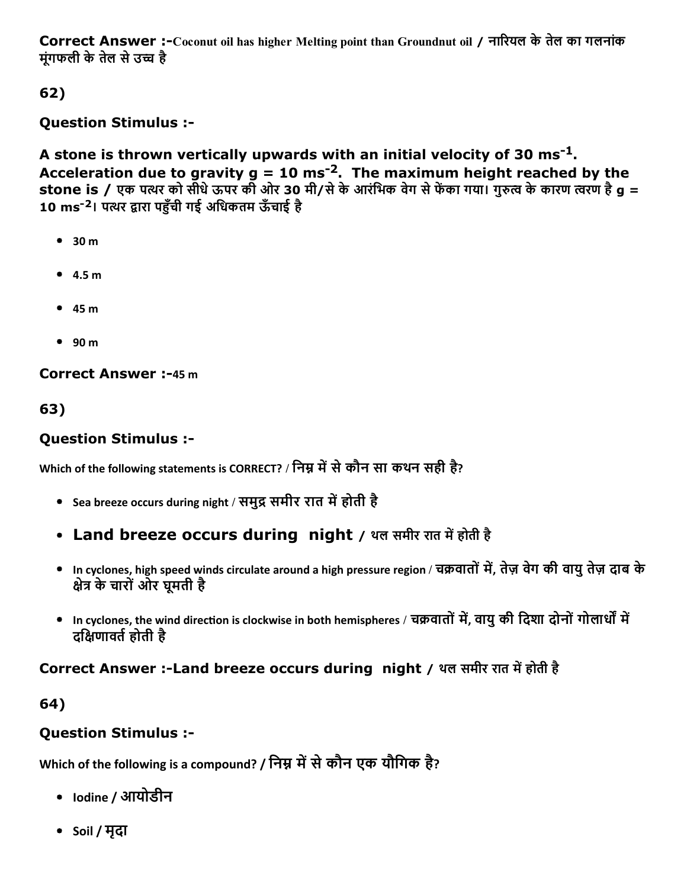**Correct Answer :-**Coconut oil has higher Melting point than Groundnut oil / नारियल के तेल का गलनांक मूंगफली के तेल से उच्च है

## 62)

**Question Stimulus :-**

**A stone is thrown vertically upwards with an initial velocity of 30 ms$^{-1}$. Acceleration due to gravity g = 10 ms$^{-2}$. The maximum height reached by the stone is / एक पत्थर को सीधे ऊपर की ओर 30 मी/से के आरंभिक वेग से फेंका गया। गुरुत्व के कारण त्वरण है g = 10 ms$^{-2}$। पत्थर द्वारा पहुँची गई अधिकतम ऊँचाई है**

- 30 m
- 4.5 m
- 45 m
- 90 m

**Correct Answer :-**45 m

## 63)

**Question Stimulus :-**

Which of the following statements is CORRECT? / निम्न में से कौन सा कथन सही है?

- Sea breeze occurs during night / समुद्र समीर रात में होती है
- **Land breeze occurs during night** / थल समीर रात में होती है
- In cyclones, high speed winds circulate around a high pressure region / चक्रवातों में, तेज़ वेग की वायु तेज़ दाब के क्षेत्र के चारों ओर घूमती है
- In cyclones, the wind direction is clockwise in both hemispheres / चक्रवातों में, वायु की दिशा दोनों गोलार्धों में दक्षिणावर्त होती है

**Correct Answer :-Land breeze occurs during night** / थल समीर रात में होती है

## 64)

**Question Stimulus :-**

Which of the following is a compound? / निम्न में से कौन एक यौगिक है?

- Iodine / आयोडीन
- Soil / मृदा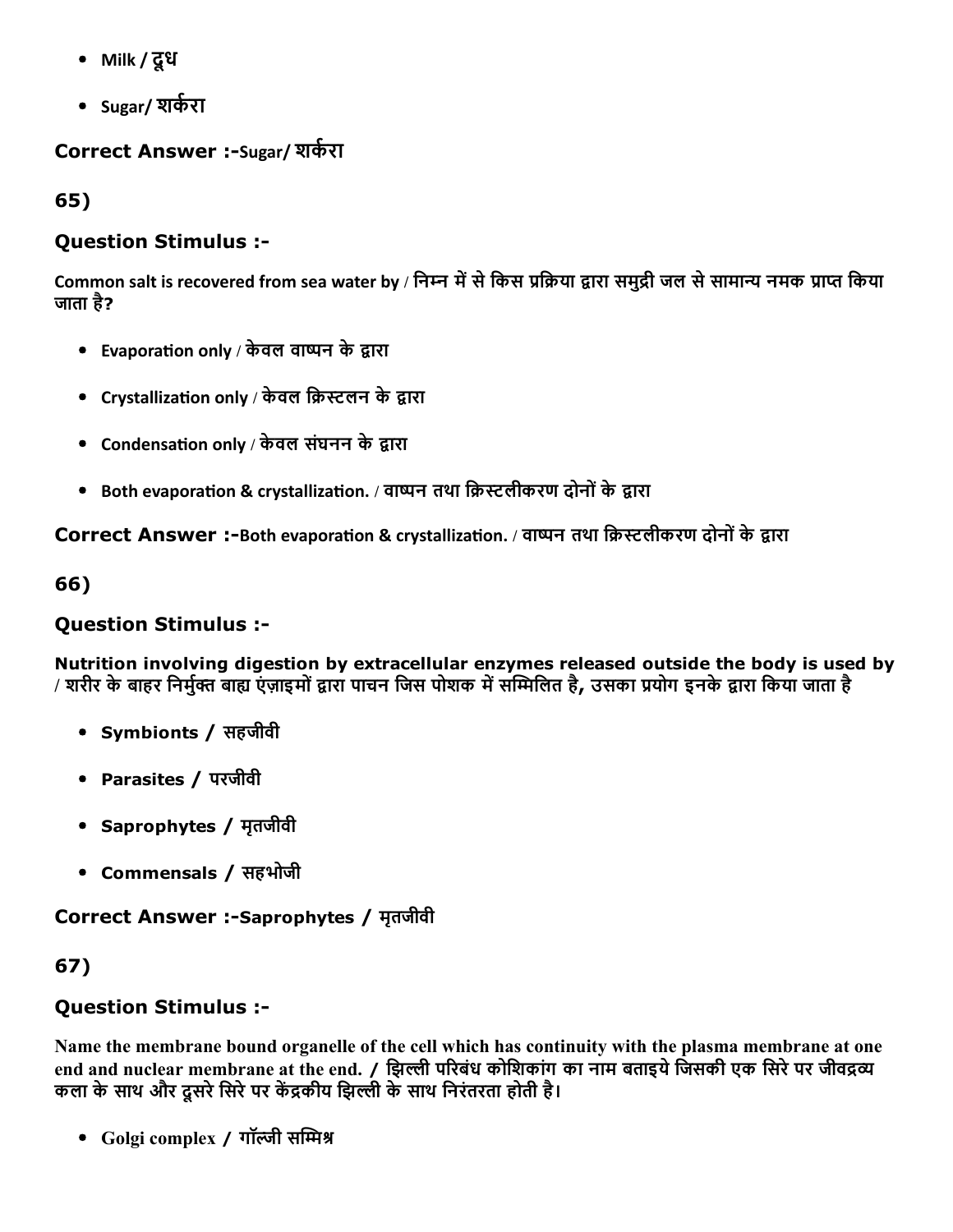- Milk / दूध
- Sugar/ शर्करा

**Correct Answer :-**Sugar/ शर्करा

**65)**

### Question Stimulus :-

Common salt is recovered from sea water by / निम्न में से किस प्रक्रिया द्वारा समुद्री जल से सामान्य नमक प्राप्त किया जाता है?

- Evaporation only / केवल वाष्पन के द्वारा
- Crystallization only / केवल क्रिस्टलन के द्वारा
- Condensation only / केवल संघनन के द्वारा
- Both evaporation & crystallization. / वाष्पन तथा क्रिस्टलीकरण दोनों के द्वारा

**Correct Answer :-**Both evaporation & crystallization. / वाष्पन तथा क्रिस्टलीकरण दोनों के द्वारा

**66)**

### Question Stimulus :-

**Nutrition involving digestion by extracellular enzymes released outside the body is used by / शरीर के बाहर निर्मुक्त बाह्य एंज़ाइमों द्वारा पाचन जिस पोशक में सम्मिलित है, उसका प्रयोग इनके द्वारा किया जाता है**

- **Symbionts / सहजीवी**
- **Parasites / परजीवी**
- **Saprophytes / मृतजीवी**
- **Commensals / सहभोजी**

**Correct Answer :-Saprophytes / मृतजीवी**

**67)**

### Question Stimulus :-

**Name the membrane bound organelle of the cell which has continuity with the plasma membrane at one end and nuclear membrane at the end. / झिल्ली परिबंध कोशिकांग का नाम बताइये जिसकी एक सिरे पर जीवद्रव्य कला के साथ और दूसरे सिरे पर केंद्रकीय झिल्ली के साथ निरंतरता होती है।**

- **Golgi complex / गॉल्जी सम्मिश्र**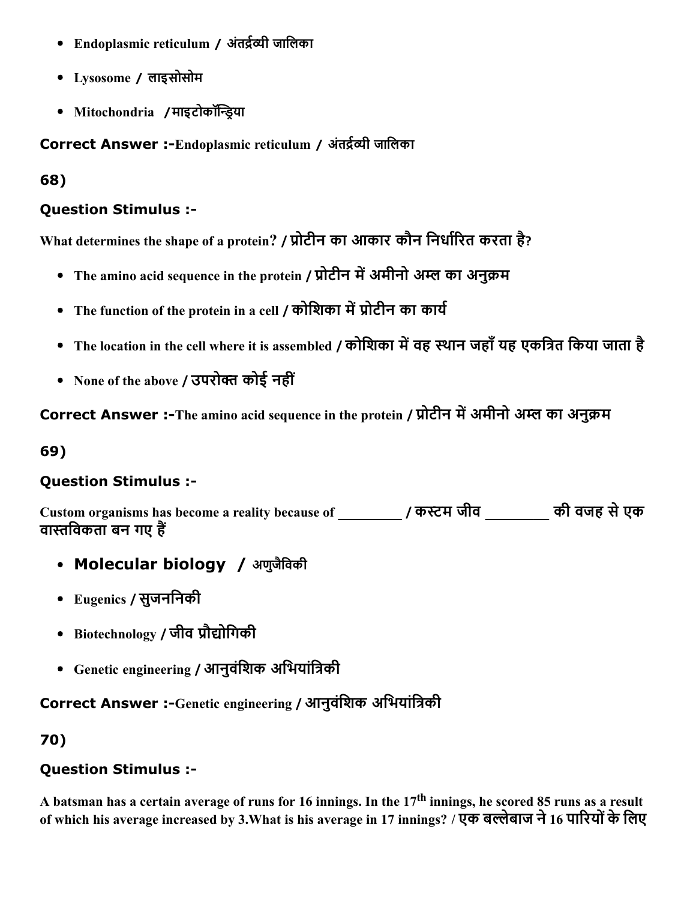- Endoplasmic reticulum / अंतर्द्रव्यी जालिका
- Lysosome / लाइसोसोम
- Mitochondria /माइटोकॉन्ड्रिया

**Correct Answer :-**Endoplasmic reticulum / अंतर्द्रव्यी जालिका

68)

**Question Stimulus :-**

What determines the shape of a protein? / प्रोटीन का आकार कौन निर्धारित करता है?

- The amino acid sequence in the protein / प्रोटीन में अमीनो अम्ल का अनुक्रम
- The function of the protein in a cell / कोशिका में प्रोटीन का कार्य
- The location in the cell where it is assembled / कोशिका में वह स्थान जहाँ यह एकत्रित किया जाता है
- None of the above / उपरोक्त कोई नहीं

**Correct Answer :-**The amino acid sequence in the protein / प्रोटीन में अमीनो अम्ल का अनुक्रम

69)

**Question Stimulus :-**

Custom organisms has become a reality because of _________ / कस्टम जीव _________ की वजह से एक वास्तविकता बन गए हैं

- Molecular biology / अणुजैविकी
- Eugenics / सुजननिकी
- Biotechnology / जीव प्रौद्योगिकी
- Genetic engineering / आनुवंशिक अभियांत्रिकी

**Correct Answer :-**Genetic engineering / आनुवंशिक अभियांत्रिकी

70)

**Question Stimulus :-**

A batsman has a certain average of runs for 16 innings. In the 17th innings, he scored 85 runs as a result of which his average increased by 3.What is his average in 17 innings? / एक बल्लेबाज ने 16 पारियों के लिए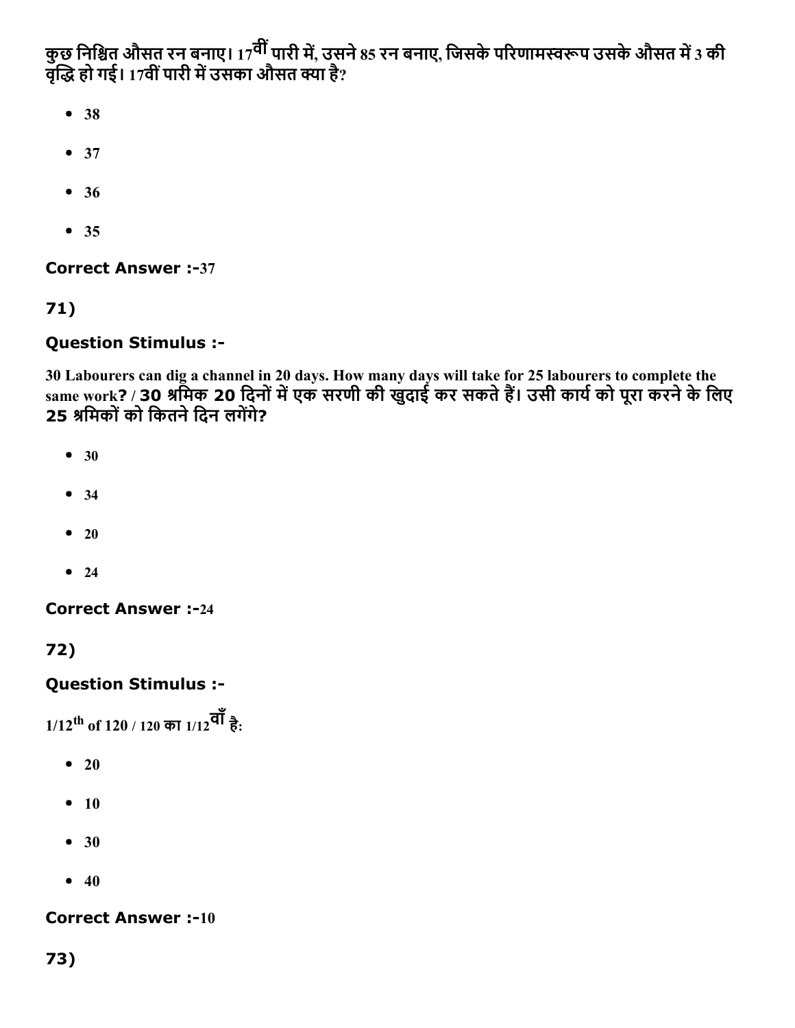कुछ निश्चित औसत रन बनाए। 17वीं पारी में, उसने 85 रन बनाए, जिसके परिणामस्वरूप उसके औसत में 3 की वृद्धि हो गई। 17वीं पारी में उसका औसत क्या है?

- 38
- 37
- 36
- 35

**Correct Answer :-**37

## 71)

### Question Stimulus :-

30 Labourers can dig a channel in 20 days. How many days will take for 25 labourers to complete the same work? / 30 श्रमिक 20 दिनों में एक सरणी की खुदाई कर सकते हैं। उसी कार्य को पूरा करने के लिए 25 श्रमिकों को कितने दिन लगेंगे?

- 30
- 34
- 20
- 24

**Correct Answer :-**24

## 72)

### Question Stimulus :-

$1/12^{th}$ of 120 / 120 का 1/12वाँ है:

- 20
- 10
- 30
- 40

**Correct Answer :-**10

## 73)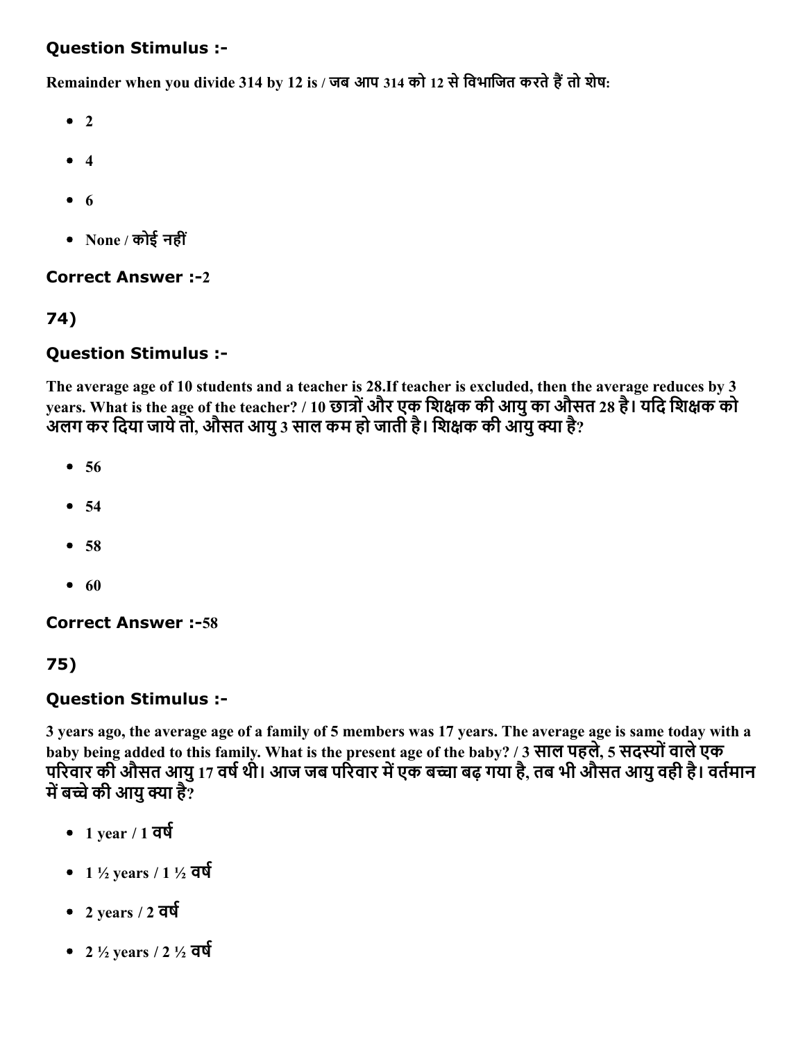## Question Stimulus :-

**Remainder when you divide 314 by 12 is / जब आप 314 को 12 से विभाजित करते हैं तो शेष:**

- 2
- 4
- 6
- None / कोई नहीं

### Correct Answer :-2

## 74)

## Question Stimulus :-

**The average age of 10 students and a teacher is 28.If teacher is excluded, then the average reduces by 3 years. What is the age of the teacher? / 10 छात्रों और एक शिक्षक की आयु का औसत 28 है। यदि शिक्षक को अलग कर दिया जाये तो, औसत आयु 3 साल कम हो जाती है। शिक्षक की आयु क्या है?**

- 56
- 54
- 58
- 60

### Correct Answer :-58

## 75)

## Question Stimulus :-

**3 years ago, the average age of a family of 5 members was 17 years. The average age is same today with a baby being added to this family. What is the present age of the baby? / 3 साल पहले, 5 सदस्यों वाले एक परिवार की औसत आयु 17 वर्ष थी। आज जब परिवार में एक बच्चा बढ़ गया है, तब भी औसत आयु वही है। वर्तमान में बच्चे की आयु क्या है?**

- 1 year / 1 वर्ष
- 1 ½ years / 1 ½ वर्ष
- 2 years / 2 वर्ष
- 2 ½ years / 2 ½ वर्ष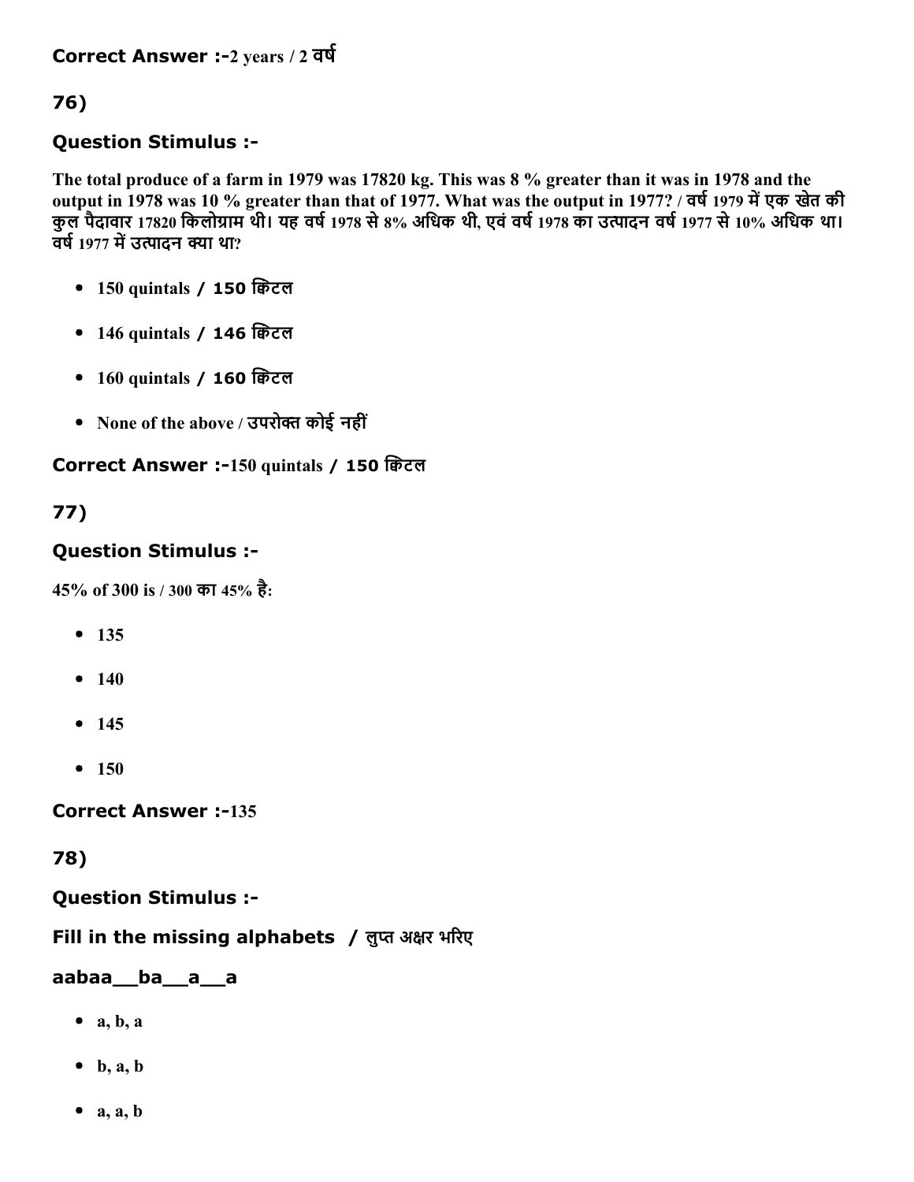**Correct Answer :-**2 years / 2 वर्ष

### 76)

**Question Stimulus :-**

**The total produce of a farm in 1979 was 17820 kg. This was 8 % greater than it was in 1978 and the output in 1978 was 10 % greater than that of 1977. What was the output in 1977? / वर्ष 1979 में एक खेत की कुल पैदावार 17820 किलोग्राम थी। यह वर्ष 1978 से 8% अधिक थी, एवं वर्ष 1978 का उत्पादन वर्ष 1977 से 10% अधिक था। वर्ष 1977 में उत्पादन क्या था?**

- 150 quintals / 150 क्विंटल
- 146 quintals / 146 क्विंटल
- 160 quintals / 160 क्विंटल
- None of the above / उपरोक्त कोई नहीं

**Correct Answer :-**150 quintals / 150 क्विंटल

### 77)

**Question Stimulus :-**

**45% of 300 is / 300 का 45% है:**

- 135
- 140
- 145
- 150

**Correct Answer :-**135

### 78)

**Question Stimulus :-**

**Fill in the missing alphabets / लुप्त अक्षर भरिए**

**aabaa__ba__a__a**

- a, b, a
- b, a, b
- a, a, b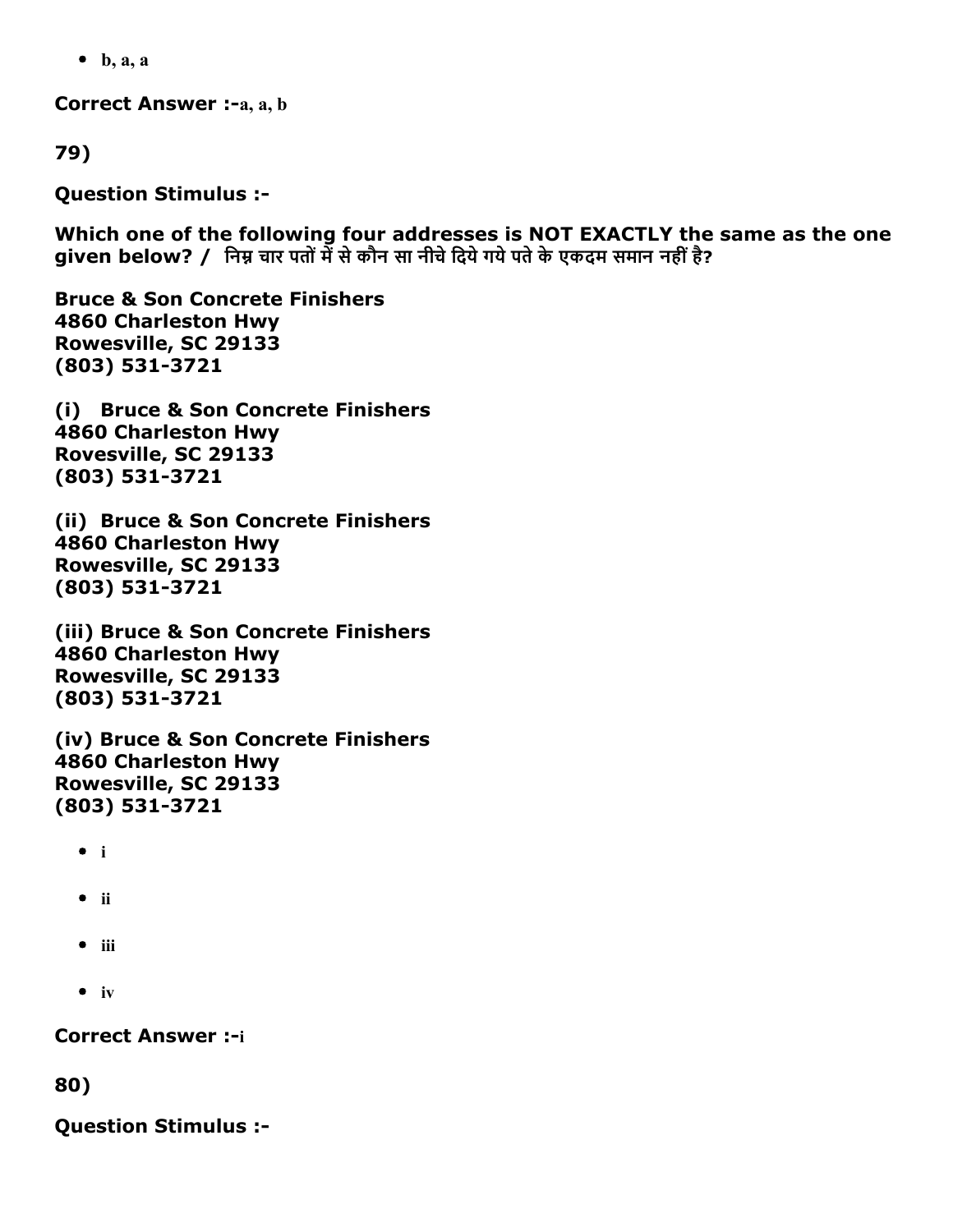- b, a, a

**Correct Answer :-**a, a, b

**79)**

**Question Stimulus :-**

**Which one of the following four addresses is NOT EXACTLY the same as the one given below? / निम्न चार पतों में से कौन सा नीचे दिये गये पते के एकदम समान नहीं है?**

**Bruce & Son Concrete Finishers**
**4860 Charleston Hwy**
**Rowesville, SC 29133**
**(803) 531-3721**

**(i) Bruce & Son Concrete Finishers**
**4860 Charleston Hwy**
**Rovesville, SC 29133**
**(803) 531-3721**

**(ii) Bruce & Son Concrete Finishers**
**4860 Charleston Hwy**
**Rowesville, SC 29133**
**(803) 531-3721**

**(iii) Bruce & Son Concrete Finishers**
**4860 Charleston Hwy**
**Rowesville, SC 29133**
**(803) 531-3721**

**(iv) Bruce & Son Concrete Finishers**
**4860 Charleston Hwy**
**Rowesville, SC 29133**
**(803) 531-3721**

- i
- ii
- iii
- iv

**Correct Answer :-**i

**80)**

**Question Stimulus :-**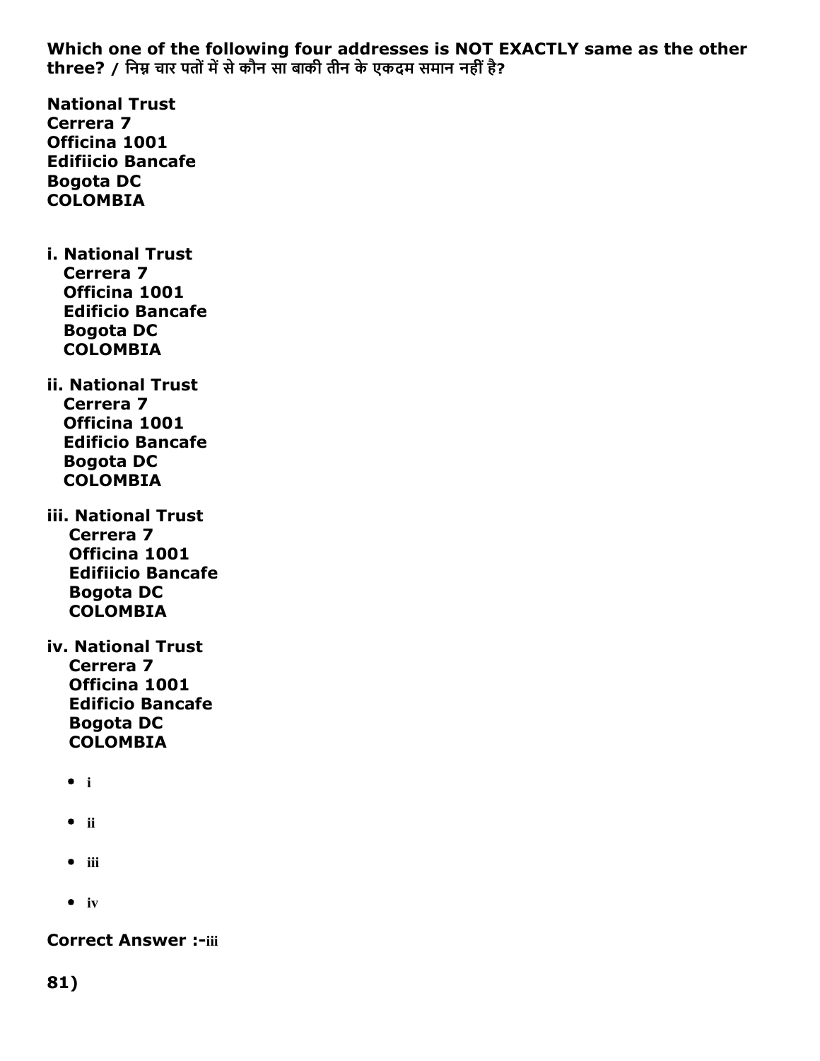**Which one of the following four addresses is NOT EXACTLY same as the other three? / निम्न चार पतों में से कौन सा बाकी तीन के एकदम समान नहीं है?**

**National Trust**
**Cerrera 7**
**Officina 1001**
**Edifiicio Bancafe**
**Bogota DC**
**COLOMBIA**

**i. National Trust**
**Cerrera 7**
**Officina 1001**
**Edificio Bancafe**
**Bogota DC**
**COLOMBIA**

**ii. National Trust**
**Cerrera 7**
**Officina 1001**
**Edificio Bancafe**
**Bogota DC**
**COLOMBIA**

**iii. National Trust**
**Cerrera 7**
**Officina 1001**
**Edifiicio Bancafe**
**Bogota DC**
**COLOMBIA**

**iv. National Trust**
**Cerrera 7**
**Officina 1001**
**Edificio Bancafe**
**Bogota DC**
**COLOMBIA**

- i
- ii
- iii
- iv

**Correct Answer :-**iii

**81)**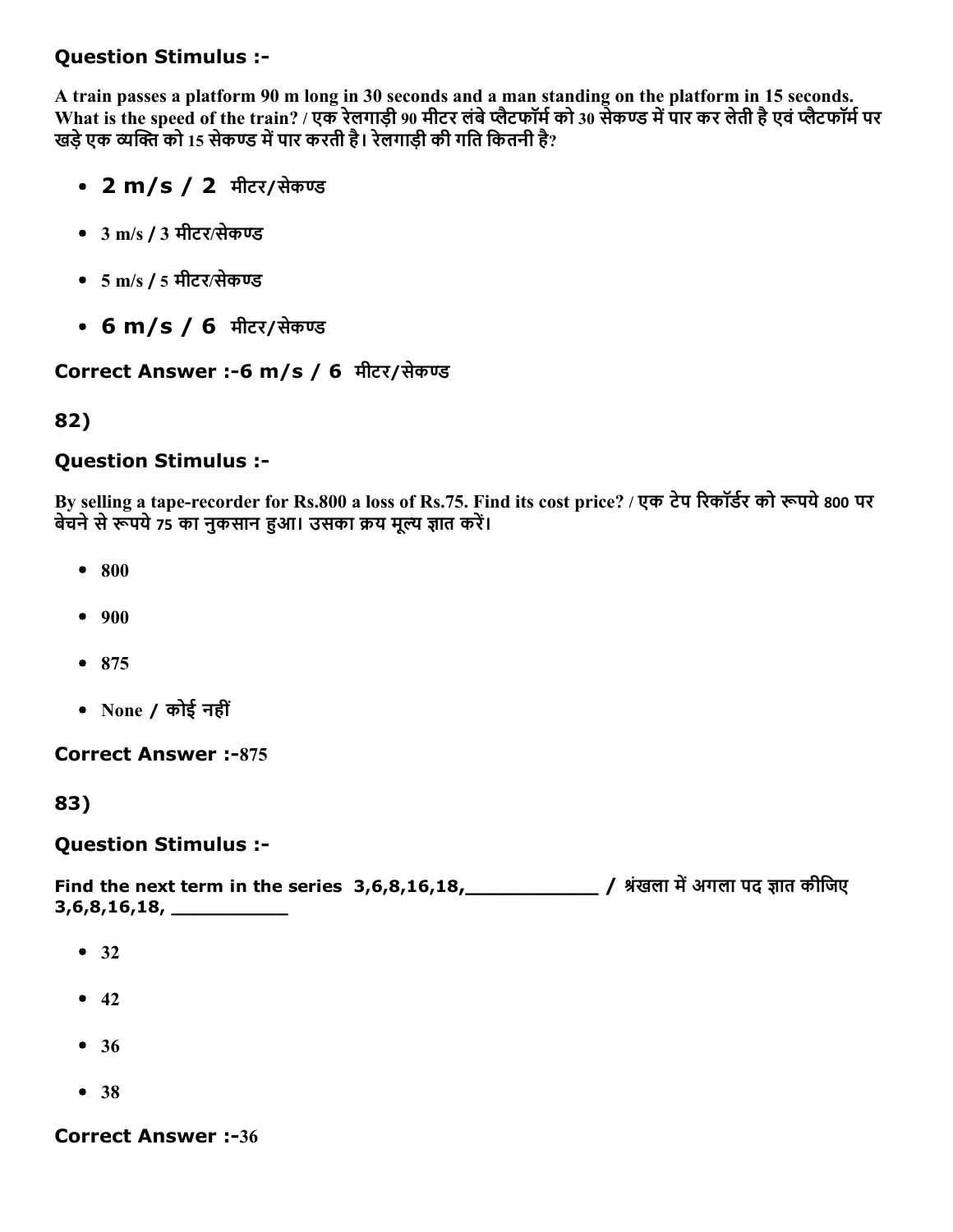### Question Stimulus :-

A train passes a platform 90 m long in 30 seconds and a man standing on the platform in 15 seconds. What is the speed of the train? / एक रेलगाड़ी 90 मीटर लंबे प्लैटफॉर्म को 30 सेकण्ड में पार कर लेती है एवं प्लैटफॉर्म पर खड़े एक व्यक्ति को 15 सेकण्ड में पार करती है। रेलगाड़ी की गति कितनी है?

- 2 m/s / 2 मीटर/सेकण्ड
- 3 m/s / 3 मीटर/सेकण्ड
- 5 m/s / 5 मीटर/सेकण्ड
- 6 m/s / 6 मीटर/सेकण्ड

**Correct Answer :-6 m/s / 6 मीटर/सेकण्ड**

## 82)

### Question Stimulus :-

By selling a tape-recorder for Rs.800 a loss of Rs.75. Find its cost price? / एक टेप रिकॉर्डर को रूपये 800 पर बेचने से रूपये 75 का नुकसान हुआ। उसका क्रय मूल्य ज्ञात करें।

- 800
- 900
- 875
- None / कोई नहीं

**Correct Answer :-875**

## 83)

### Question Stimulus :-

Find the next term in the series 3,6,8,16,18,____________ / श्रंखला में अगला पद ज्ञात कीजिए 3,6,8,16,18, __________

- 32
- 42
- 36
- 38

**Correct Answer :-36**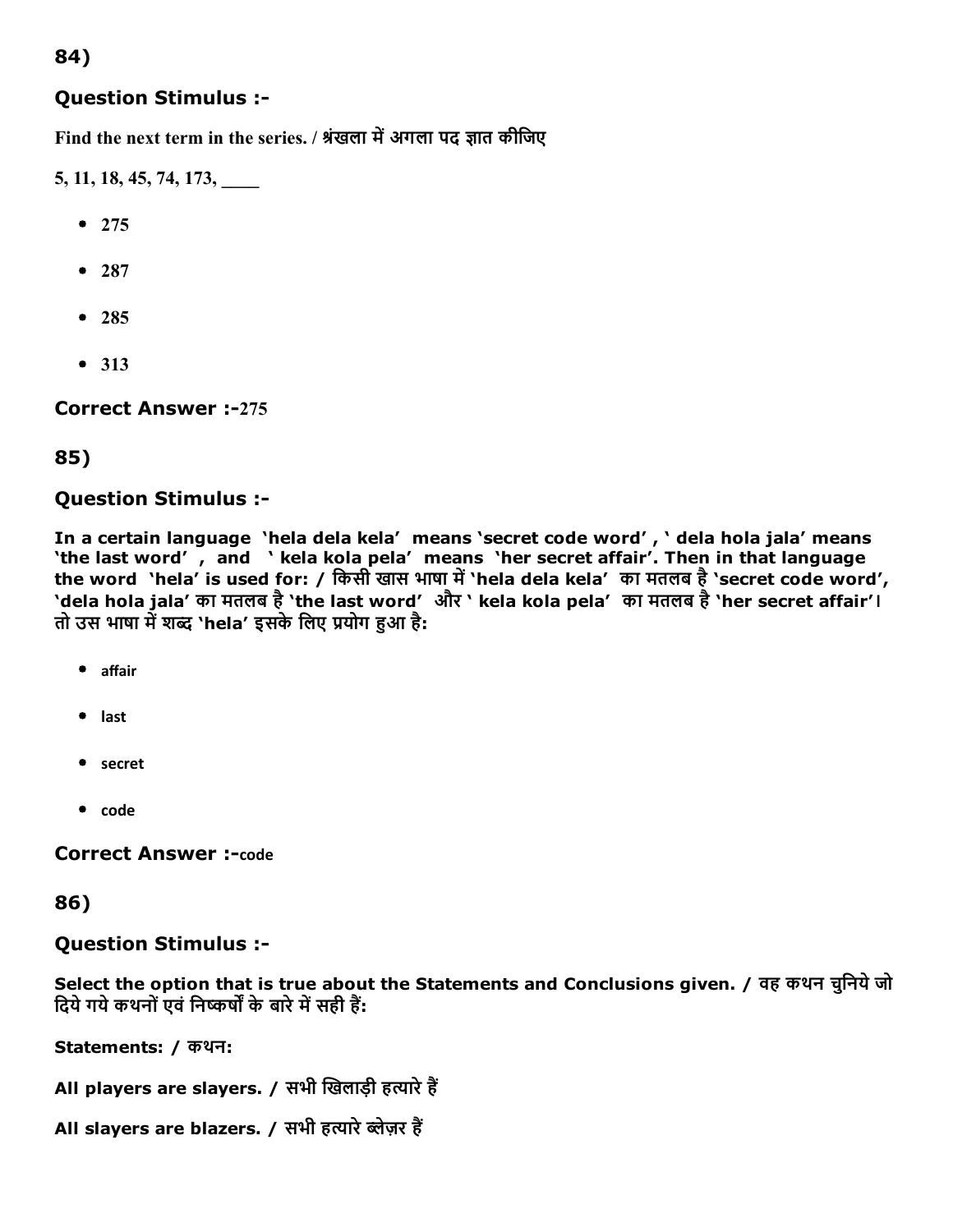84)

### Question Stimulus :-

**Find the next term in the series. / श्रंखला में अगला पद ज्ञात कीजिए**

5, 11, 18, 45, 74, 173, ____

- 275
- 287
- 285
- 313

**Correct Answer :-275**

85)

### Question Stimulus :-

**In a certain language 'hela dela kela' means 'secret code word' , ' dela hola jala' means 'the last word' , and ' kela kola pela' means 'her secret affair'. Then in that language the word 'hela' is used for: / किसी ख़ास भाषा में 'hela dela kela' का मतलब है 'secret code word', 'dela hola jala' का मतलब है 'the last word' और ' kela kola pela' का मतलब है 'her secret affair'। तो उस भाषा में शब्द 'hela' इसके लिए प्रयोग हुआ है:**

- affair
- last
- secret
- code

**Correct Answer :-code**

86)

### Question Stimulus :-

**Select the option that is true about the Statements and Conclusions given. / वह कथन चुनिये जो दिये गये कथनों एवं निष्कर्षों के बारे में सही हैं:**

**Statements: / कथन:**

**All players are slayers. / सभी खिलाड़ी हत्यारे हैं**

**All slayers are blazers. / सभी हत्यारे ब्लेज़र हैं**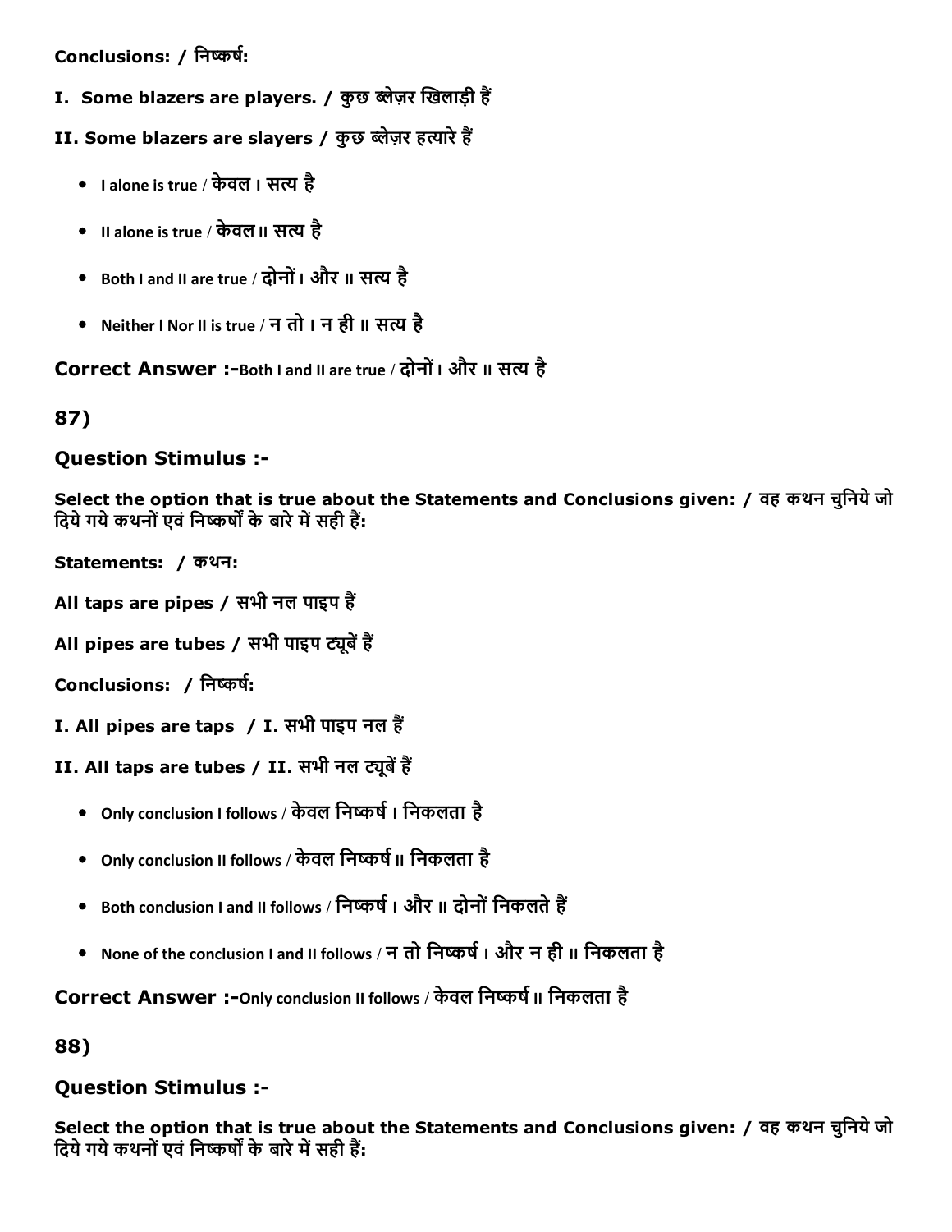**Conclusions: / निष्कर्ष:**

**I. Some blazers are players. / कुछ ब्लेज़र खिलाड़ी हैं**

**II. Some blazers are slayers / कुछ ब्लेज़र हत्यारे हैं**

- I alone is true / केवल I सत्य है
- II alone is true / केवल II सत्य है
- Both I and II are true / दोनों I और II सत्य है
- Neither I Nor II is true / न तो I न ही II सत्य है

**Correct Answer :-**Both I and II are true / दोनों I और II सत्य है

## 87)

### Question Stimulus :-

**Select the option that is true about the Statements and Conclusions given: / वह कथन चुनिये जो दिये गये कथनों एवं निष्कर्षों के बारे में सही हैं:**

**Statements: / कथन:**

**All taps are pipes / सभी नल पाइप हैं**

**All pipes are tubes / सभी पाइप ट्यूबें हैं**

**Conclusions: / निष्कर्ष:**

**I. All pipes are taps / I. सभी पाइप नल हैं**

**II. All taps are tubes / II. सभी नल ट्यूबें हैं**

- Only conclusion I follows / केवल निष्कर्ष I निकलता है
- Only conclusion II follows / केवल निष्कर्ष II निकलता है
- Both conclusion I and II follows / निष्कर्ष I और II दोनों निकलते हैं
- None of the conclusion I and II follows / न तो निष्कर्ष I और न ही II निकलता है

**Correct Answer :-**Only conclusion II follows / केवल निष्कर्ष II निकलता है

## 88)

### Question Stimulus :-

**Select the option that is true about the Statements and Conclusions given: / वह कथन चुनिये जो दिये गये कथनों एवं निष्कर्षों के बारे में सही हैं:**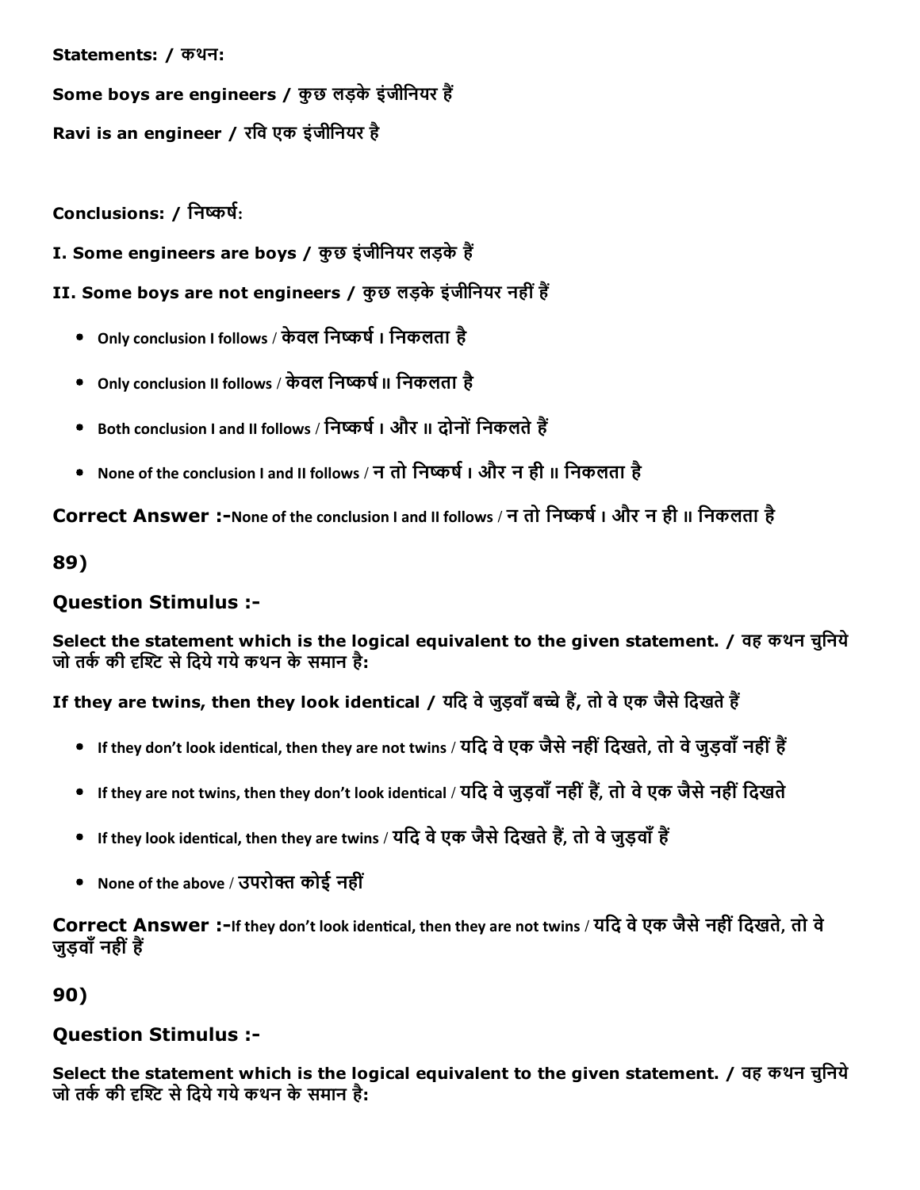**Statements: / कथन:**

**Some boys are engineers / कुछ लड़के इंजीनियर हैं**

**Ravi is an engineer / रवि एक इंजीनियर है**

**Conclusions: / निष्कर्ष:**

**I. Some engineers are boys / कुछ इंजीनियर लड़के हैं**

**II. Some boys are not engineers / कुछ लड़के इंजीनियर नहीं हैं**

- Only conclusion I follows / केवल निष्कर्ष I निकलता है
- Only conclusion II follows / केवल निष्कर्ष II निकलता है
- Both conclusion I and II follows / निष्कर्ष I और II दोनों निकलते हैं
- None of the conclusion I and II follows / न तो निष्कर्ष I और न ही II निकलता है

**Correct Answer :-**None of the conclusion I and II follows / न तो निष्कर्ष I और न ही II निकलता है

## 89)

### Question Stimulus :-

**Select the statement which is the logical equivalent to the given statement. / वह कथन चुनिये जो तर्क की दृश्टि से दिये गये कथन के समान है:**

**If they are twins, then they look identical / यदि वे जुड़वाँ बच्चे हैं, तो वे एक जैसे दिखते हैं**

- If they don't look identical, then they are not twins / यदि वे एक जैसे नहीं दिखते, तो वे जुड़वाँ नहीं हैं
- If they are not twins, then they don't look identical / यदि वे जुड़वाँ नहीं हैं, तो वे एक जैसे नहीं दिखते
- If they look identical, then they are twins / यदि वे एक जैसे दिखते हैं, तो वे जुड़वाँ हैं
- None of the above / उपरोक्त कोई नहीं

**Correct Answer :-**If they don't look identical, then they are not twins / यदि वे एक जैसे नहीं दिखते, तो वे जुड़वाँ नहीं हैं

## 90)

### Question Stimulus :-

**Select the statement which is the logical equivalent to the given statement. / वह कथन चुनिये जो तर्क की दृश्टि से दिये गये कथन के समान है:**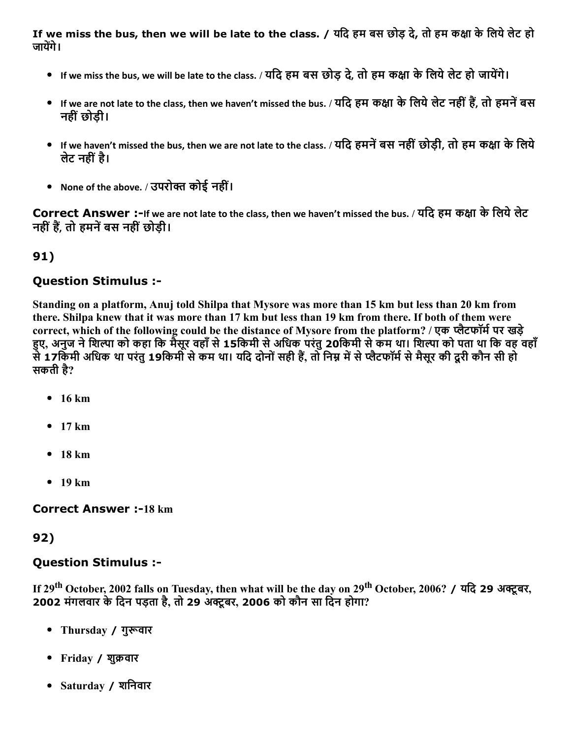**If we miss the bus, then we will be late to the class. / यदि हम बस छोड़ दे, तो हम कक्षा के लिये लेट हो जायेंगे।**

- If we miss the bus, we will be late to the class. / यदि हम बस छोड़ दे, तो हम कक्षा के लिये लेट हो जायेंगे।
- If we are not late to the class, then we haven't missed the bus. / यदि हम कक्षा के लिये लेट नहीं हैं, तो हमनें बस नहीं छोड़ी।
- If we haven't missed the bus, then we are not late to the class. / यदि हमनें बस नहीं छोड़ी, तो हम कक्षा के लिये लेट नहीं है।
- None of the above. / उपरोक्त कोई नहीं।

**Correct Answer :-**If we are not late to the class, then we haven't missed the bus. / यदि हम कक्षा के लिये लेट नहीं हैं, तो हमनें बस नहीं छोड़ी।

## 91)

### Question Stimulus :-

**Standing on a platform, Anuj told Shilpa that Mysore was more than 15 km but less than 20 km from there. Shilpa knew that it was more than 17 km but less than 19 km from there. If both of them were correct, which of the following could be the distance of Mysore from the platform? / एक प्लैटफॉर्म पर खड़े हुए, अनुज ने शिल्पा को कहा कि मैसूर वहाँ से 15किमी से अधिक परंतु 20किमी से कम था। शिल्पा को पता था कि वह वहाँ से 17किमी अधिक था परंतु 19किमी से कम था। यदि दोनों सही हैं, तो निम्न में से प्लैटफॉर्म से मैसूर की दूरी कौन सी हो सकती है?**

- 16 km
- 17 km
- 18 km
- 19 km

**Correct Answer :-**18 km

## 92)

### Question Stimulus :-

**If 29th October, 2002 falls on Tuesday, then what will be the day on 29th October, 2006? / यदि 29 अक्टूबर, 2002 मंगलवार के दिन पड़ता है, तो 29 अक्टूबर, 2006 को कौन सा दिन होगा?**

- Thursday / गुरूवार
- Friday / शुक्रवार
- Saturday / शनिवार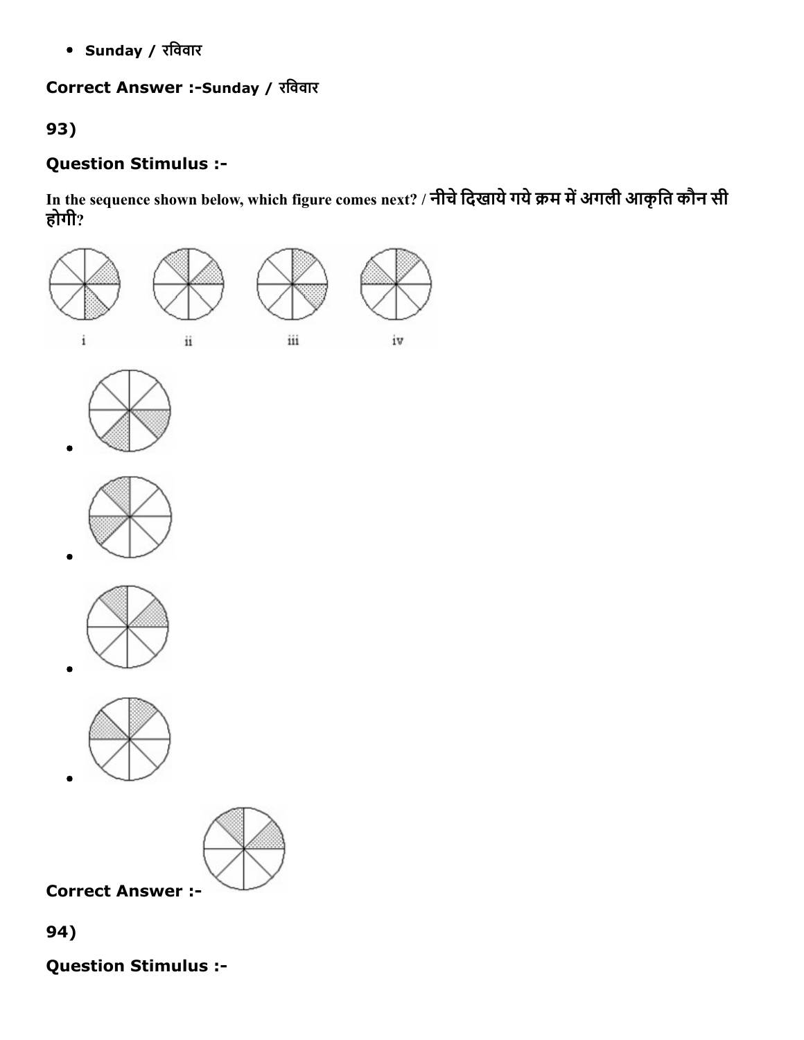- Sunday / रविवार

**Correct Answer :-Sunday / रविवार**

**93)**

### Question Stimulus :-

**In the sequence shown below, which figure comes next? / नीचे दिखाये गये क्रम में अगली आकृति कौन सी होगी?**

i ii iii iv

- 
- 
- 
- 

**Correct Answer :-**

**94)**

### Question Stimulus :-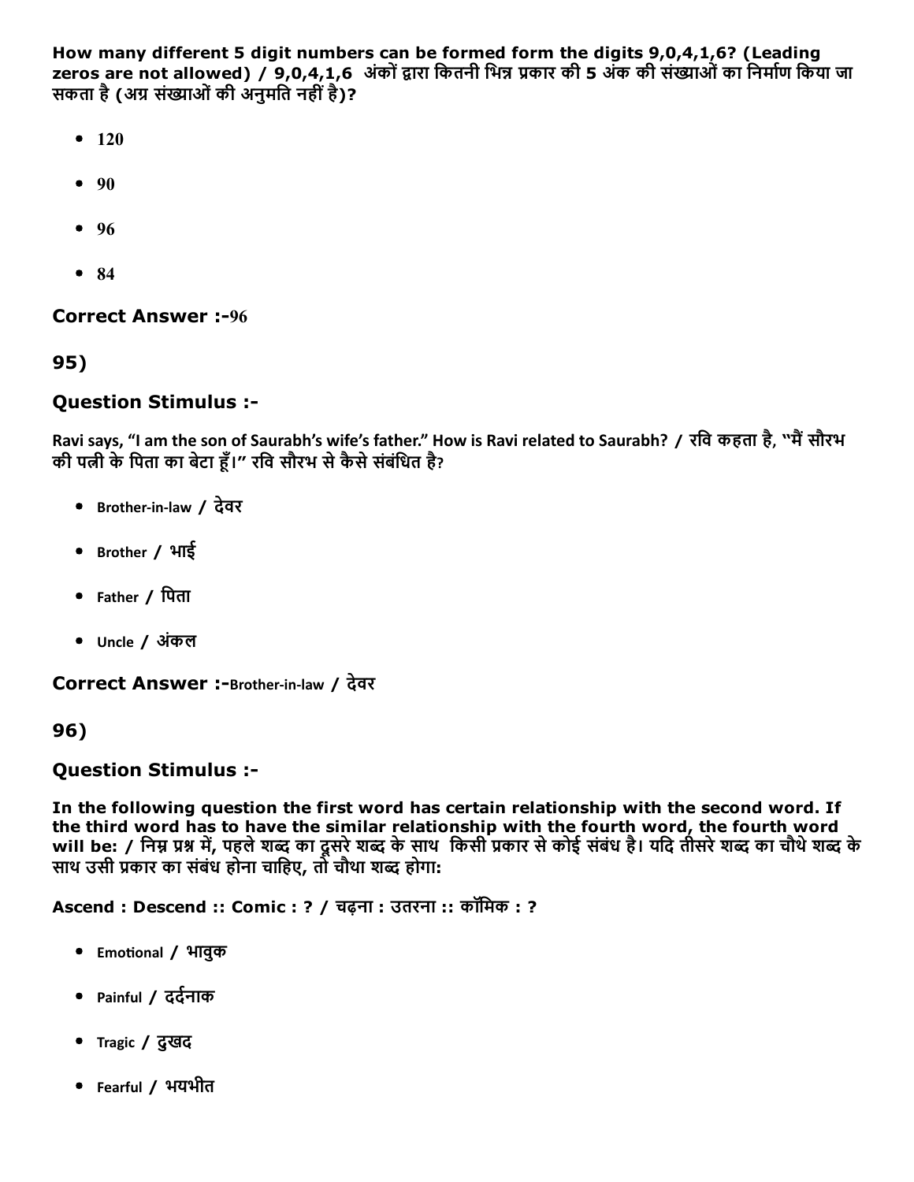**How many different 5 digit numbers can be formed form the digits 9,0,4,1,6? (Leading zeros are not allowed) / 9,0,4,1,6 अंकों द्वारा कितनी भिन्न प्रकार की 5 अंक की संख्याओं का निर्माण किया जा सकता है (अग्र संख्याओं की अनुमति नहीं है)?**

- 120
- 90
- 96
- 84

### Correct Answer :-96

## 95)

### Question Stimulus :-

Ravi says, "I am the son of Saurabh's wife's father." How is Ravi related to Saurabh? / रवि कहता है, "मैं सौरभ की पत्नी के पिता का बेटा हूँ।" रवि सौरभ से कैसे संबंधित है?

- Brother-in-law / देवर
- Brother / भाई
- Father / पिता
- Uncle / अंकल

### Correct Answer :-Brother-in-law / देवर

## 96)

### Question Stimulus :-

**In the following question the first word has certain relationship with the second word. If the third word has to have the similar relationship with the fourth word, the fourth word will be: / निम्न प्रश्न में, पहले शब्द का दूसरे शब्द के साथ किसी प्रकार से कोई संबंध है। यदि तीसरे शब्द का चौथे शब्द के साथ उसी प्रकार का संबंध होना चाहिए, तो चौथा शब्द होगा:**

**Ascend : Descend :: Comic : ? / चढ़ना : उतरना :: कॉमिक : ?**

- Emotional / भावुक
- Painful / दर्दनाक
- Tragic / दुखद
- Fearful / भयभीत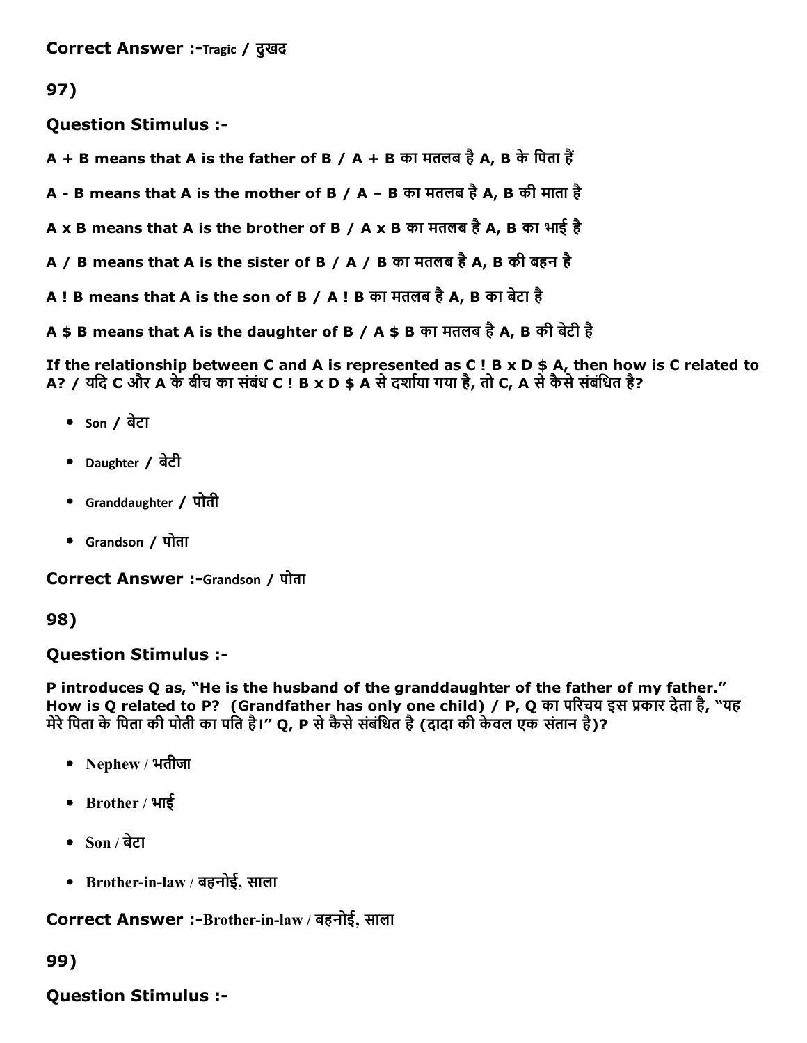**Correct Answer :-**Tragic / दुखद

**97)**

**Question Stimulus :-**

**A + B means that A is the father of B / A + B का मतलब है A, B के पिता हैं**

**A - B means that A is the mother of B / A – B का मतलब है A, B की माता है**

**A x B means that A is the brother of B / A x B का मतलब है A, B का भाई है**

**A / B means that A is the sister of B / A / B का मतलब है A, B की बहन है**

**A ! B means that A is the son of B / A ! B का मतलब है A, B का बेटा है**

**A $ B means that A is the daughter of B / A $ B का मतलब है A, B की बेटी है**

**If the relationship between C and A is represented as C ! B x D $ A, then how is C related to A? / यदि C और A के बीच का संबंध C ! B x D $ A से दर्शाया गया है, तो C, A से कैसे संबंधित है?**

- Son / बेटा
- Daughter / बेटी
- Granddaughter / पोती
- Grandson / पोता

**Correct Answer :-**Grandson / पोता

**98)**

**Question Stimulus :-**

**P introduces Q as, "He is the husband of the granddaughter of the father of my father." How is Q related to P? (Grandfather has only one child) / P, Q का परिचय इस प्रकार देता है, "यह मेरे पिता के पिता की पोती का पति है।" Q, P से कैसे संबंधित है (दादा की केवल एक संतान है)?**

- Nephew / भतीजा
- Brother / भाई
- Son / बेटा
- Brother-in-law / बहनोई, साला

**Correct Answer :-**Brother-in-law / बहनोई, साला

**99)**

**Question Stimulus :-**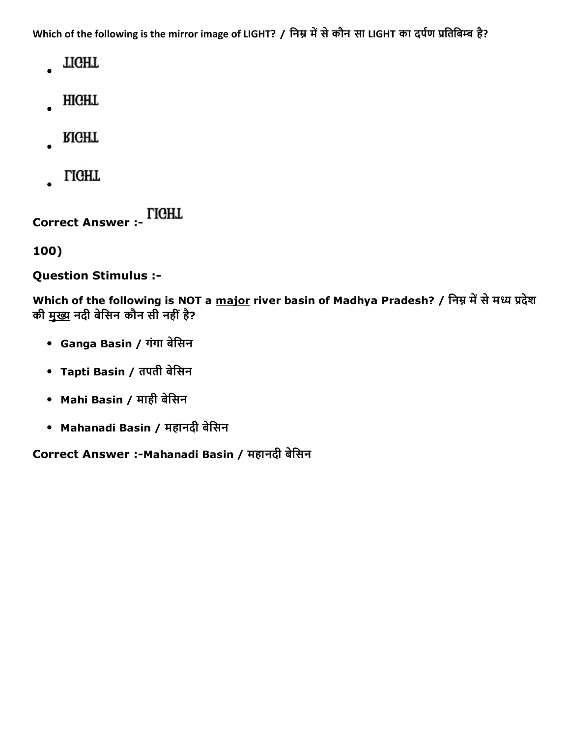Which of the following is the mirror image of LIGHT? / निम्न में से कौन सा LIGHT का दर्पण प्रतिबिम्ब है?

- ⅃IGHT
- HIGH⅃
- ꓘIGHT
- ΓIGHT

**Correct Answer :-** ΓIGHT

**100)**

**Question Stimulus :-**

**Which of the following is NOT a major river basin of Madhya Pradesh? / निम्न में से मध्य प्रदेश की मुख्य नदी बेसिन कौन सी नहीं है?**

- **Ganga Basin / गंगा बेसिन**
- **Tapti Basin / तपती बेसिन**
- **Mahi Basin / माही बेसिन**
- **Mahanadi Basin / महानदी बेसिन**

**Correct Answer :-Mahanadi Basin / महानदी बेसिन**